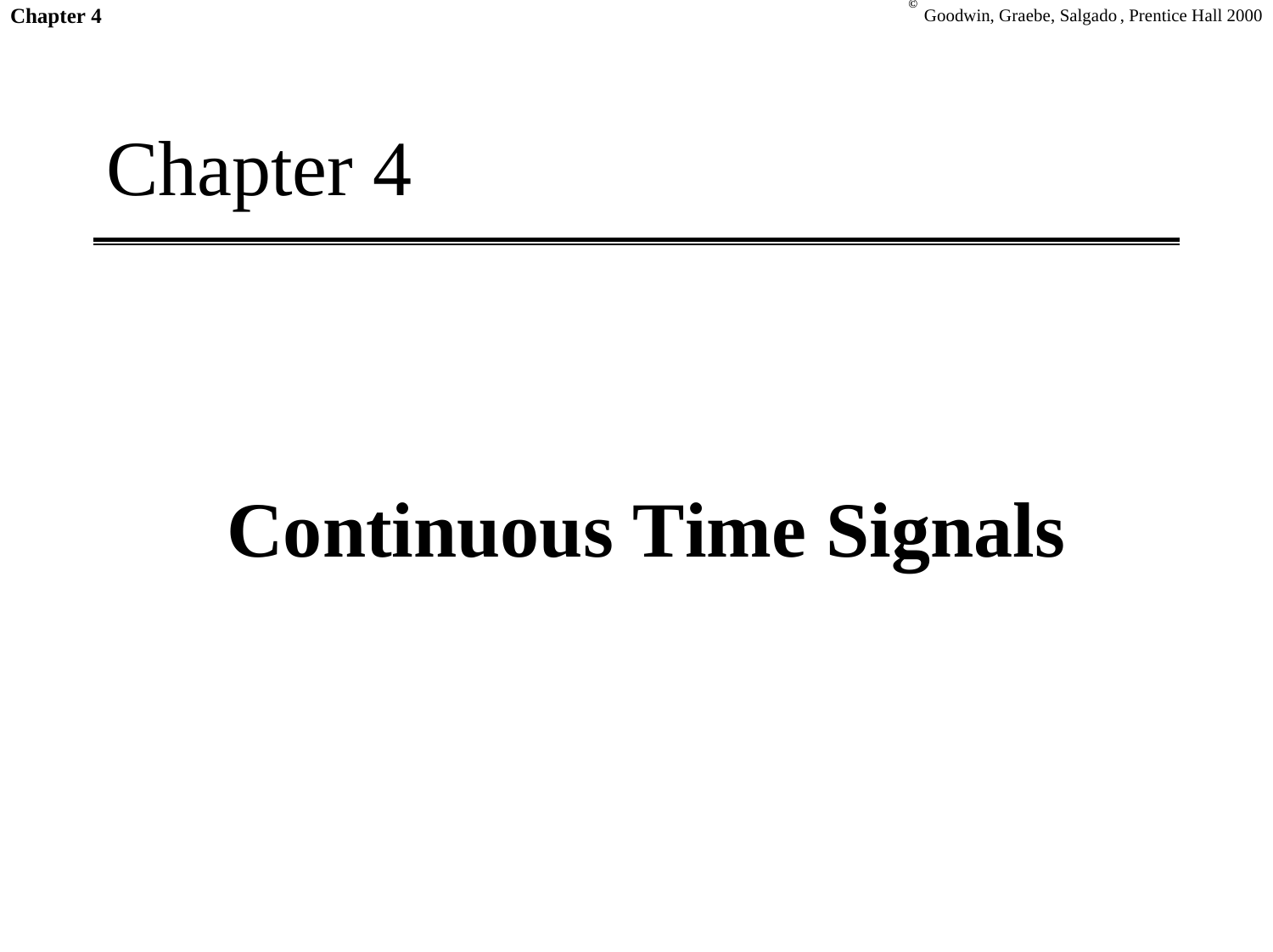# Chapter 4

## Continuous Time Signals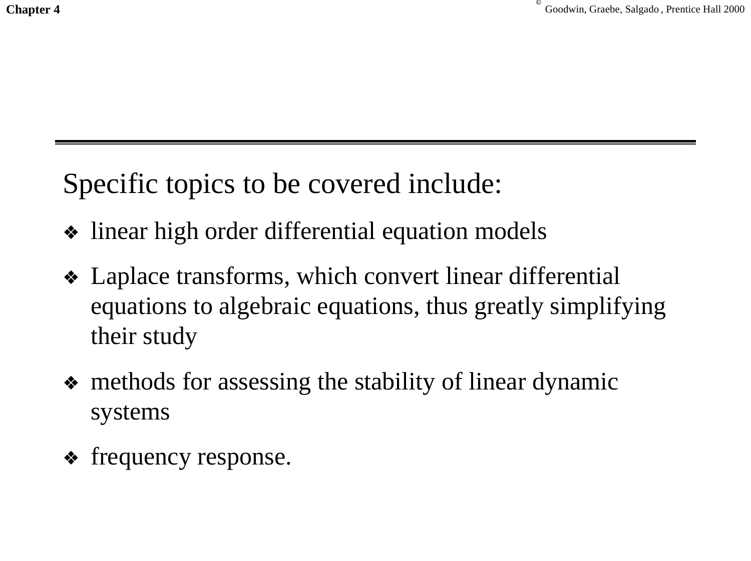Specific topics to be covered include:

- linear high order differential equation models
- Laplace transforms, which convert linear differential equations to algebraic equations, thus greatly simplifying their study
- methods for assessing the stability of linear dynamic systems
- frequency response.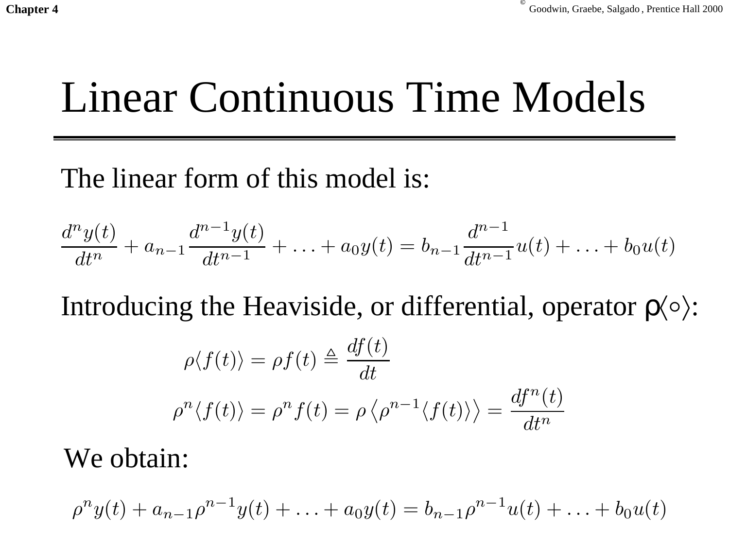# Linear Continuous Time Models

The linear form of this model is:

$$\frac{d^n y(t)}{dt^n} + a_{n-1}\frac{d^{n-1}y(t)}{dt^{n-1}} + \ldots + a_0 y(t) = b_{n-1}\frac{d^{n-1}}{dt^{n-1}}u(t) + \ldots + b_0 u(t)$$

Introducing the Heaviside, or differential, operator $\rho\langle\circ\rangle$:

$$\rho\langle f(t)\rangle = \rho f(t) \triangleq \frac{df(t)}{dt}$$

$$\rho^n\langle f(t)\rangle = \rho^n f(t) = \rho\left\langle \rho^{n-1}\langle f(t)\rangle\right\rangle = \frac{df^n(t)}{dt^n}$$

We obtain:

$$\rho^n y(t) + a_{n-1}\rho^{n-1}y(t) + \ldots + a_0 y(t) = b_{n-1}\rho^{n-1}u(t) + \ldots + b_0 u(t)$$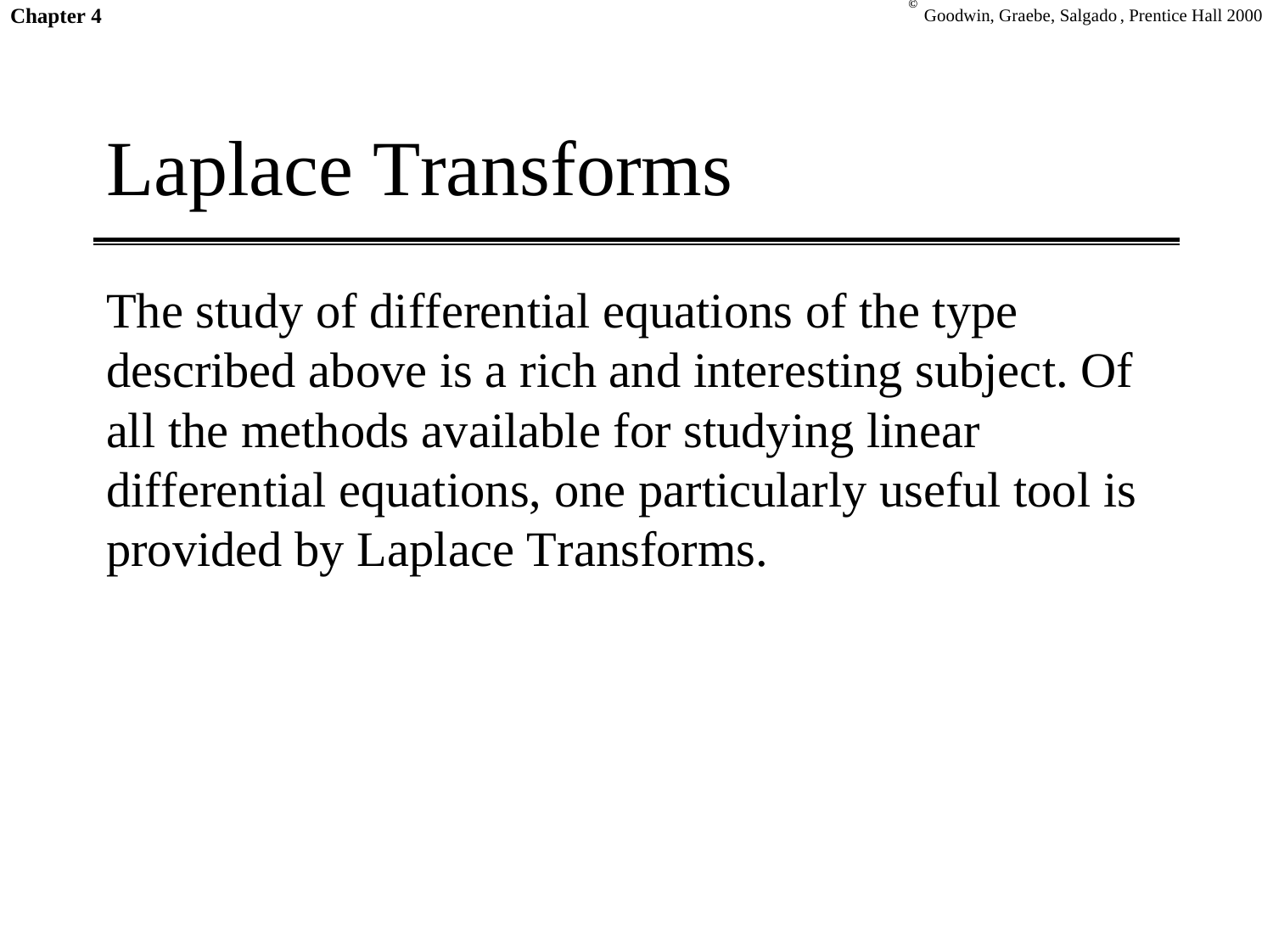# Laplace Transforms

The study of differential equations of the type described above is a rich and interesting subject. Of all the methods available for studying linear differential equations, one particularly useful tool is provided by Laplace Transforms.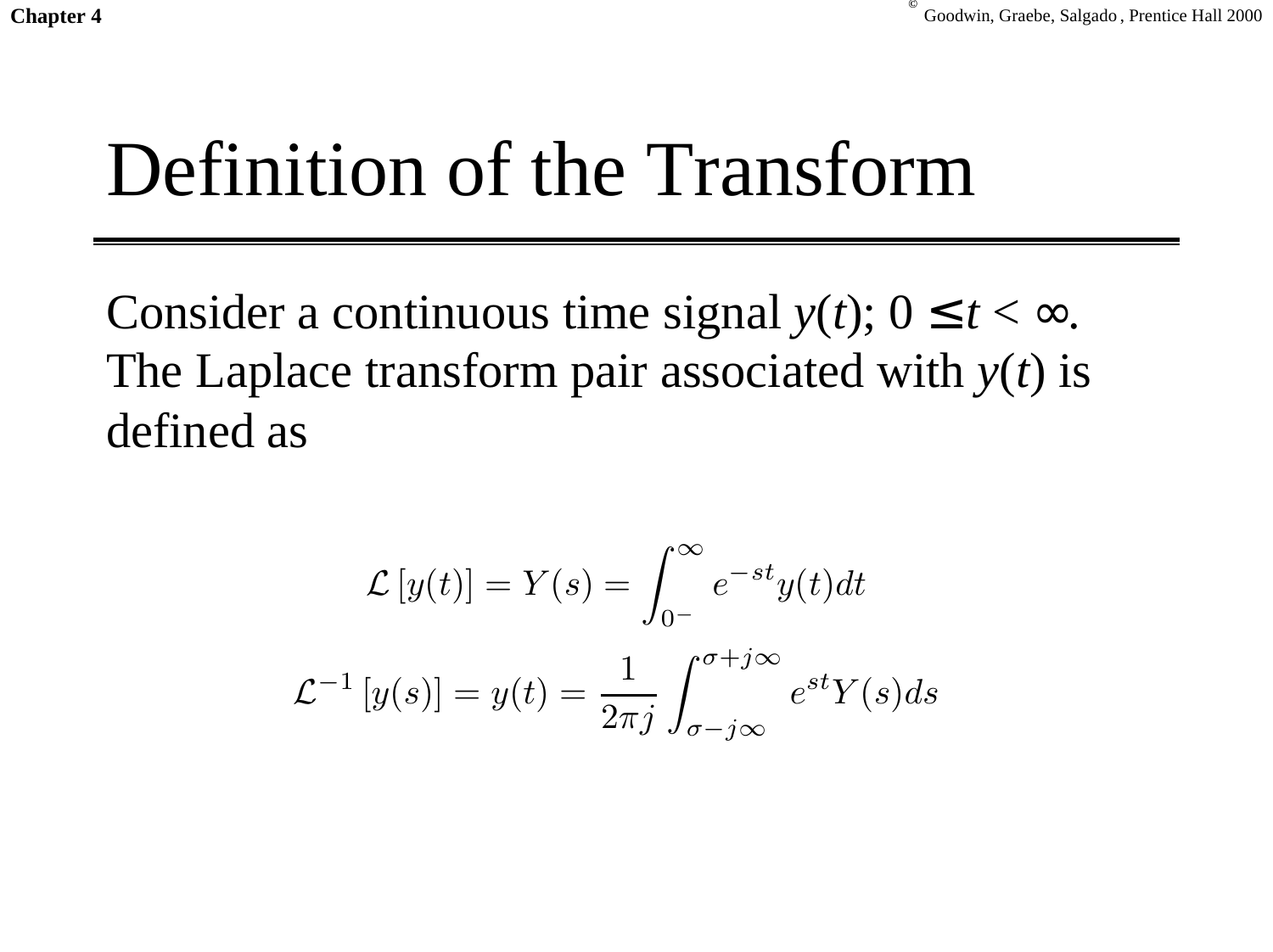# Definition of the Transform

Consider a continuous time signal $y(t)$; $0 \leq t < \infty$. The Laplace transform pair associated with $y(t)$ is defined as

$$\mathcal{L}\left[y(t)\right] = Y(s) = \int_{0^-}^{\infty} e^{-st} y(t) dt$$

$$\mathcal{L}^{-1}\left[y(s)\right] = y(t) = \frac{1}{2\pi j} \int_{\sigma - j\infty}^{\sigma + j\infty} e^{st} Y(s) ds$$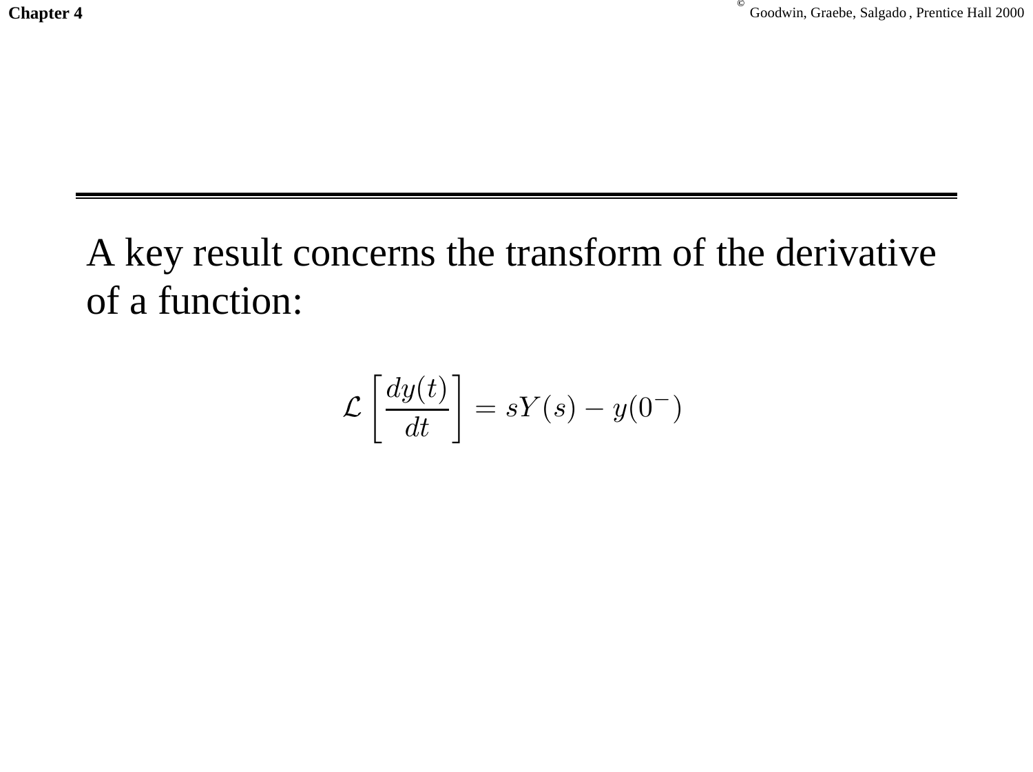A key result concerns the transform of the derivative of a function:

$$\mathcal{L}\left[\frac{dy(t)}{dt}\right] = sY(s) - y(0^-)$$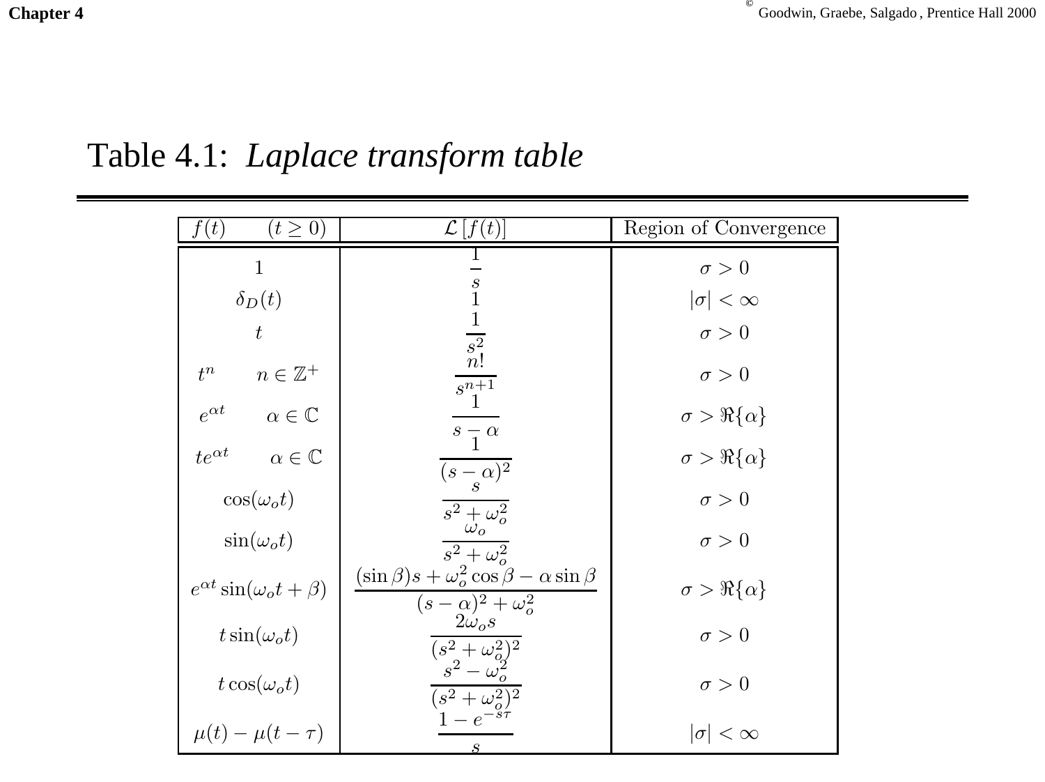# Table 4.1: *Laplace transform table*

| $f(t) \qquad (t \geq 0)$ | $\mathcal{L}[f(t)]$ | Region of Convergence |
|---|---|---|
| $1$ | $\dfrac{1}{s}$ | $\sigma > 0$ |
| $\delta_D(t)$ | $1$ | $\lvert\sigma\rvert < \infty$ |
| $t$ | $\dfrac{1}{s^2}$ | $\sigma > 0$ |
| $t^n \qquad n \in \mathbb{Z}^+$ | $\dfrac{n!}{s^{n+1}}$ | $\sigma > 0$ |
| $e^{\alpha t} \qquad \alpha \in \mathbb{C}$ | $\dfrac{1}{s-\alpha}$ | $\sigma > \Re\{\alpha\}$ |
| $te^{\alpha t} \qquad \alpha \in \mathbb{C}$ | $\dfrac{1}{(s-\alpha)^2}$ | $\sigma > \Re\{\alpha\}$ |
| $\cos(\omega_o t)$ | $\dfrac{s}{s^2+\omega_o^2}$ | $\sigma > 0$ |
| $\sin(\omega_o t)$ | $\dfrac{\omega_o}{s^2+\omega_o^2}$ | $\sigma > 0$ |
| $e^{\alpha t}\sin(\omega_o t + \beta)$ | $\dfrac{(\sin\beta)s + \omega_o^2\cos\beta - \alpha\sin\beta}{(s-\alpha)^2+\omega_o^2}$ | $\sigma > \Re\{\alpha\}$ |
| $t\sin(\omega_o t)$ | $\dfrac{2\omega_o s}{(s^2+\omega_o^2)^2}$ | $\sigma > 0$ |
| $t\cos(\omega_o t)$ | $\dfrac{s^2-\omega_o^2}{(s^2+\omega_o^2)^2}$ | $\sigma > 0$ |
| $\mu(t) - \mu(t-\tau)$ | $\dfrac{1-e^{-s\tau}}{s}$ | $\lvert\sigma\rvert < \infty$ |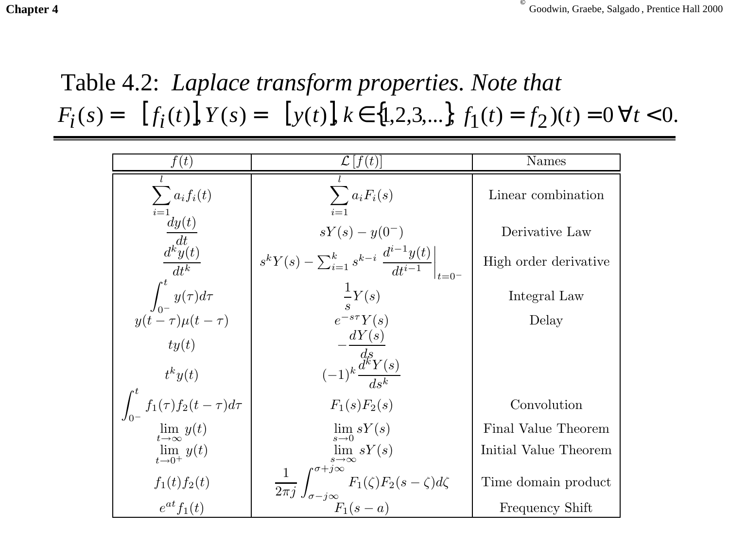Table 4.2: *Laplace transform properties. Note that* $F_i(s) = \mathcal{L}[f_i(t)]$, $Y(s) = \mathcal{L}[y(t)]$, $k \in \{1,2,3,...\}$, $f_1(t) = f_2)(t) = 0 \; \forall t < 0$.

| $f(t)$ | $\mathcal{L}[f(t)]$ | Names |
|---|---|---|
| $\sum_{i=1}^{l} a_i f_i(t)$ | $\sum_{i=1}^{l} a_i F_i(s)$ | Linear combination |
| $\frac{dy(t)}{dt}$ | $sY(s) - y(0^-)$ | Derivative Law |
| $\frac{d^k y(t)}{dt^k}$ | $s^k Y(s) - \sum_{i=1}^{k} s^{k-i} \left. \frac{d^{i-1}y(t)}{dt^{i-1}} \right\|_{t=0^-}$ | High order derivative |
| $\int_{0^-}^{t} y(\tau)d\tau$ | $\frac{1}{s}Y(s)$ | Integral Law |
| $y(t-\tau)\mu(t-\tau)$ | $e^{-s\tau}Y(s)$ | Delay |
| $ty(t)$ | $-\frac{dY(s)}{ds}$ | |
| $t^k y(t)$ | $(-1)^k \frac{d^k Y(s)}{ds^k}$ | |
| $\int_{0^-}^{t} f_1(\tau) f_2(t-\tau)d\tau$ | $F_1(s)F_2(s)$ | Convolution |
| $\lim_{t\to\infty} y(t)$ | $\lim_{s\to 0} sY(s)$ | Final Value Theorem |
| $\lim_{t\to 0^+} y(t)$ | $\lim_{s\to\infty} sY(s)$ | Initial Value Theorem |
| $f_1(t)f_2(t)$ | $\frac{1}{2\pi j} \int_{\sigma-j\infty}^{\sigma+j\infty} F_1(\zeta)F_2(s-\zeta)d\zeta$ | Time domain product |
| $e^{at}f_1(t)$ | $F_1(s-a)$ | Frequency Shift |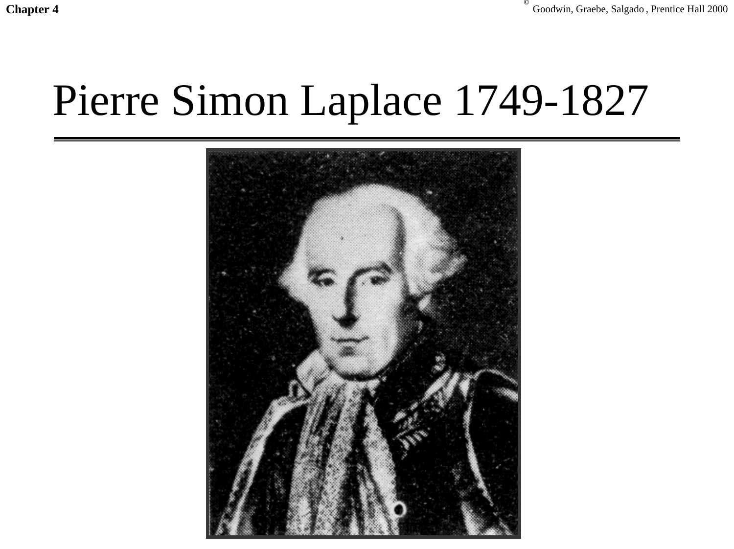# Pierre Simon Laplace 1749-1827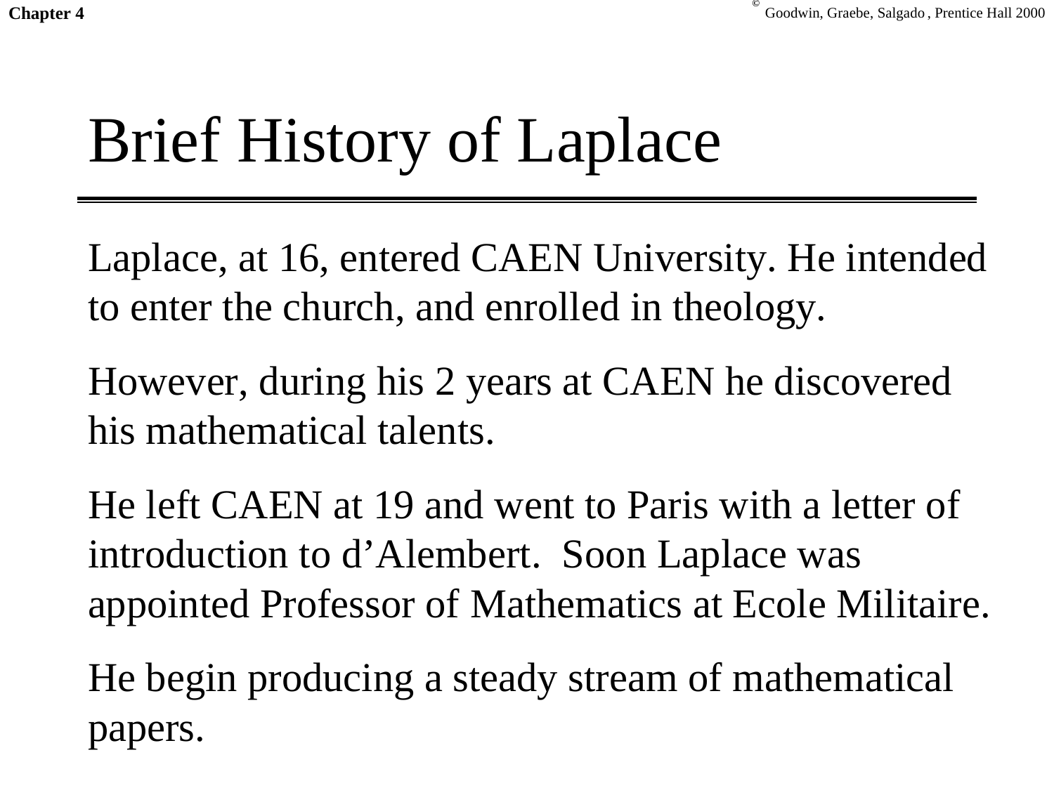# Brief History of Laplace

Laplace, at 16, entered CAEN University. He intended to enter the church, and enrolled in theology.

However, during his 2 years at CAEN he discovered his mathematical talents.

He left CAEN at 19 and went to Paris with a letter of introduction to d'Alembert. Soon Laplace was appointed Professor of Mathematics at Ecole Militaire.

He begin producing a steady stream of mathematical papers.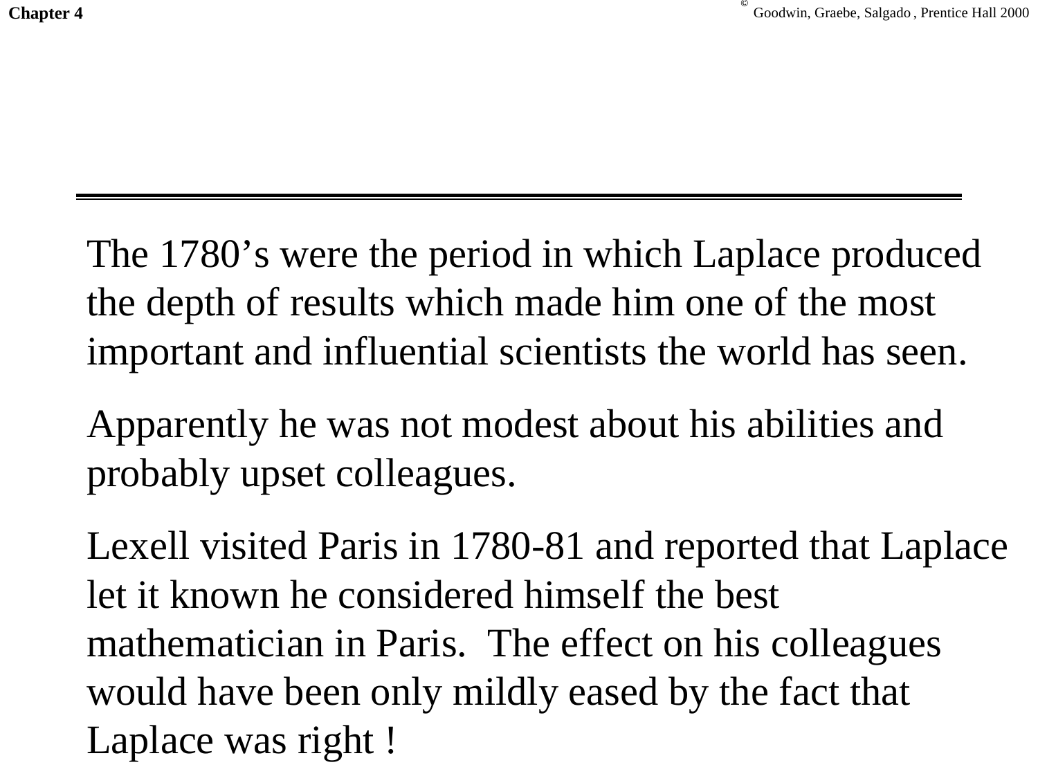The 1780's were the period in which Laplace produced the depth of results which made him one of the most important and influential scientists the world has seen.

Apparently he was not modest about his abilities and probably upset colleagues.

Lexell visited Paris in 1780-81 and reported that Laplace let it known he considered himself the best mathematician in Paris. The effect on his colleagues would have been only mildly eased by the fact that Laplace was right !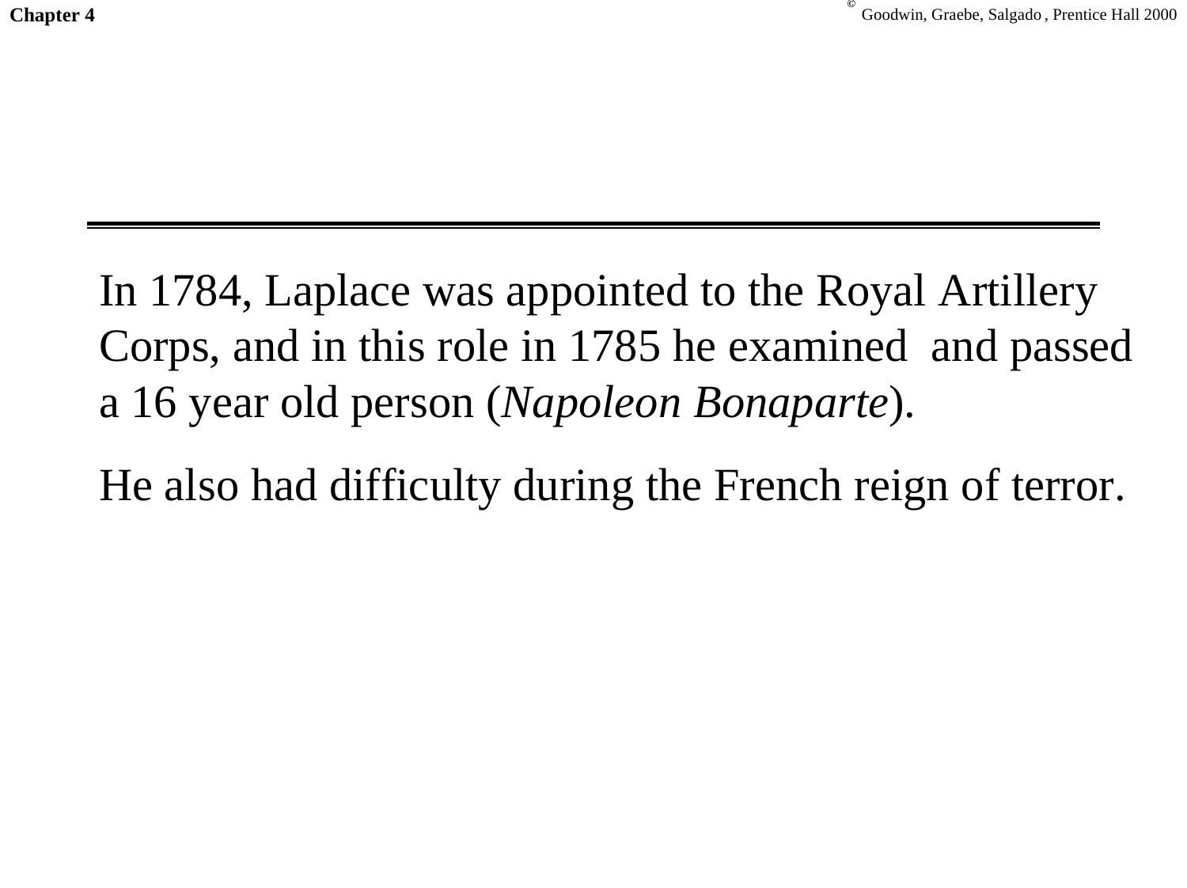In 1784, Laplace was appointed to the Royal Artillery Corps, and in this role in 1785 he examined and passed a 16 year old person (*Napoleon Bonaparte*).

He also had difficulty during the French reign of terror.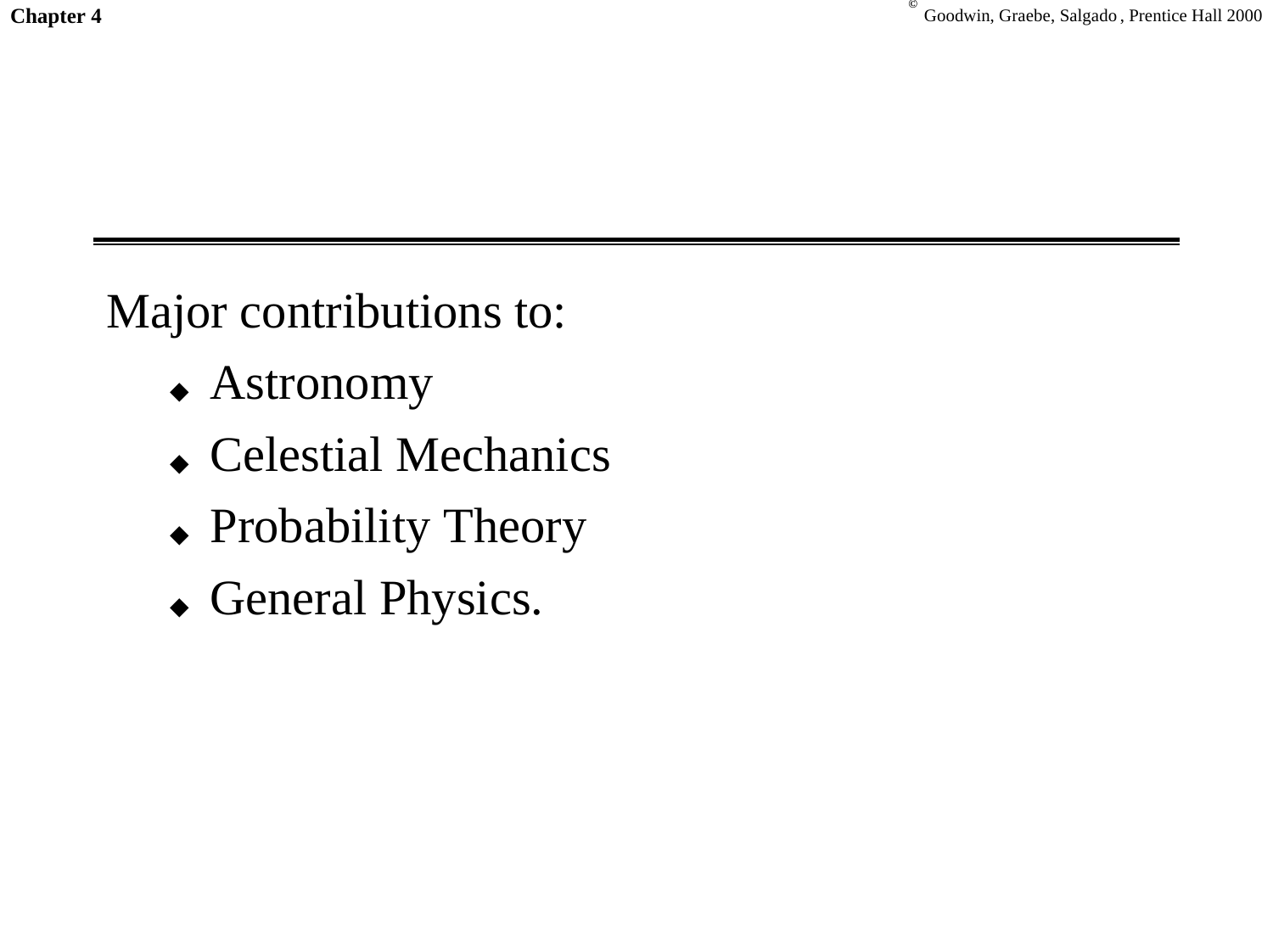Major contributions to:

- Astronomy
- Celestial Mechanics
- Probability Theory
- General Physics.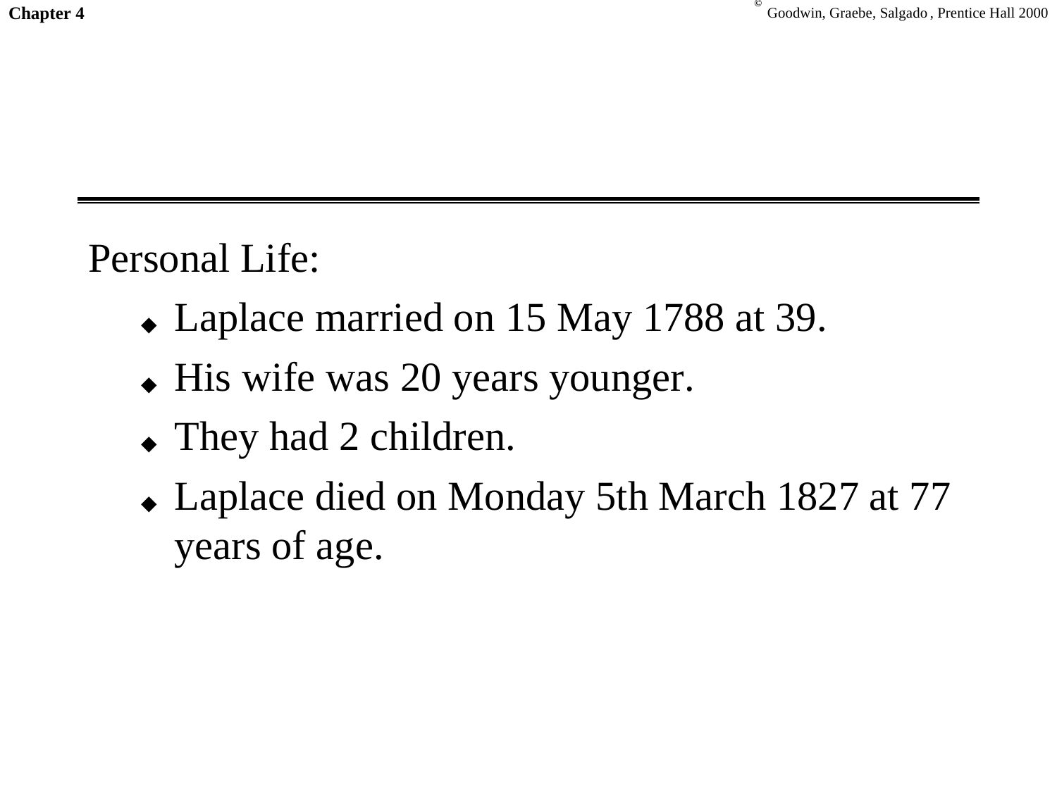Personal Life:

- Laplace married on 15 May 1788 at 39.
- His wife was 20 years younger.
- They had 2 children.
- Laplace died on Monday 5th March 1827 at 77 years of age.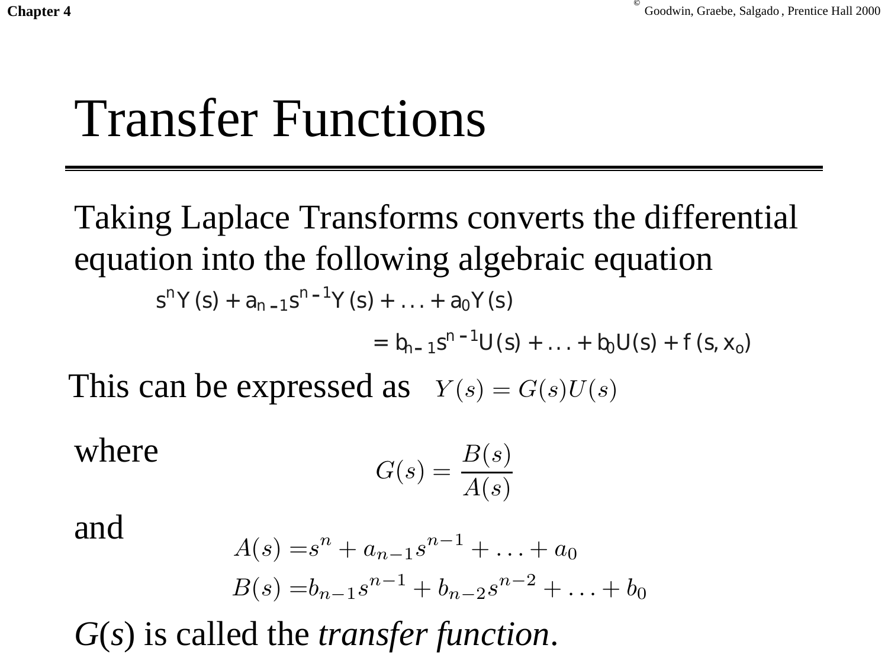# Transfer Functions

Taking Laplace Transforms converts the differential equation into the following algebraic equation

$$s^n Y(s) + a_{n-1} s^{n-1} Y(s) + \dots + a_0 Y(s)$$

$$= b_{n-1} s^{n-1} U(s) + \dots + b_0 U(s) + f(s, x_o)$$

This can be expressed as $Y(s) = G(s)U(s)$

where

$$G(s) = \frac{B(s)}{A(s)}$$

and

$$A(s) = s^n + a_{n-1} s^{n-1} + \dots + a_0$$

$$B(s) = b_{n-1} s^{n-1} + b_{n-2} s^{n-2} + \dots + b_0$$

*G*(*s*) is called the *transfer function*.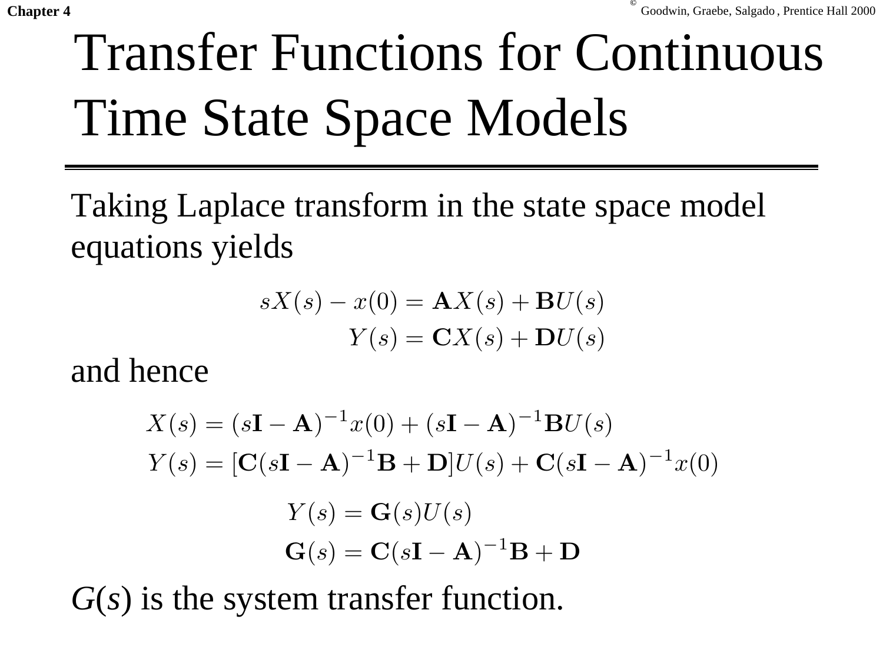# Transfer Functions for Continuous Time State Space Models

Taking Laplace transform in the state space model equations yields

$$
\begin{aligned}
sX(s) - x(0) &= \mathbf{A}X(s) + \mathbf{B}U(s) \\
Y(s) &= \mathbf{C}X(s) + \mathbf{D}U(s)
\end{aligned}
$$

and hence

$$
\begin{aligned}
X(s) &= (s\mathbf{I} - \mathbf{A})^{-1}x(0) + (s\mathbf{I} - \mathbf{A})^{-1}\mathbf{B}U(s) \\
Y(s) &= [\mathbf{C}(s\mathbf{I} - \mathbf{A})^{-1}\mathbf{B} + \mathbf{D}]U(s) + \mathbf{C}(s\mathbf{I} - \mathbf{A})^{-1}x(0)
\end{aligned}
$$

$$
\begin{aligned}
Y(s) &= \mathbf{G}(s)U(s) \\
\mathbf{G}(s) &= \mathbf{C}(s\mathbf{I} - \mathbf{A})^{-1}\mathbf{B} + \mathbf{D}
\end{aligned}
$$

$G(s)$ is the system transfer function.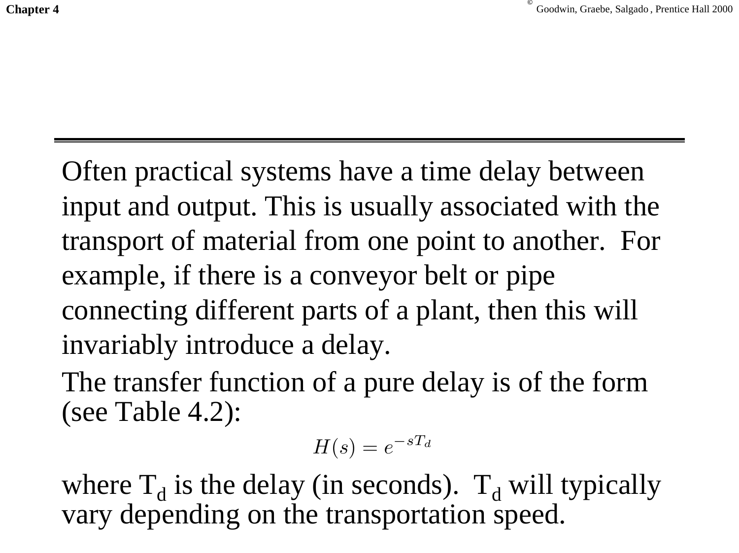Often practical systems have a time delay between input and output. This is usually associated with the transport of material from one point to another. For example, if there is a conveyor belt or pipe connecting different parts of a plant, then this will invariably introduce a delay.

The transfer function of a pure delay is of the form (see Table 4.2):

$$H(s) = e^{-sT_d}$$

where $T_d$ is the delay (in seconds). $T_d$ will typically vary depending on the transportation speed.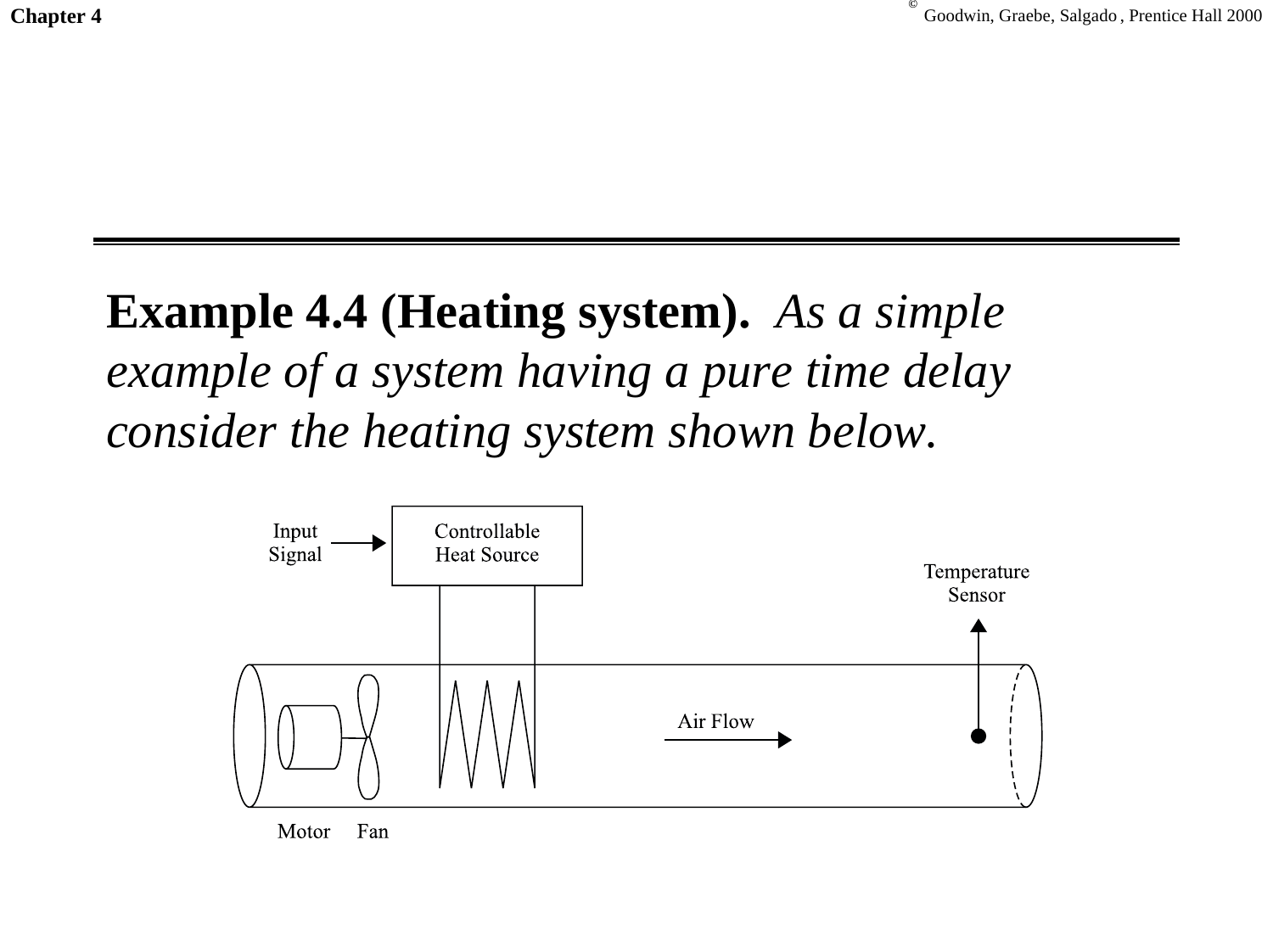**Example 4.4 (Heating system).** *As a simple example of a system having a pure time delay consider the heating system shown below.*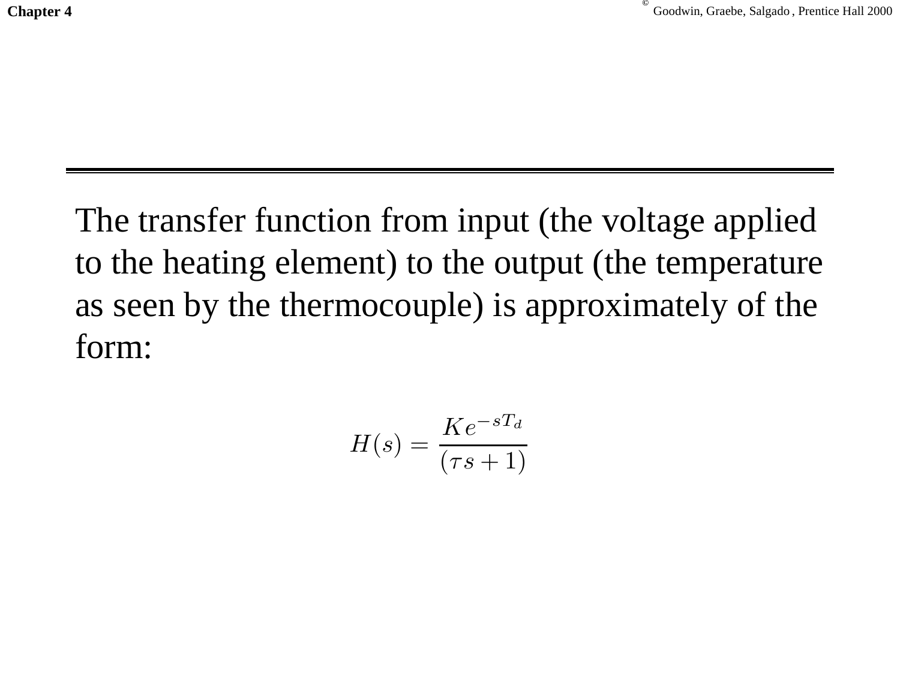The transfer function from input (the voltage applied to the heating element) to the output (the temperature as seen by the thermocouple) is approximately of the form:

$$H(s) = \frac{Ke^{-sT_d}}{(\tau s + 1)}$$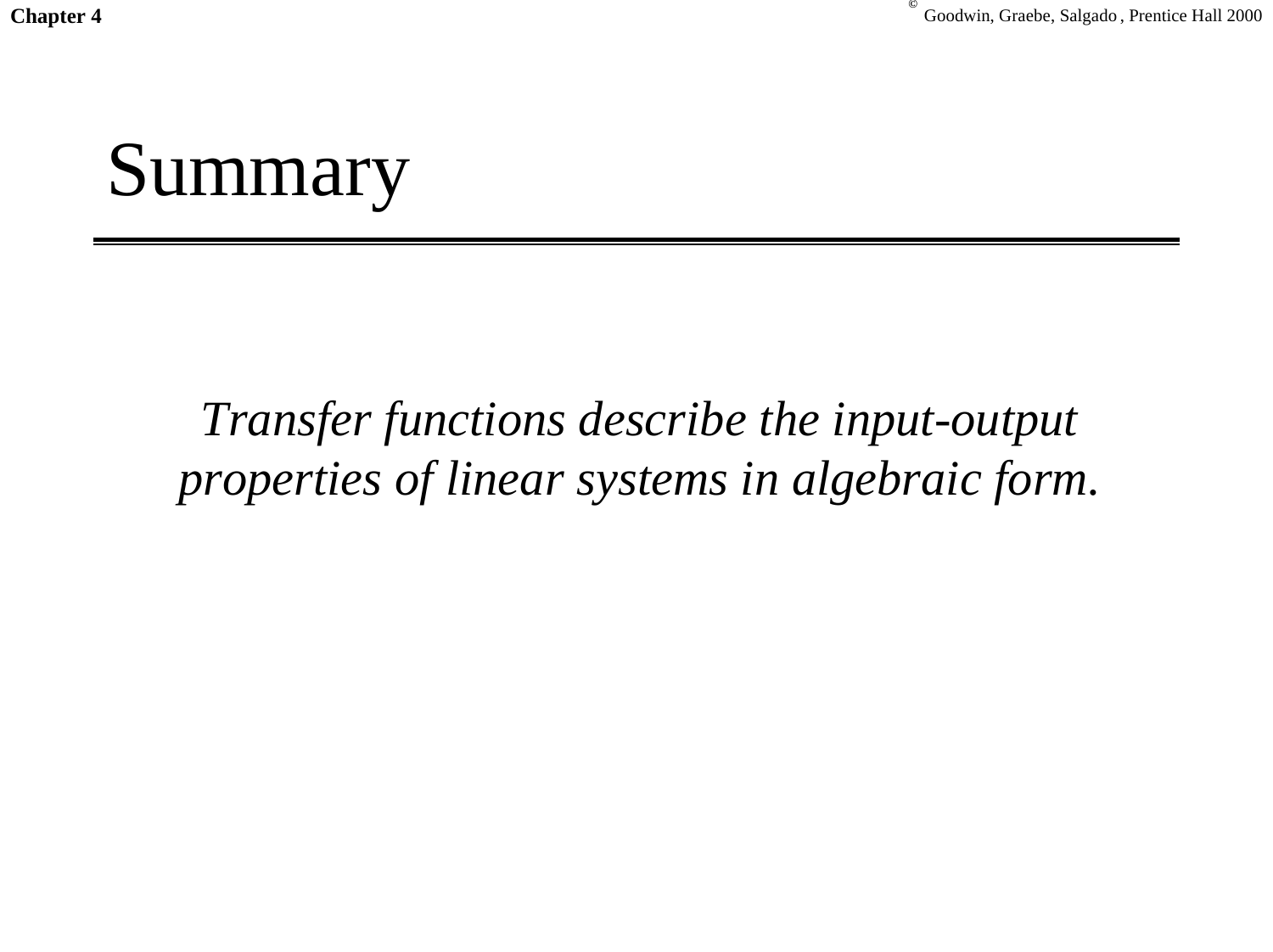# Summary

*Transfer functions describe the input-output properties of linear systems in algebraic form.*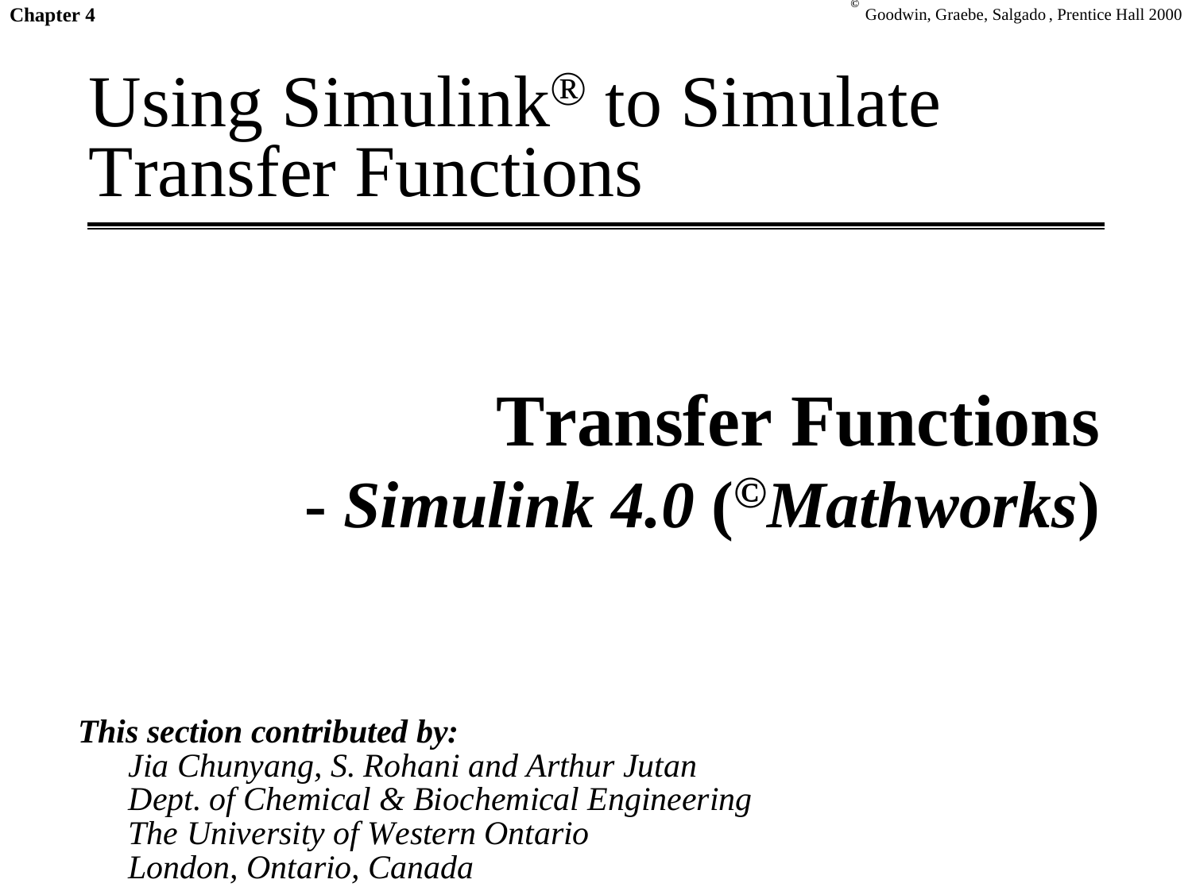# Using Simulink® to Simulate Transfer Functions

## Transfer Functions

### - *Simulink 4.0* (©*Mathworks*)

***This section contributed by:***

*Jia Chunyang, S. Rohani and Arthur Jutan*
*Dept. of Chemical & Biochemical Engineering*
*The University of Western Ontario*
*London, Ontario, Canada*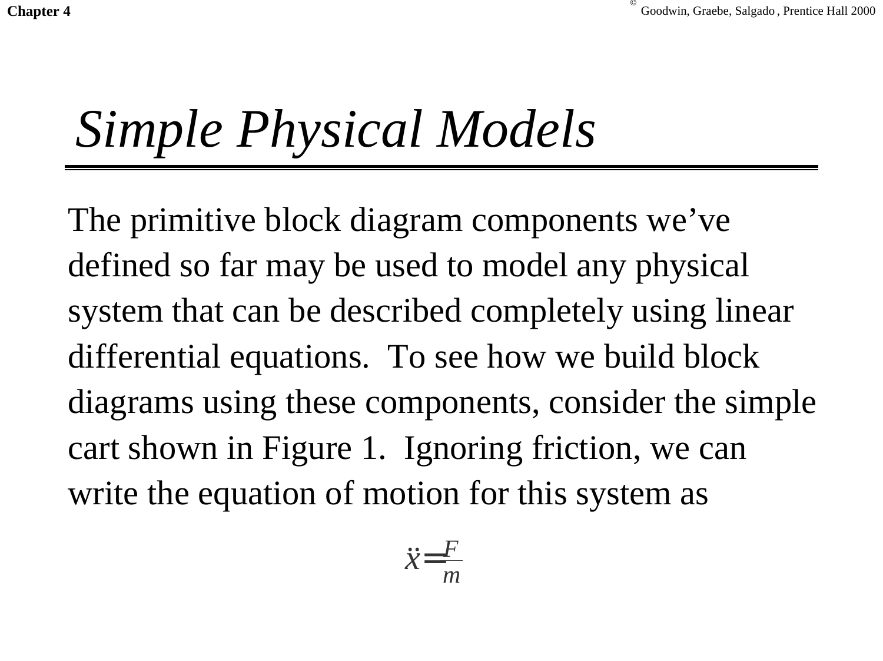# *Simple Physical Models*

The primitive block diagram components we've defined so far may be used to model any physical system that can be described completely using linear differential equations. To see how we build block diagrams using these components, consider the simple cart shown in Figure 1. Ignoring friction, we can write the equation of motion for this system as

$$\ddot{x} = \frac{F}{m}$$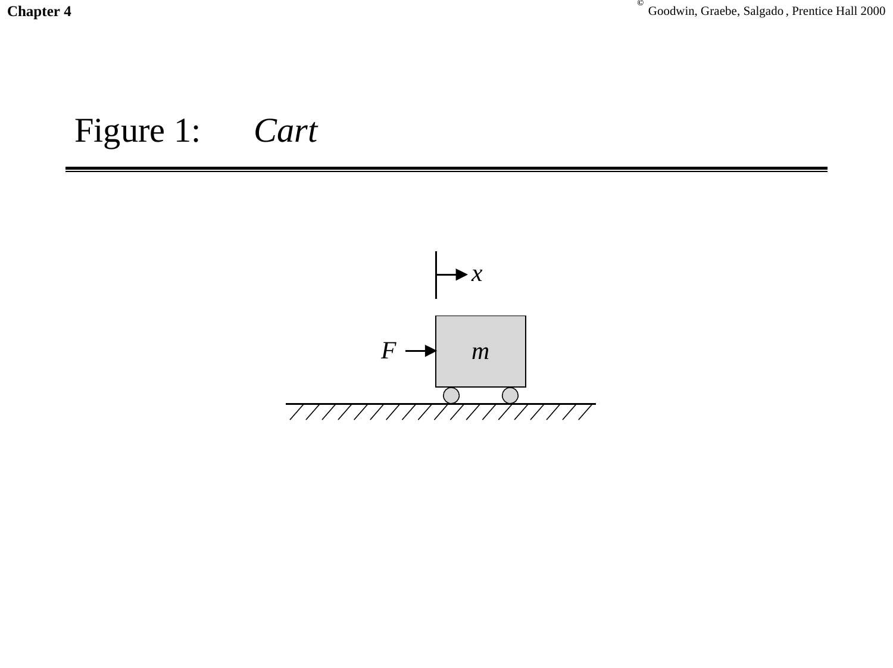# Figure 1: *Cart*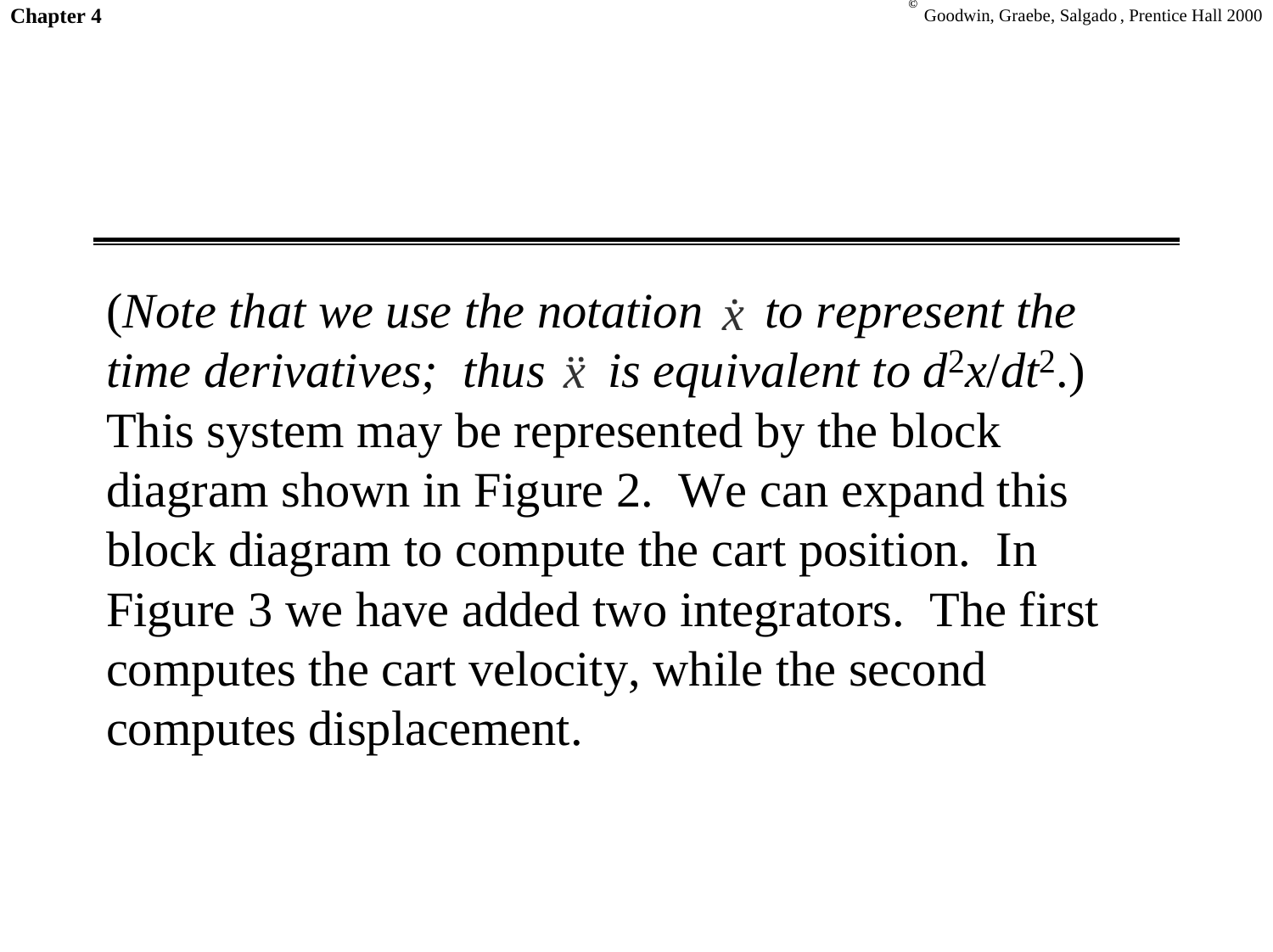(*Note that we use the notation* $\dot{x}$ *to represent the time derivatives; thus* $\ddot{x}$ *is equivalent to* $d^2x/dt^2$.) This system may be represented by the block diagram shown in Figure 2. We can expand this block diagram to compute the cart position. In Figure 3 we have added two integrators. The first computes the cart velocity, while the second computes displacement.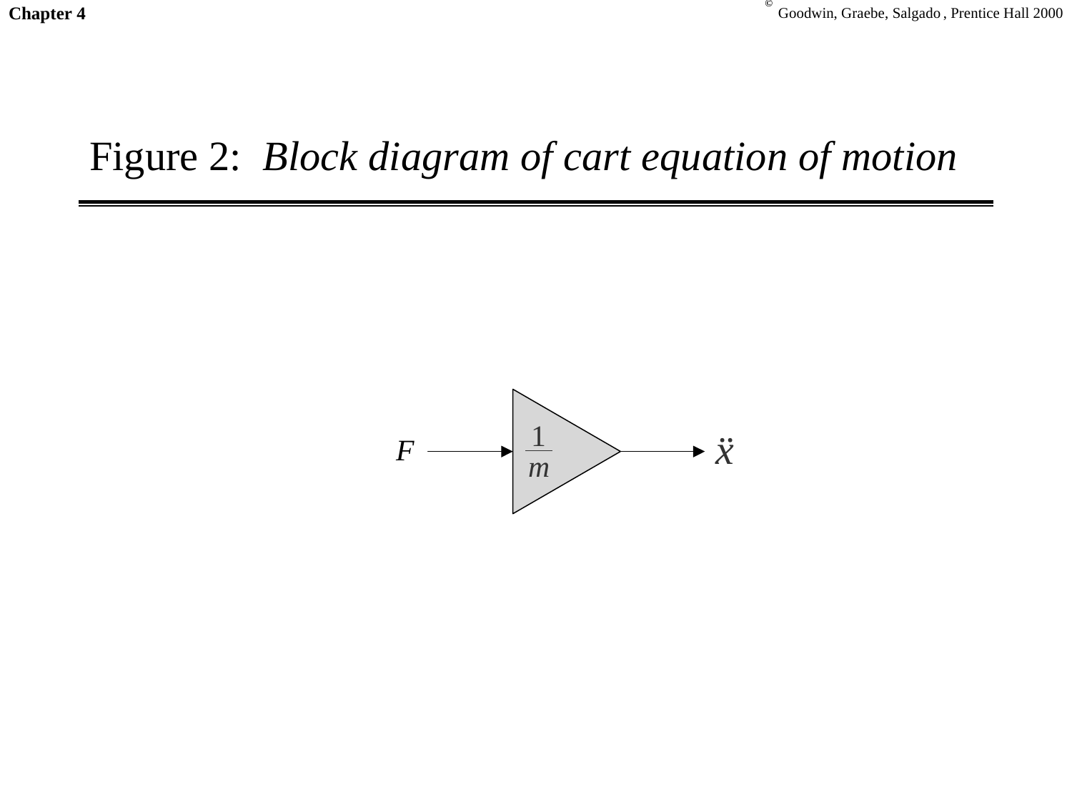# Figure 2: *Block diagram of cart equation of motion*

$$F \longrightarrow \boxed{\frac{1}{m}} \longrightarrow \ddot{x}$$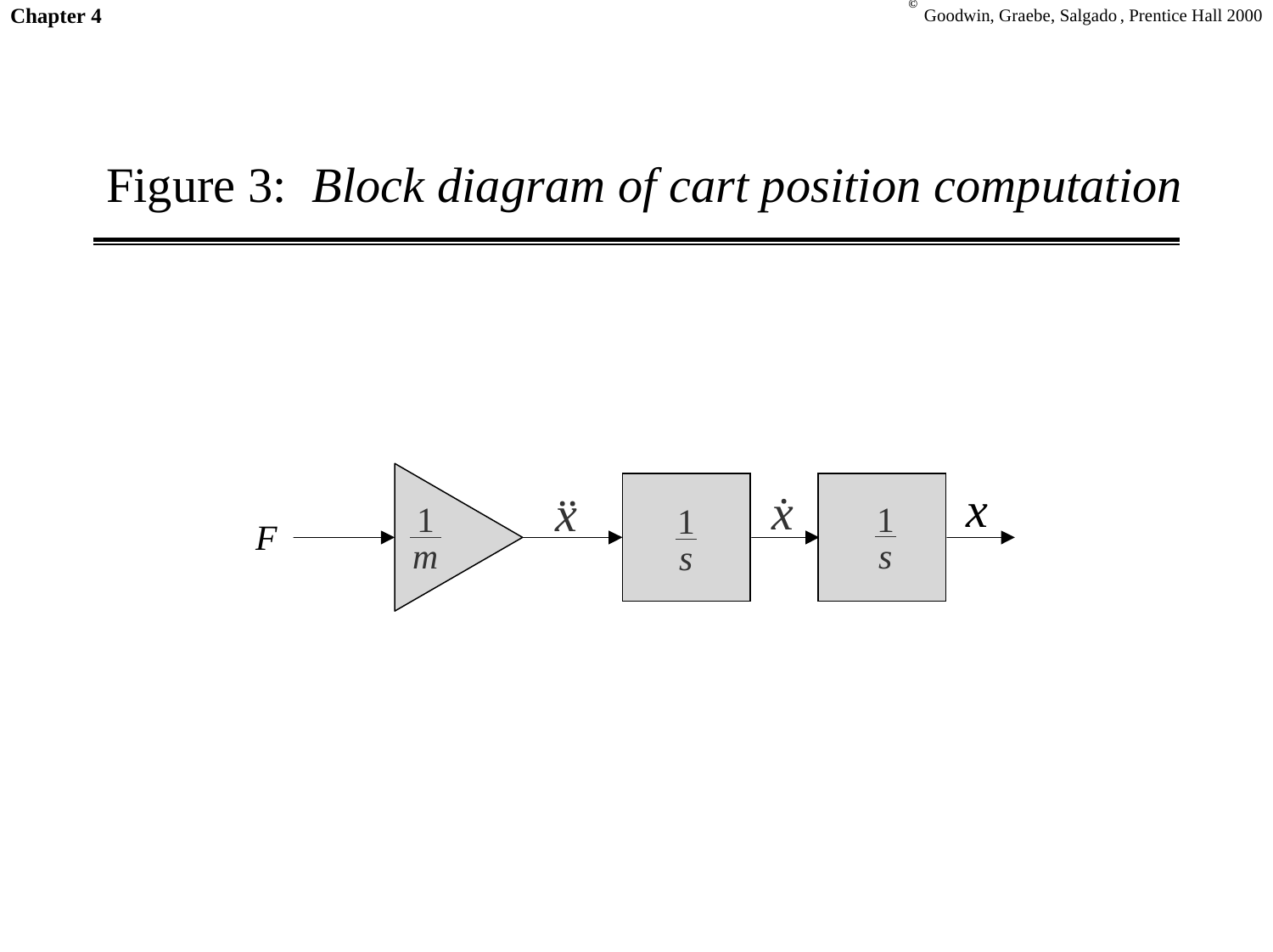# Figure 3: *Block diagram of cart position computation*

$F$ → $\frac{1}{m}$ → $\ddot{x}$ → $\frac{1}{s}$ → $\dot{x}$ → $\frac{1}{s}$ → $x$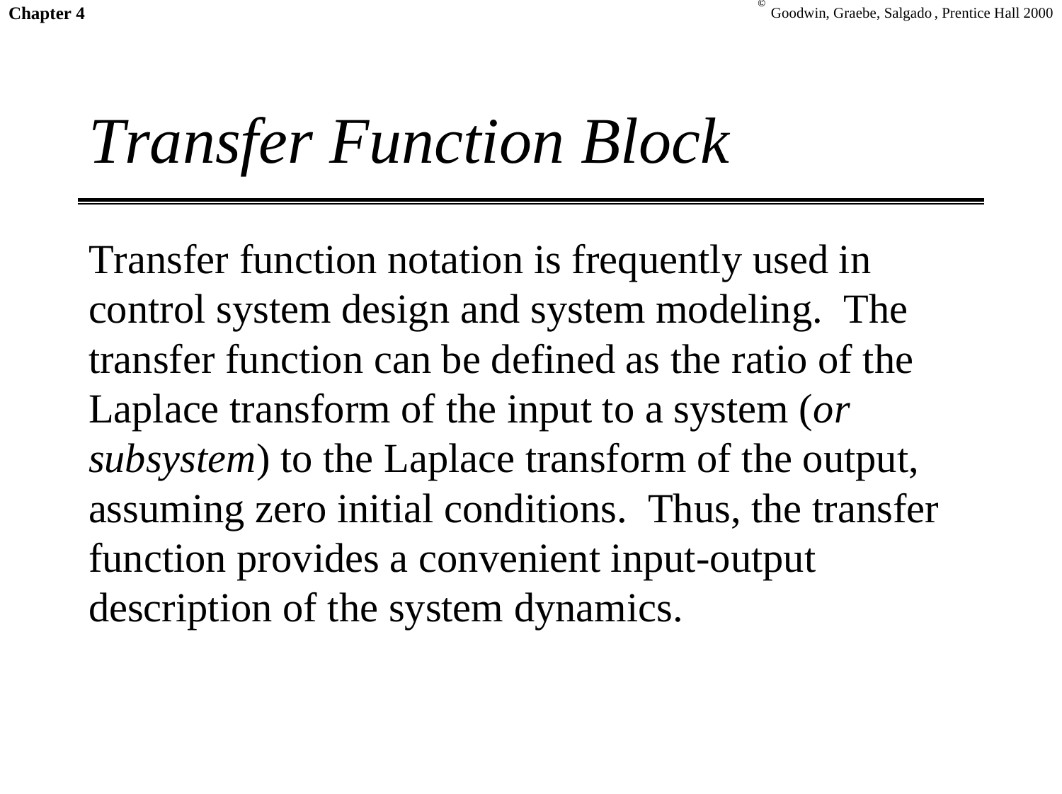# *Transfer Function Block*

Transfer function notation is frequently used in control system design and system modeling. The transfer function can be defined as the ratio of the Laplace transform of the input to a system (*or subsystem*) to the Laplace transform of the output, assuming zero initial conditions. Thus, the transfer function provides a convenient input-output description of the system dynamics.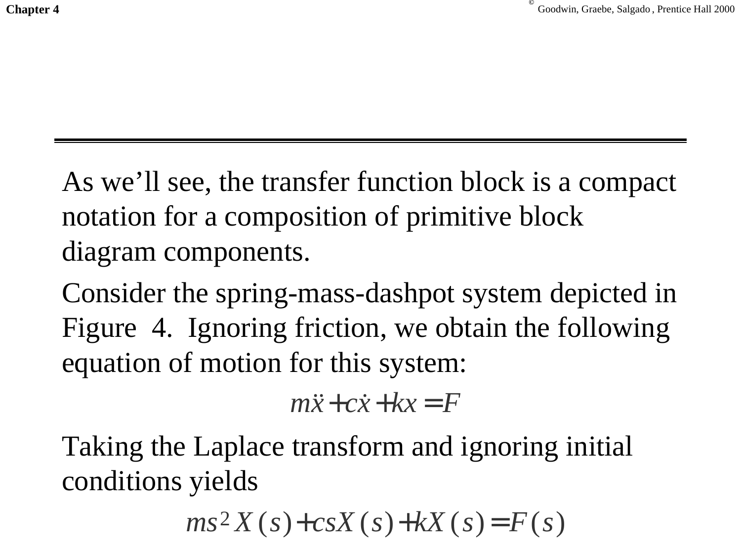As we'll see, the transfer function block is a compact notation for a composition of primitive block diagram components.

Consider the spring-mass-dashpot system depicted in Figure 4. Ignoring friction, we obtain the following equation of motion for this system:

$$m\ddot{x} + c\dot{x} + kx = F$$

Taking the Laplace transform and ignoring initial conditions yields

$$ms^2 X(s) + csX(s) + kX(s) = F(s)$$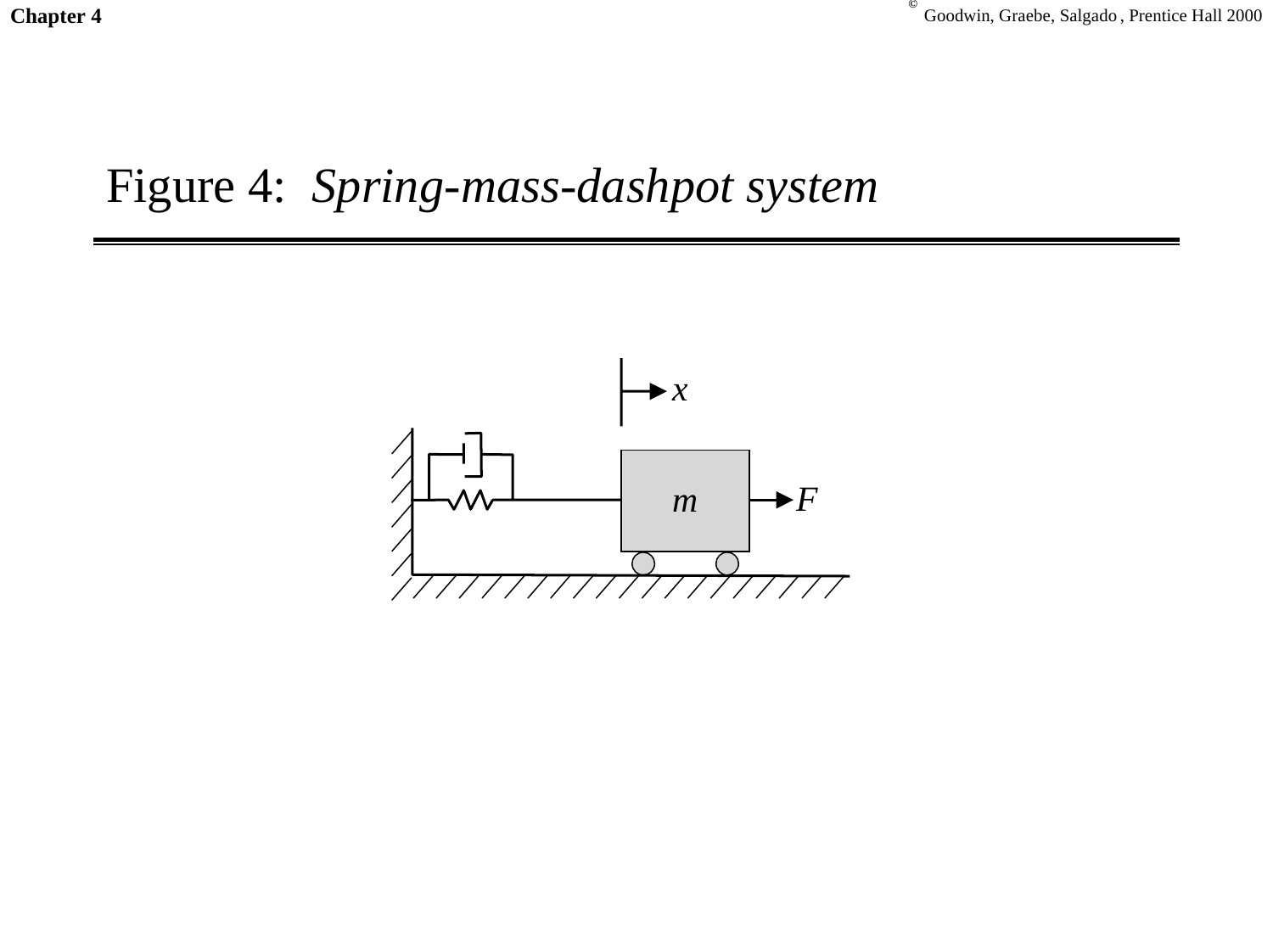Figure 4: *Spring-mass-dashpot system*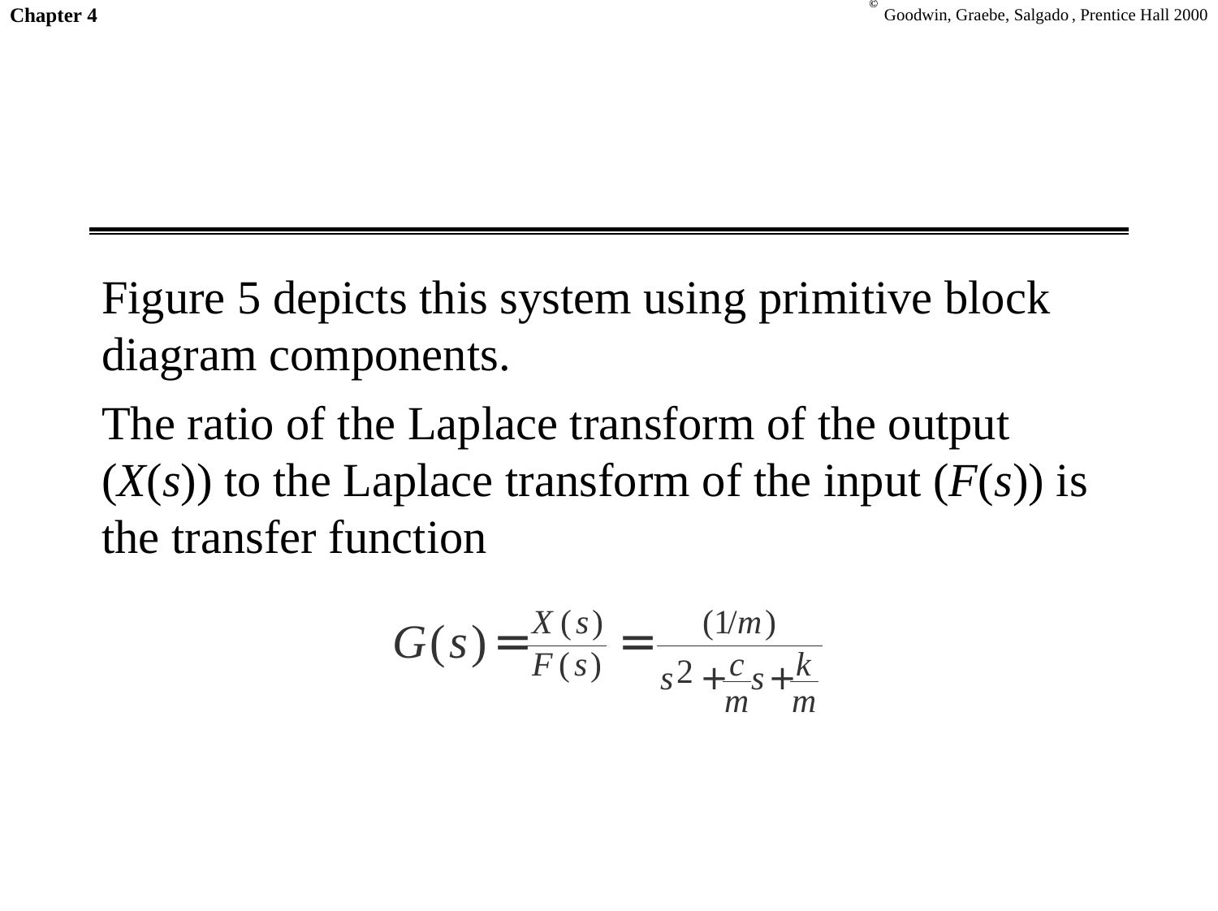Figure 5 depicts this system using primitive block diagram components.

The ratio of the Laplace transform of the output ($X(s)$) to the Laplace transform of the input ($F(s)$) is the transfer function

$$G(s) = \frac{X(s)}{F(s)} = \frac{(1/m)}{s^2 + \frac{c}{m}s + \frac{k}{m}}$$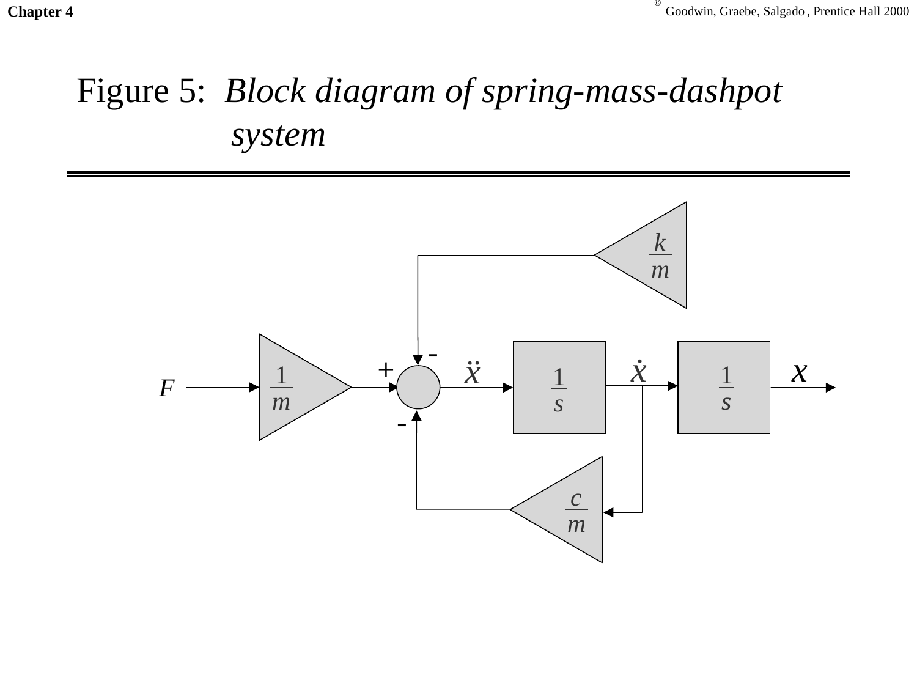# Figure 5: *Block diagram of spring-mass-dashpot system*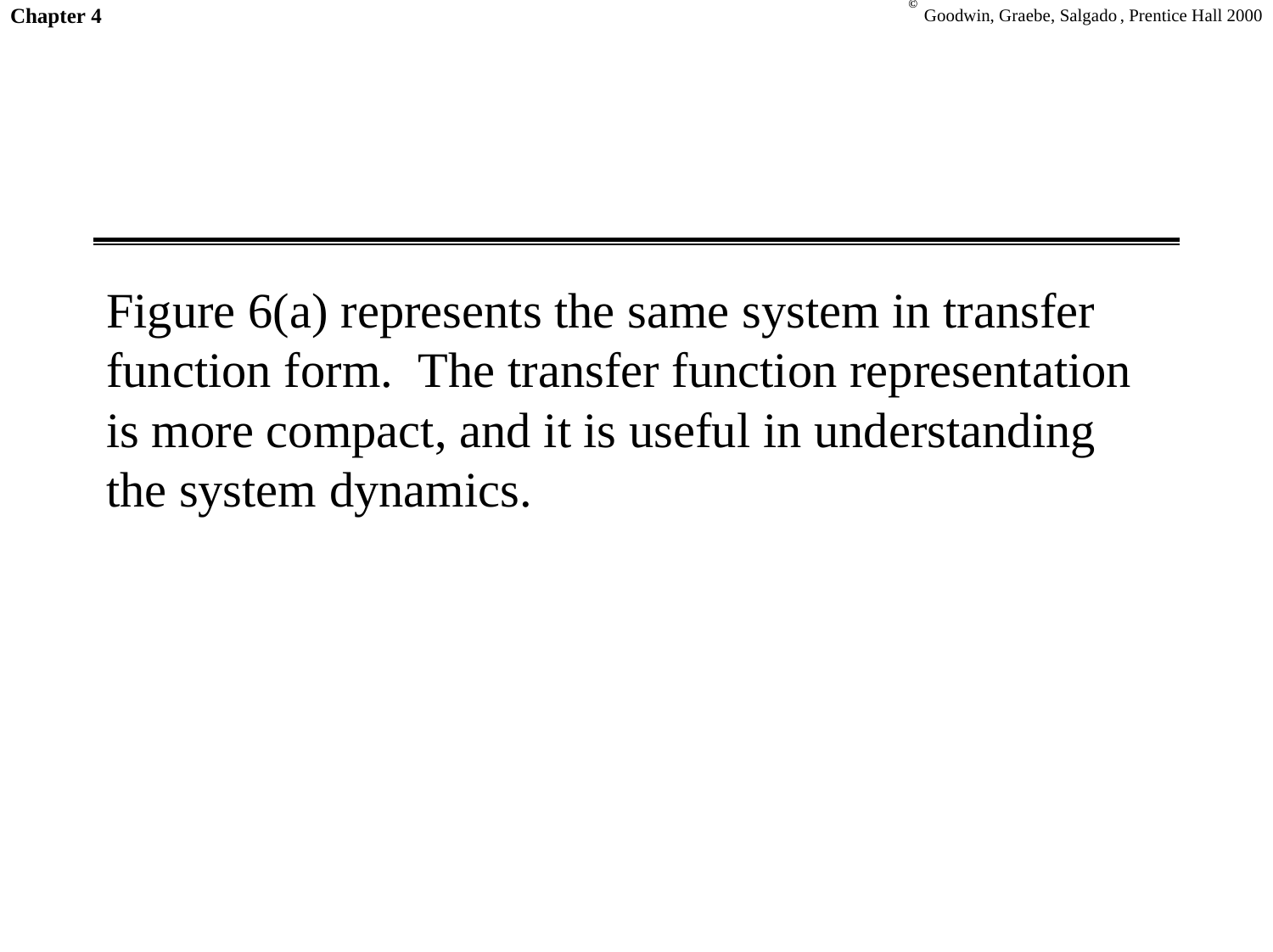Figure 6(a) represents the same system in transfer function form. The transfer function representation is more compact, and it is useful in understanding the system dynamics.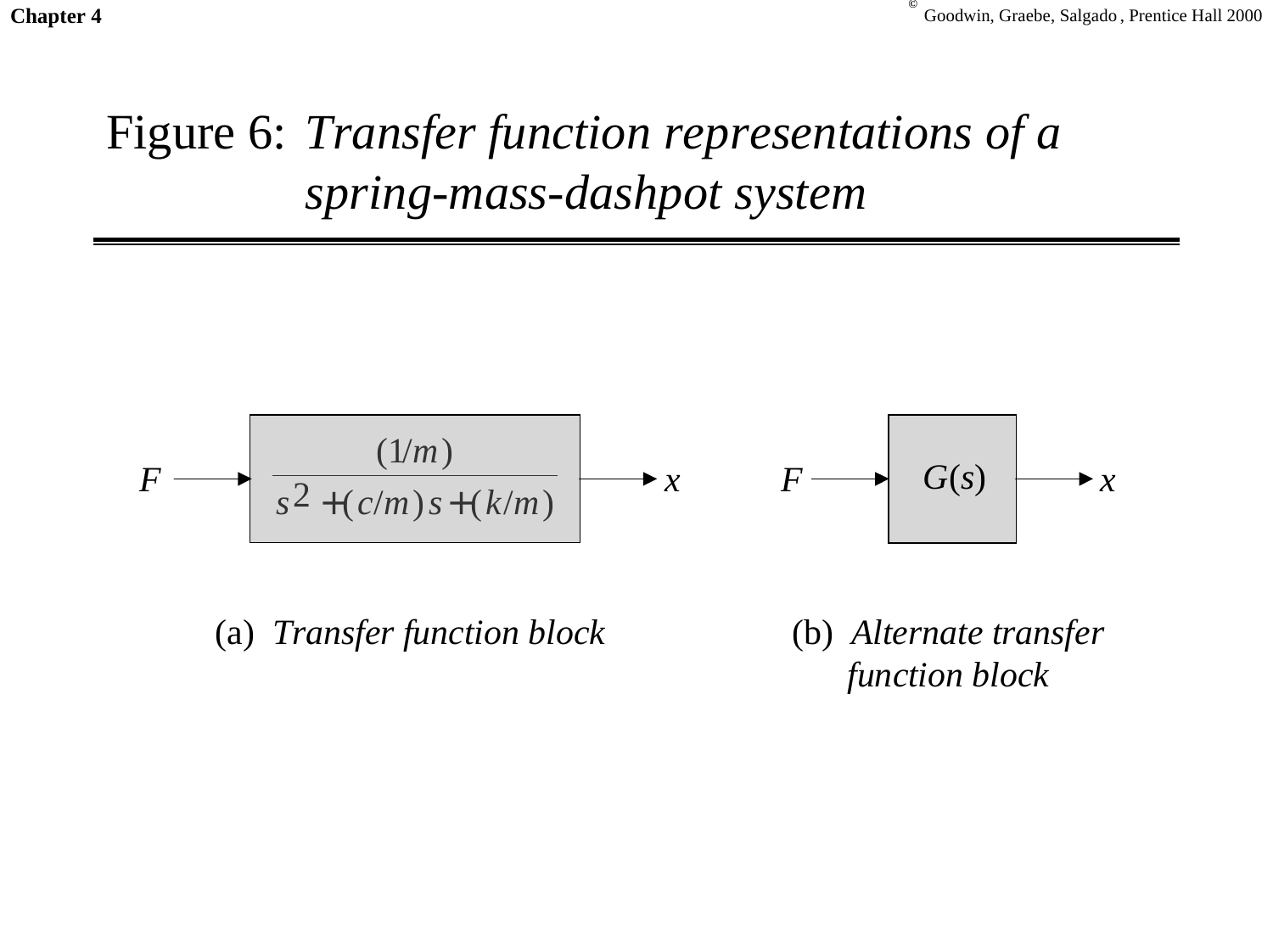# Figure 6: *Transfer function representations of a spring-mass-dashpot system*

$$F \longrightarrow \boxed{\dfrac{(1/m)}{s^2 + (c/m)s + (k/m)}} \longrightarrow x$$

(a) *Transfer function block*

$$F \longrightarrow \boxed{G(s)} \longrightarrow x$$

(b) *Alternate transfer function block*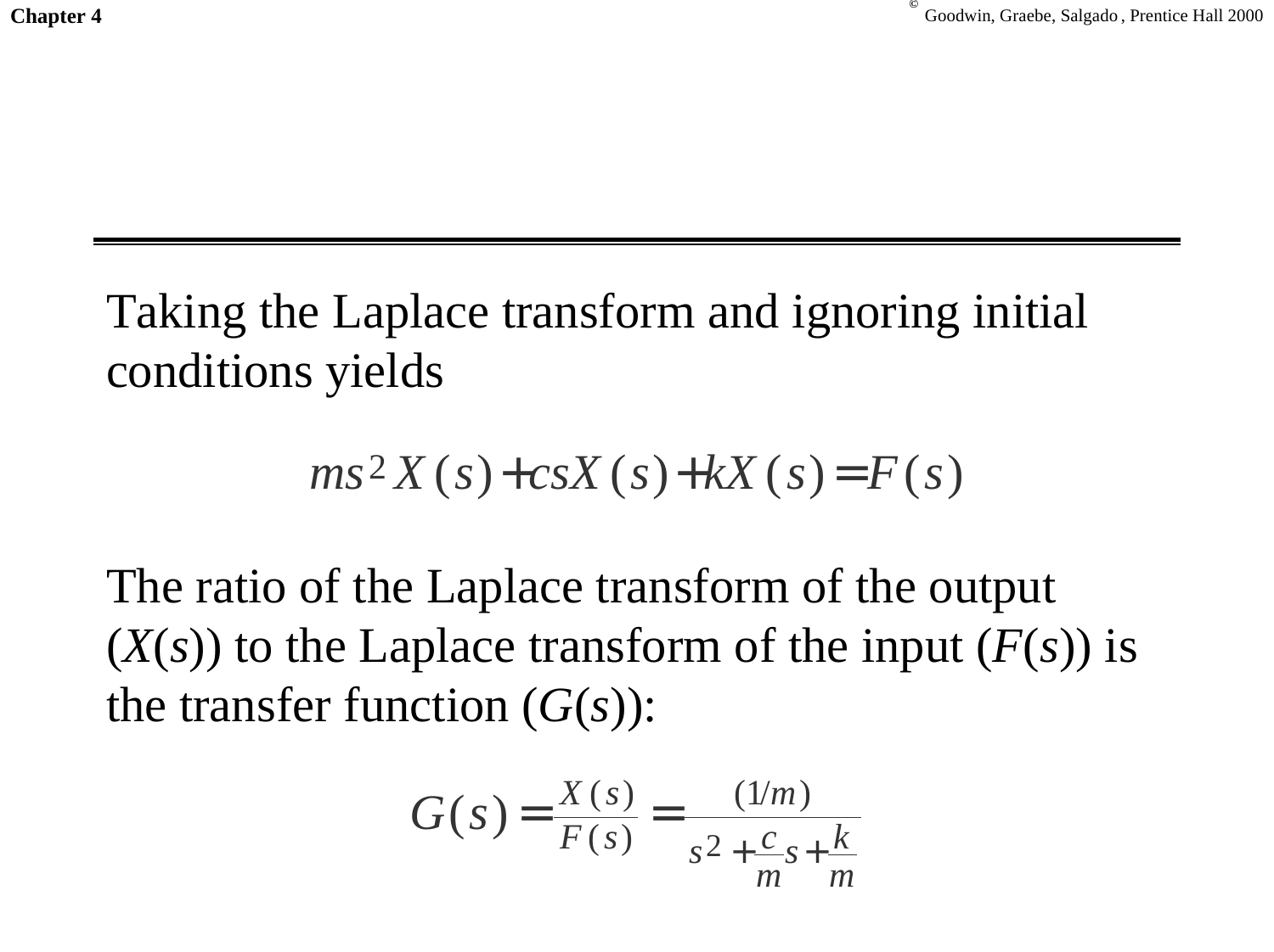Taking the Laplace transform and ignoring initial conditions yields

$$ms^2 X(s) + csX(s) + kX(s) = F(s)$$

The ratio of the Laplace transform of the output ($X(s)$) to the Laplace transform of the input ($F(s)$) is the transfer function ($G(s)$):

$$G(s) = \frac{X(s)}{F(s)} = \frac{(1/m)}{s^2 + \frac{c}{m}s + \frac{k}{m}}$$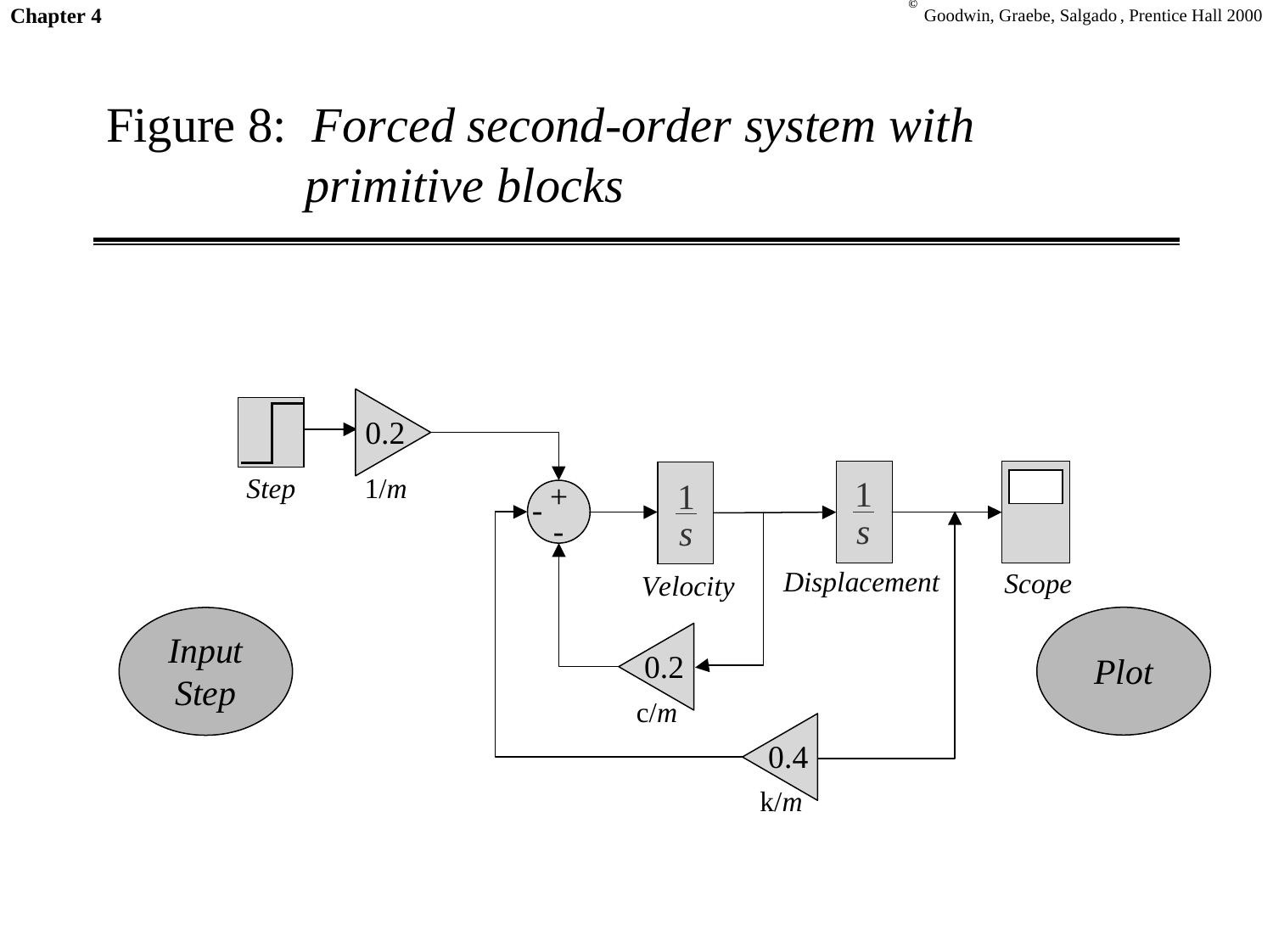# Figure 8: *Forced second-order system with primitive blocks*

Step

0.2

$1/m$

$\frac{1}{s}$

Velocity

$\frac{1}{s}$

Displacement

Scope

0.2

$c/m$

0.4

$k/m$

*Input Step*

*Plot*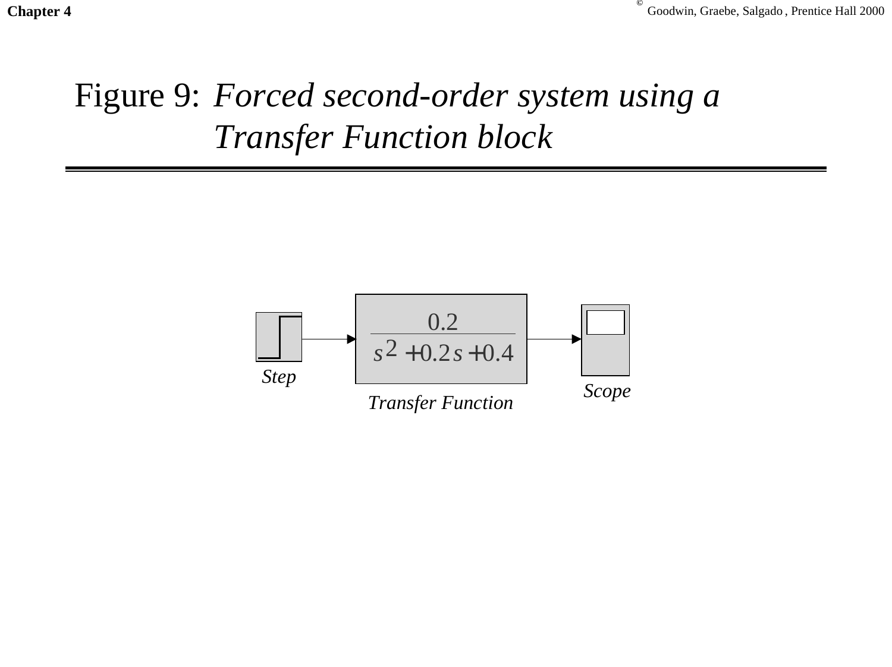# Figure 9: *Forced second-order system using a Transfer Function block*

Step

$$\frac{0.2}{s^2 + 0.2s + 0.4}$$

Transfer Function

Scope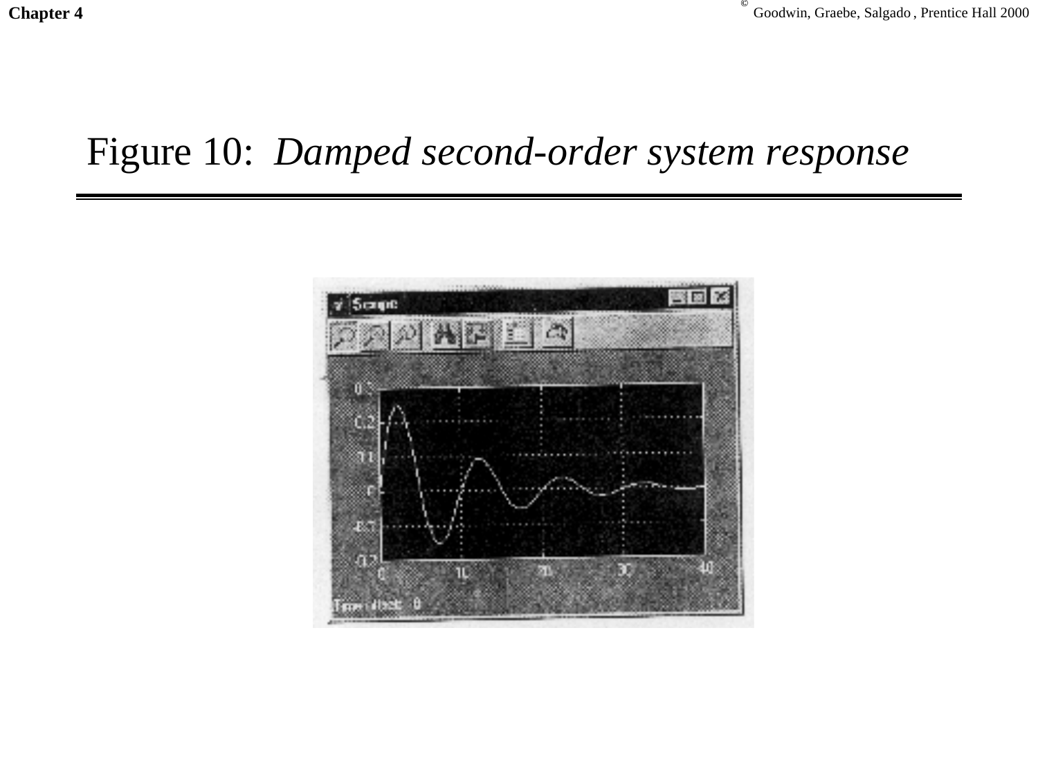# Figure 10: *Damped second-order system response*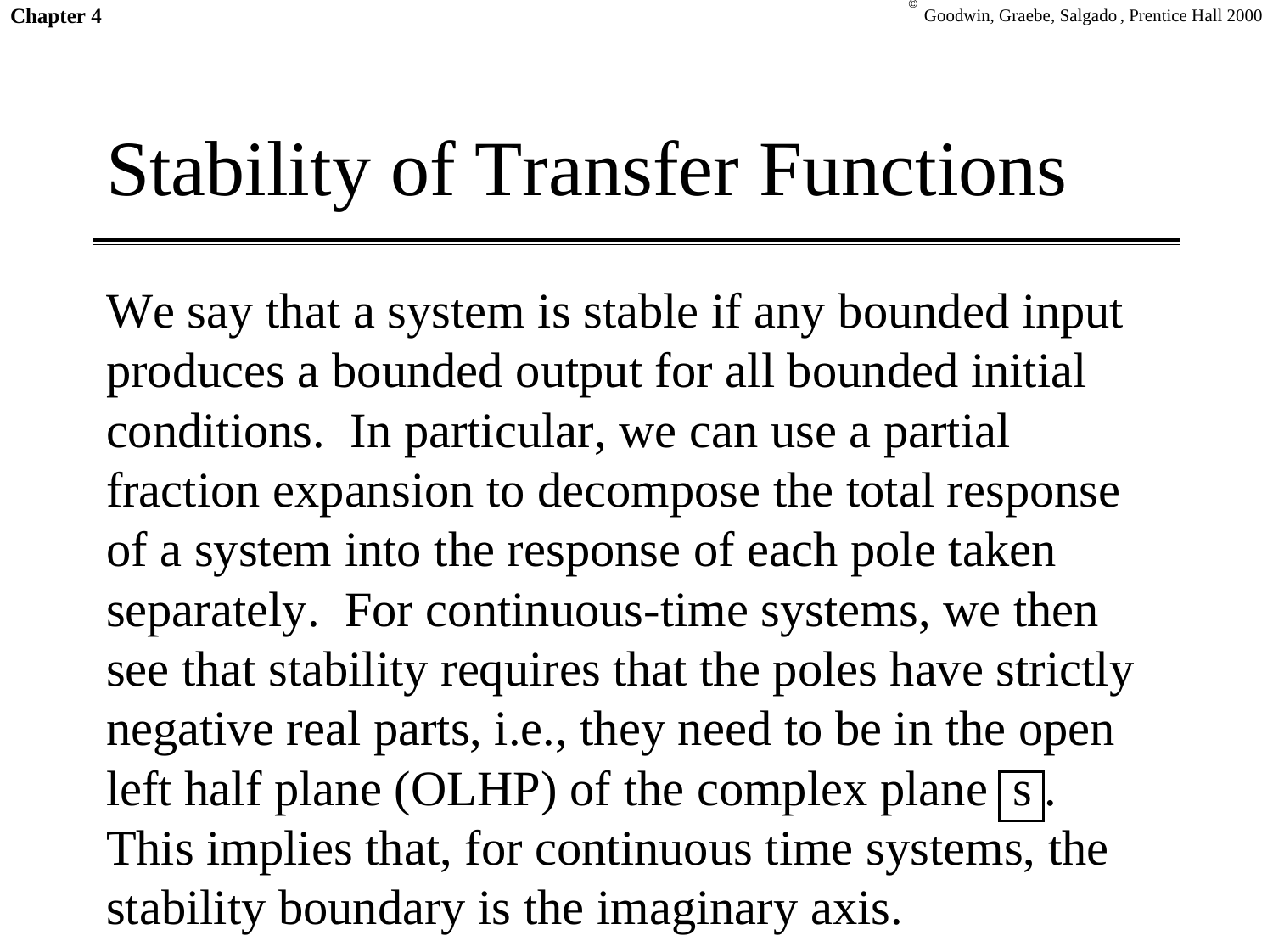# Stability of Transfer Functions

We say that a system is stable if any bounded input produces a bounded output for all bounded initial conditions. In particular, we can use a partial fraction expansion to decompose the total response of a system into the response of each pole taken separately. For continuous-time systems, we then see that stability requires that the poles have strictly negative real parts, i.e., they need to be in the open left half plane (OLHP) of the complex plane $\boxed{s}$. This implies that, for continuous time systems, the stability boundary is the imaginary axis.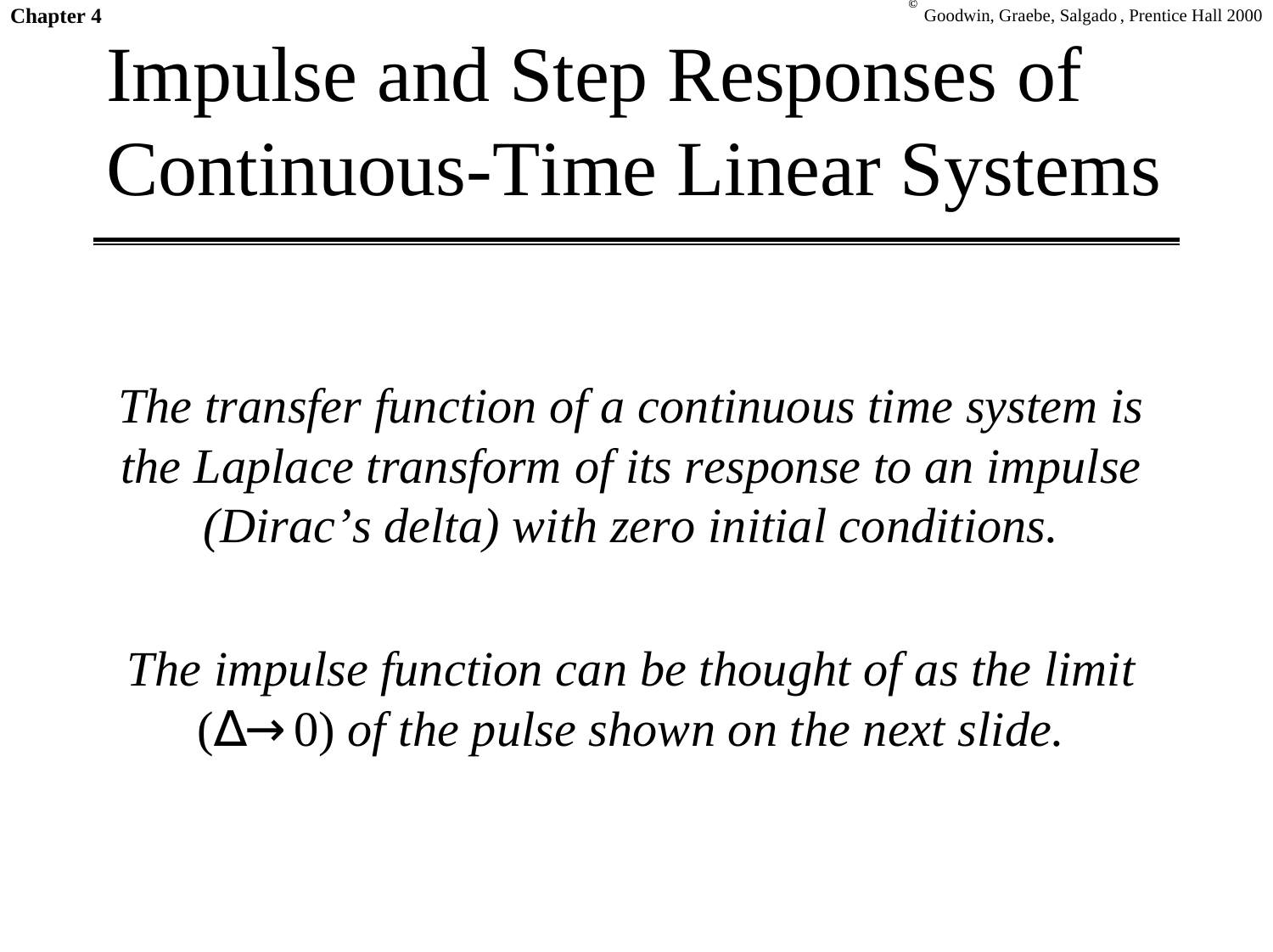# Impulse and Step Responses of Continuous-Time Linear Systems

*The transfer function of a continuous time system is the Laplace transform of its response to an impulse (Dirac's delta) with zero initial conditions.*

*The impulse function can be thought of as the limit* ($\Delta \rightarrow 0$) *of the pulse shown on the next slide.*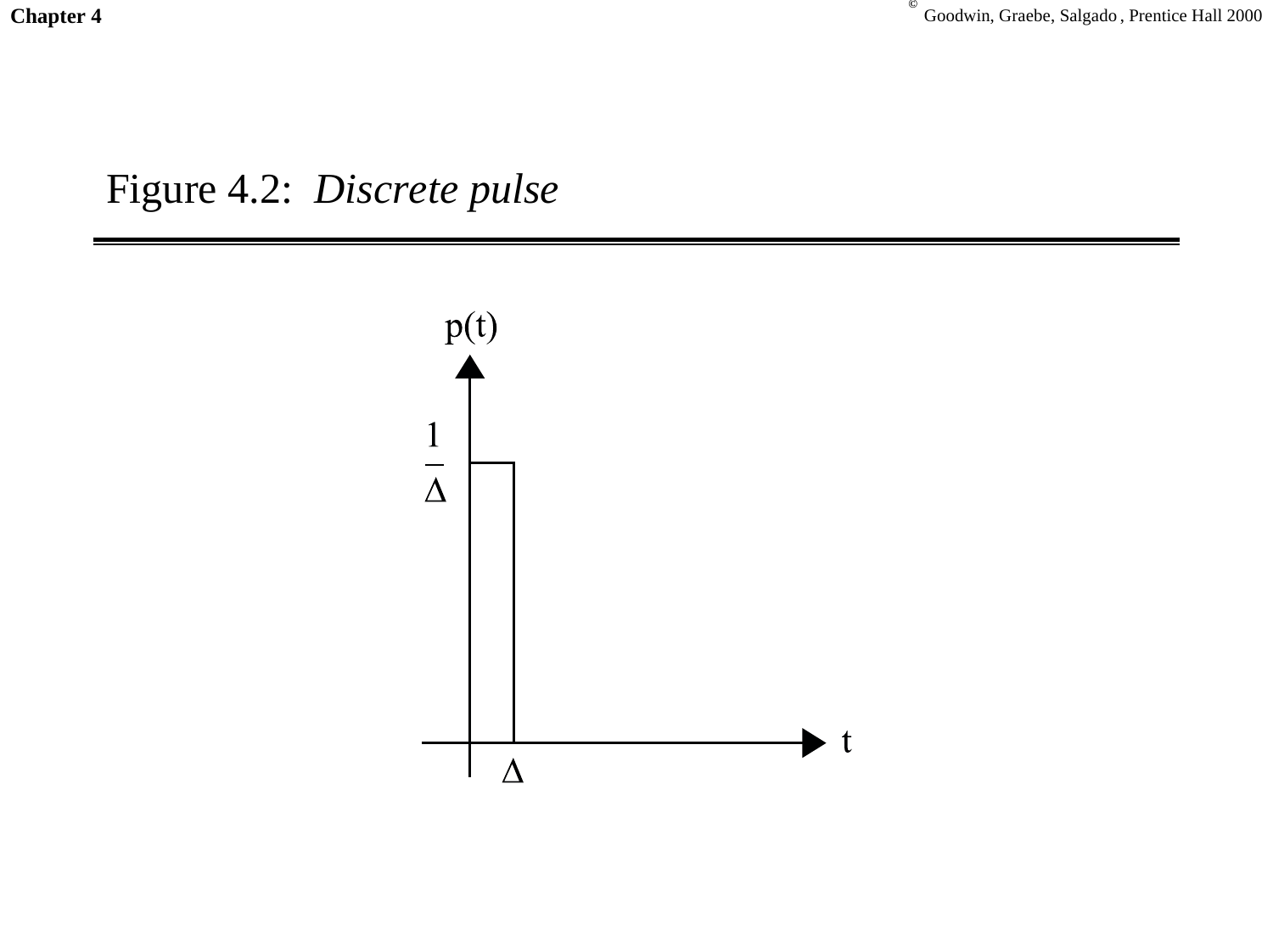Figure 4.2: *Discrete pulse*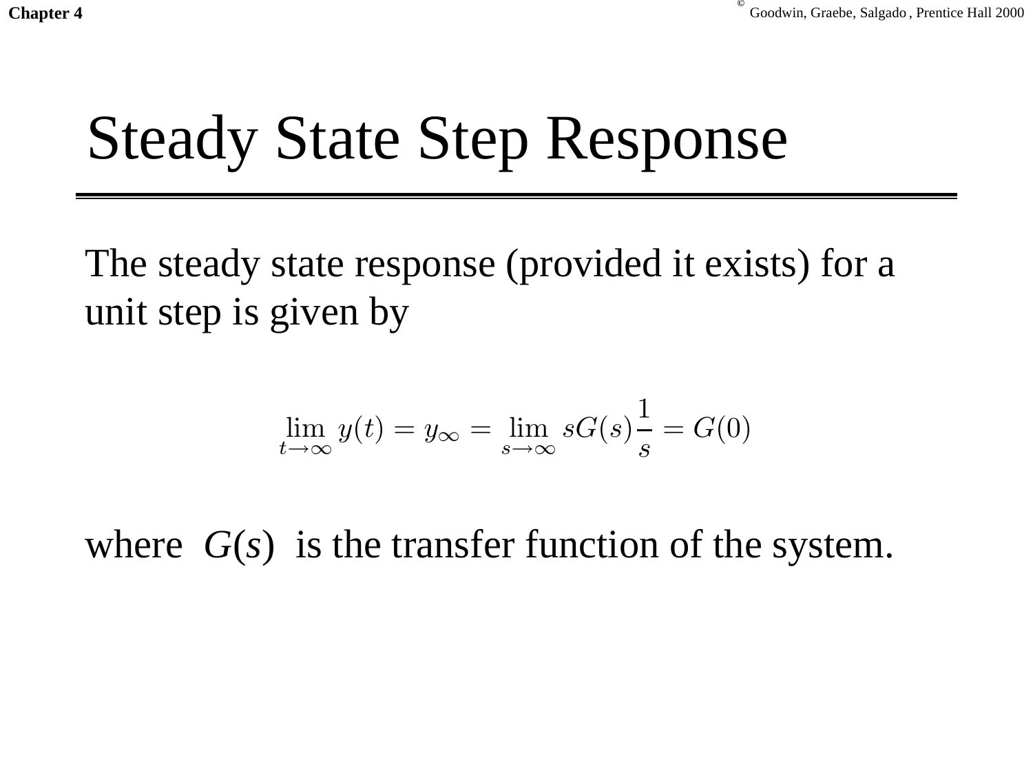# Steady State Step Response

The steady state response (provided it exists) for a unit step is given by

$$\lim_{t \to \infty} y(t) = y_\infty = \lim_{s \to \infty} sG(s)\frac{1}{s} = G(0)$$

where $G(s)$ is the transfer function of the system.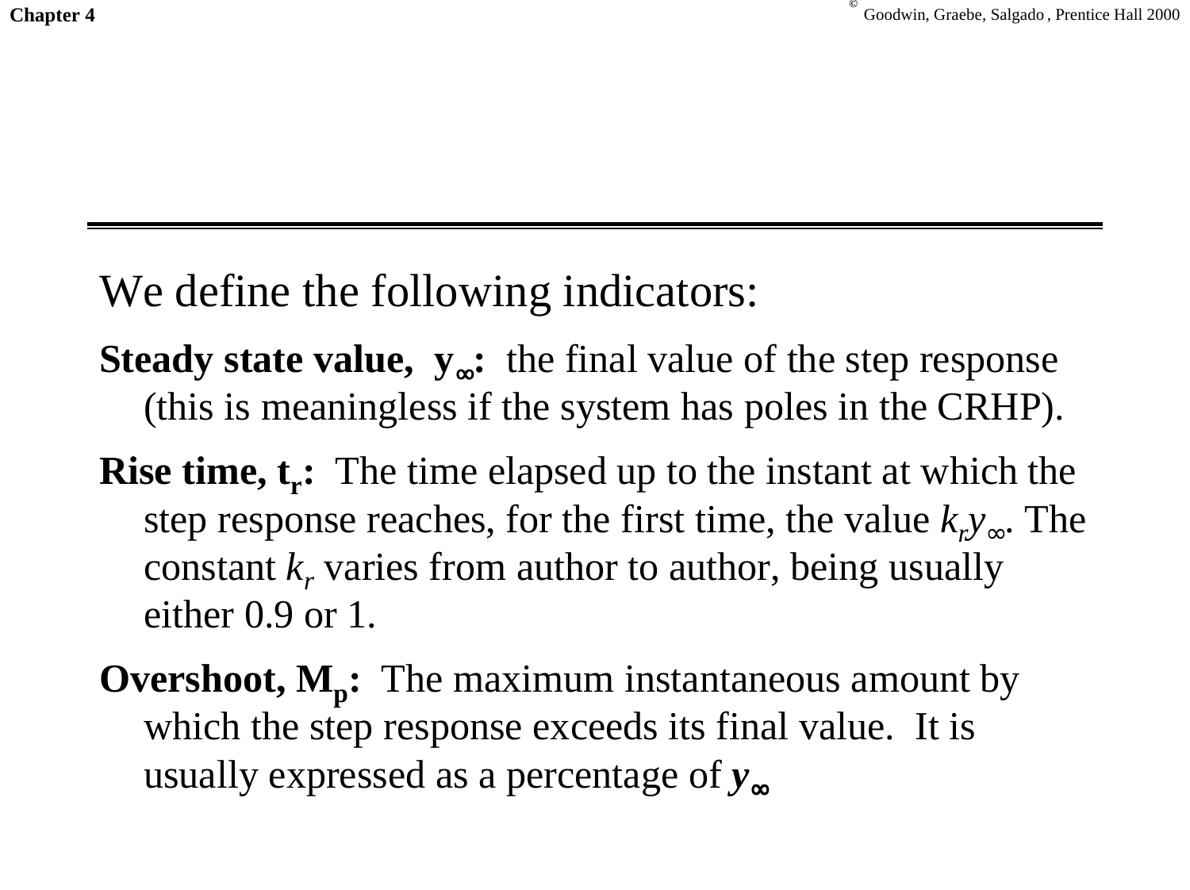We define the following indicators:

**Steady state value, $y_\infty$:** the final value of the step response (this is meaningless if the system has poles in the CRHP).

**Rise time, $t_r$:** The time elapsed up to the instant at which the step response reaches, for the first time, the value $k_r y_\infty$. The constant $k_r$ varies from author to author, being usually either 0.9 or 1.

**Overshoot, $M_p$:** The maximum instantaneous amount by which the step response exceeds its final value. It is usually expressed as a percentage of $y_\infty$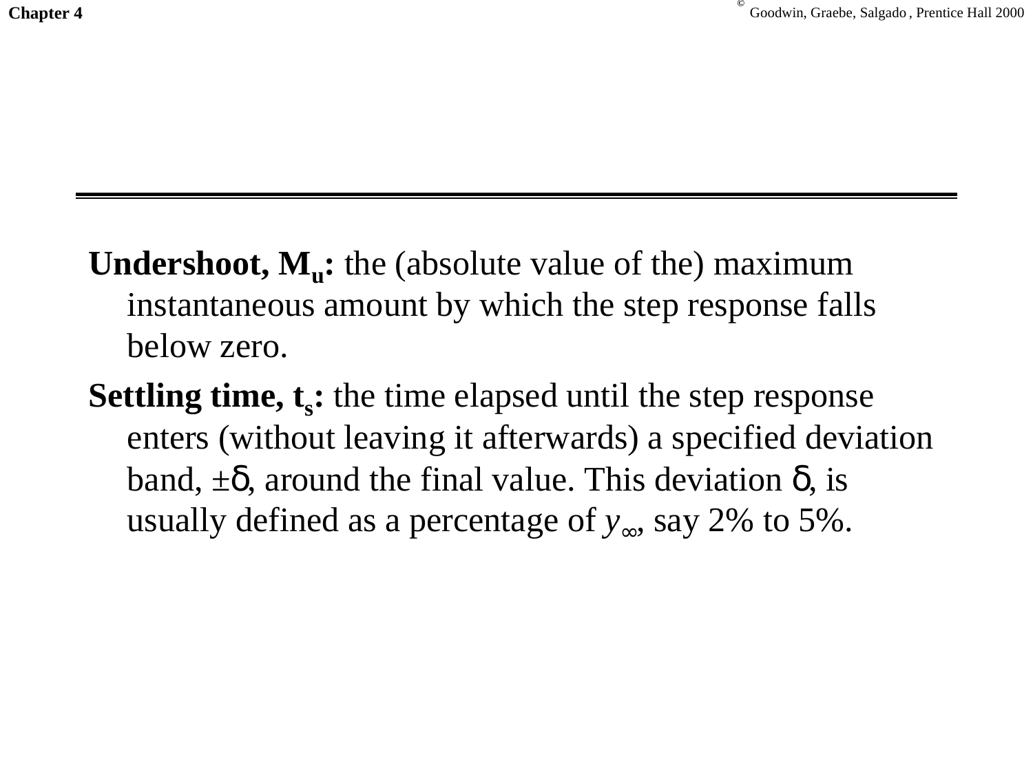**Undershoot, $M_u$:** the (absolute value of the) maximum instantaneous amount by which the step response falls below zero.

**Settling time, $t_s$:** the time elapsed until the step response enters (without leaving it afterwards) a specified deviation band, $\pm\delta$, around the final value. This deviation $\delta$, is usually defined as a percentage of $y_\infty$, say 2% to 5%.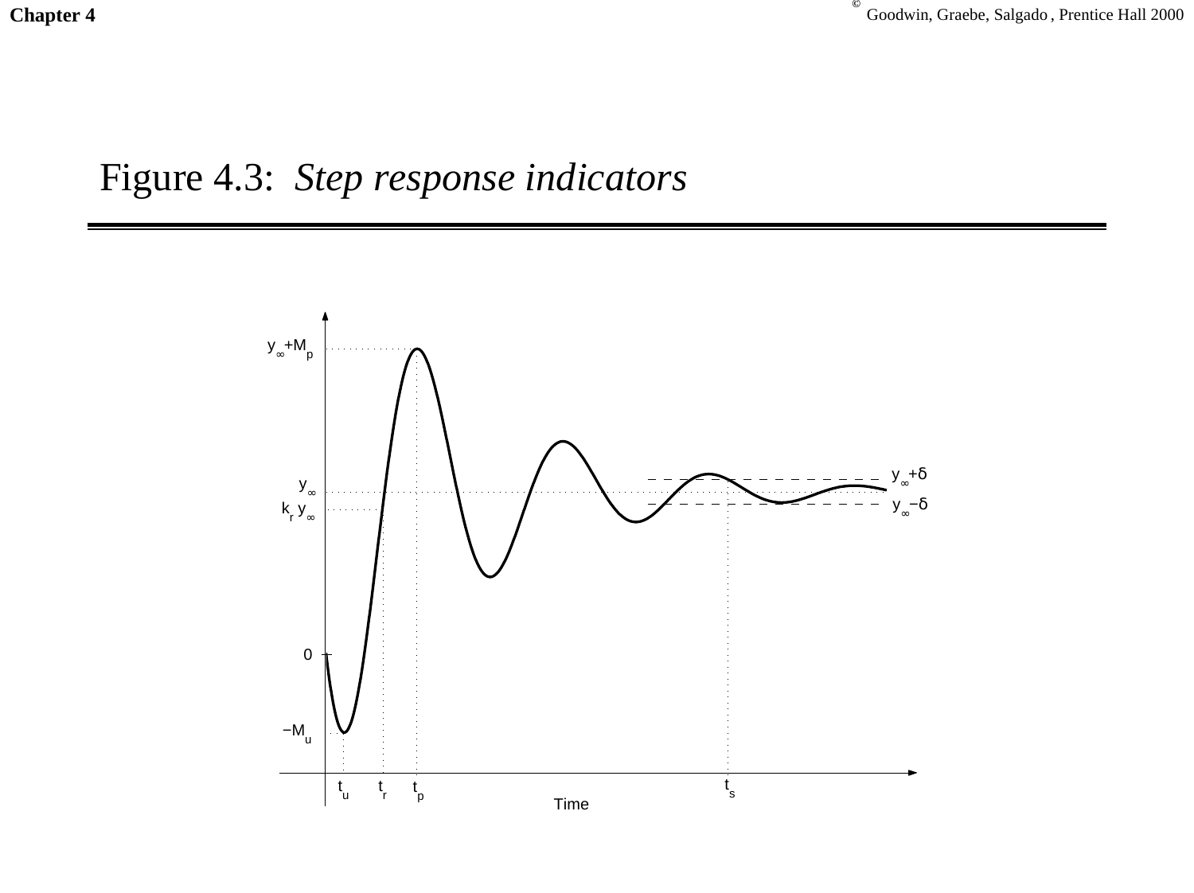# Figure 4.3: *Step response indicators*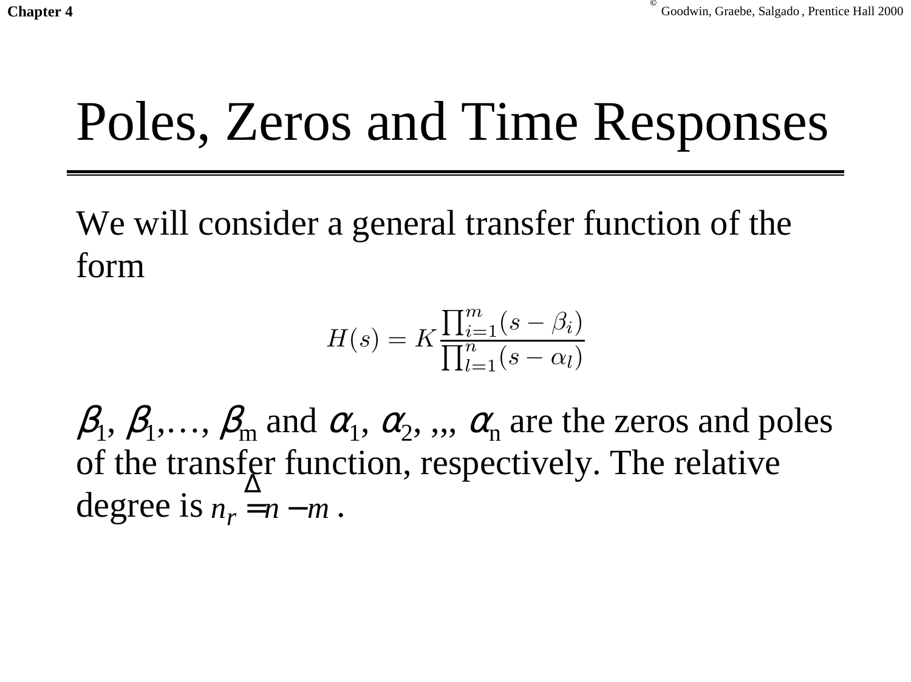# Poles, Zeros and Time Responses

We will consider a general transfer function of the form

$$H(s) = K \frac{\prod_{i=1}^{m}(s - \beta_i)}{\prod_{l=1}^{n}(s - \alpha_l)}$$

$\beta_1, \beta_1, \ldots, \beta_m$ and $\alpha_1, \alpha_2, ,,, \alpha_n$ are the zeros and poles of the transfer function, respectively. The relative degree is $n_r \stackrel{\Delta}{=} n - m$ .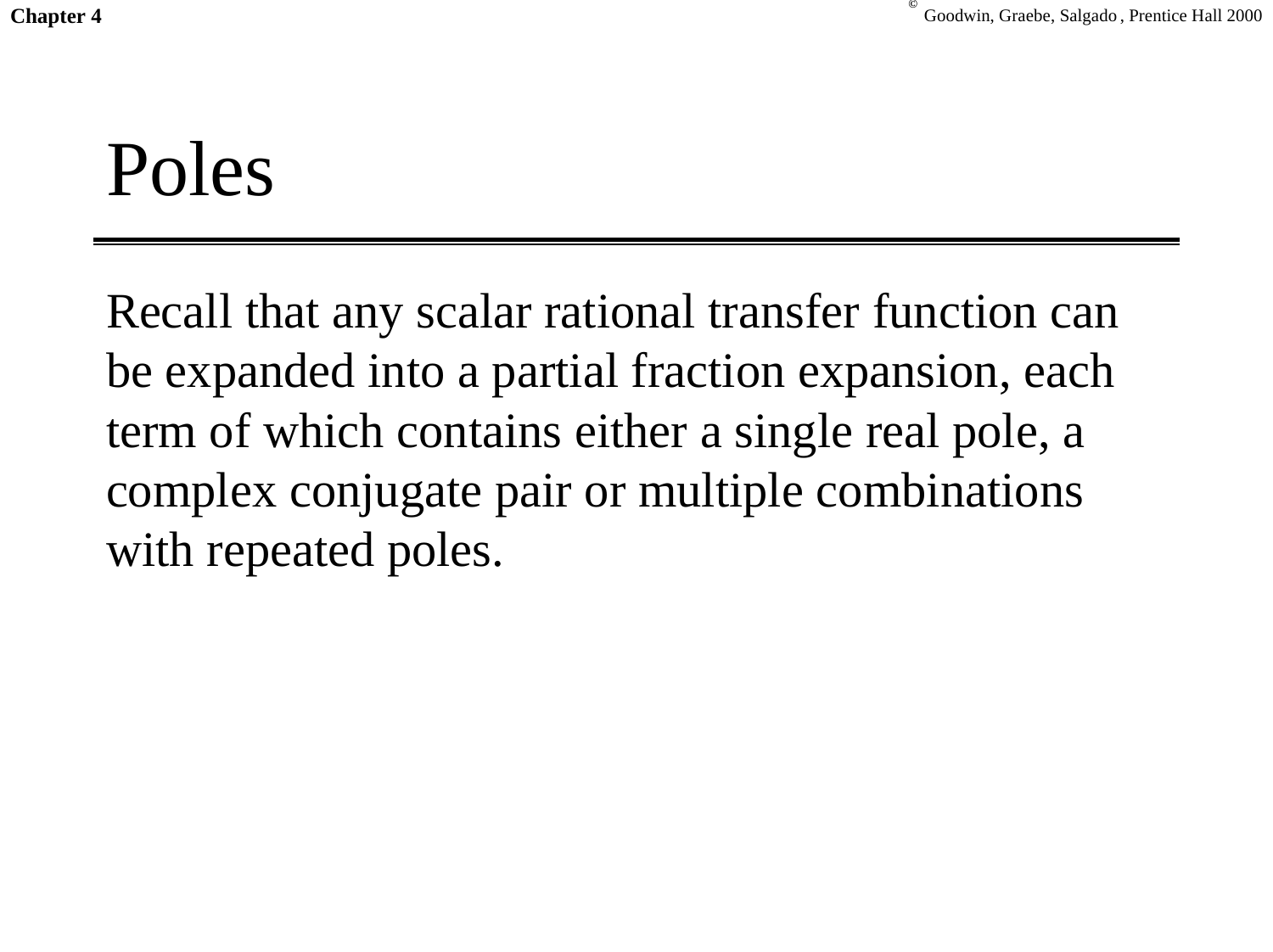# Poles

Recall that any scalar rational transfer function can be expanded into a partial fraction expansion, each term of which contains either a single real pole, a complex conjugate pair or multiple combinations with repeated poles.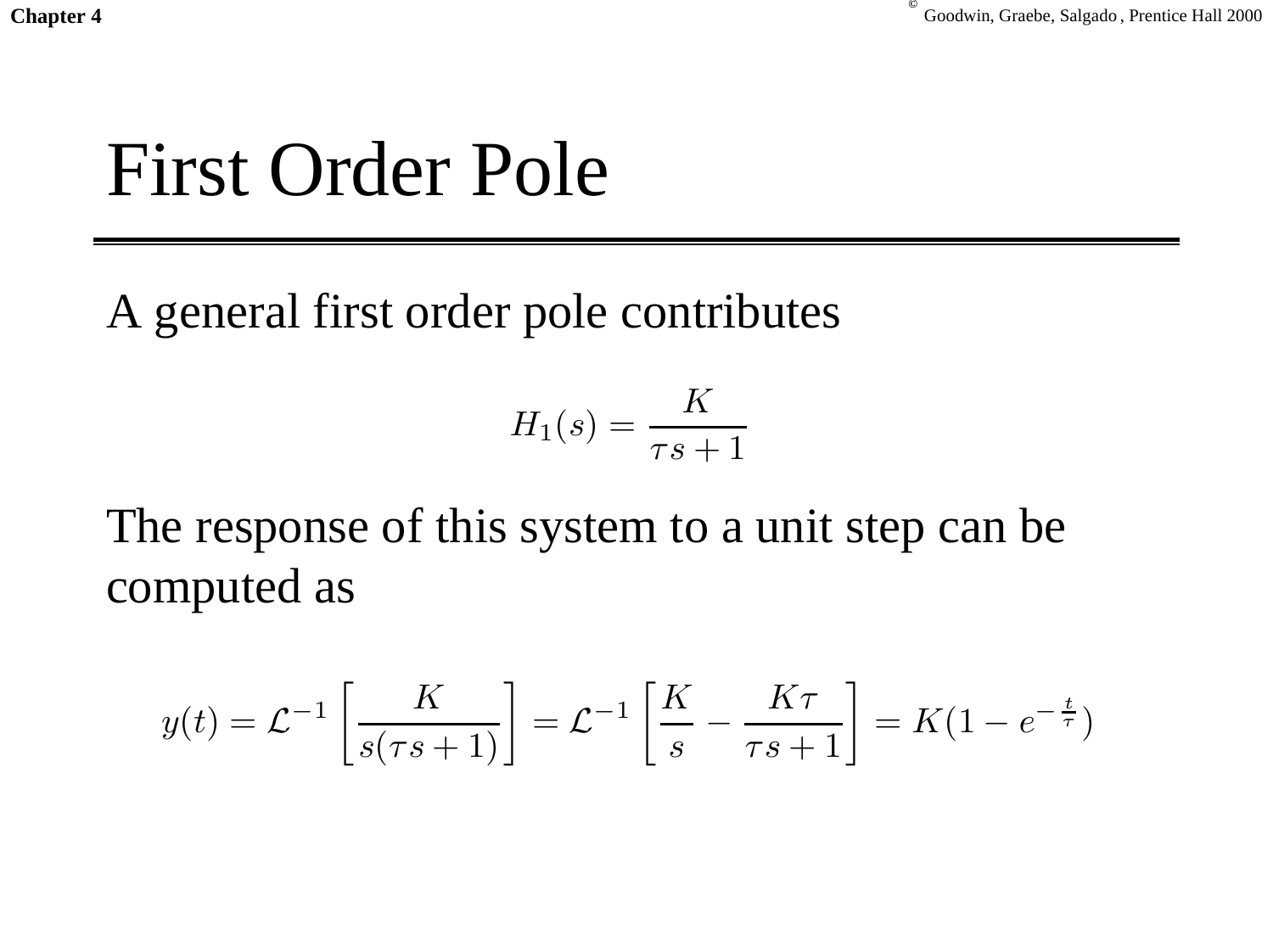# First Order Pole

A general first order pole contributes

$$H_1(s) = \frac{K}{\tau s + 1}$$

The response of this system to a unit step can be computed as

$$y(t) = \mathcal{L}^{-1}\left[\frac{K}{s(\tau s + 1)}\right] = \mathcal{L}^{-1}\left[\frac{K}{s} - \frac{K\tau}{\tau s + 1}\right] = K(1 - e^{-\frac{t}{\tau}})$$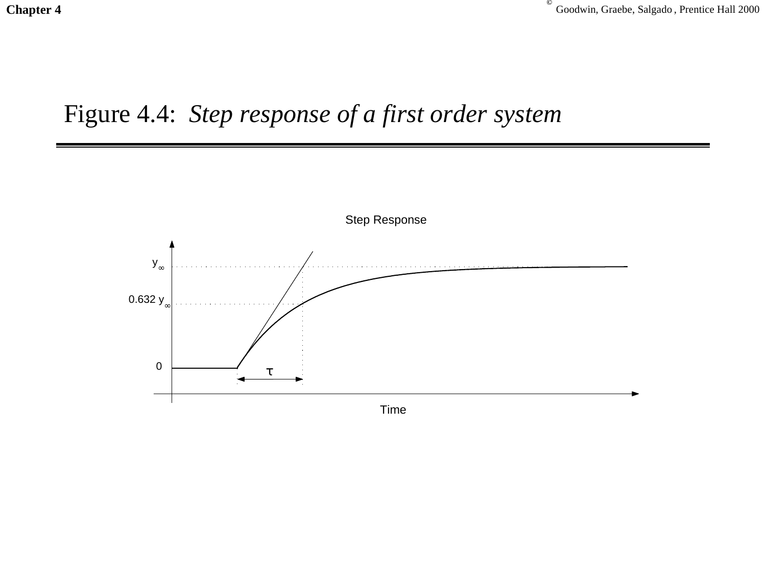# Figure 4.4: *Step response of a first order system*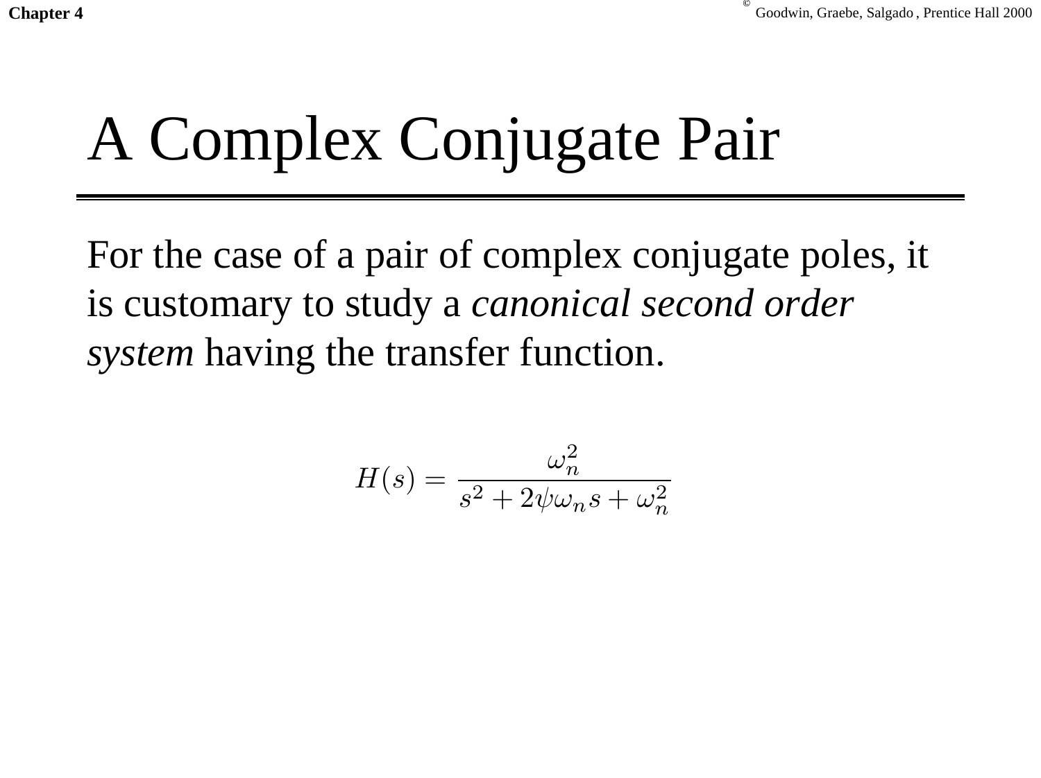# A Complex Conjugate Pair

For the case of a pair of complex conjugate poles, it is customary to study a *canonical second order system* having the transfer function.

$$H(s) = \frac{\omega_n^2}{s^2 + 2\psi\omega_n s + \omega_n^2}$$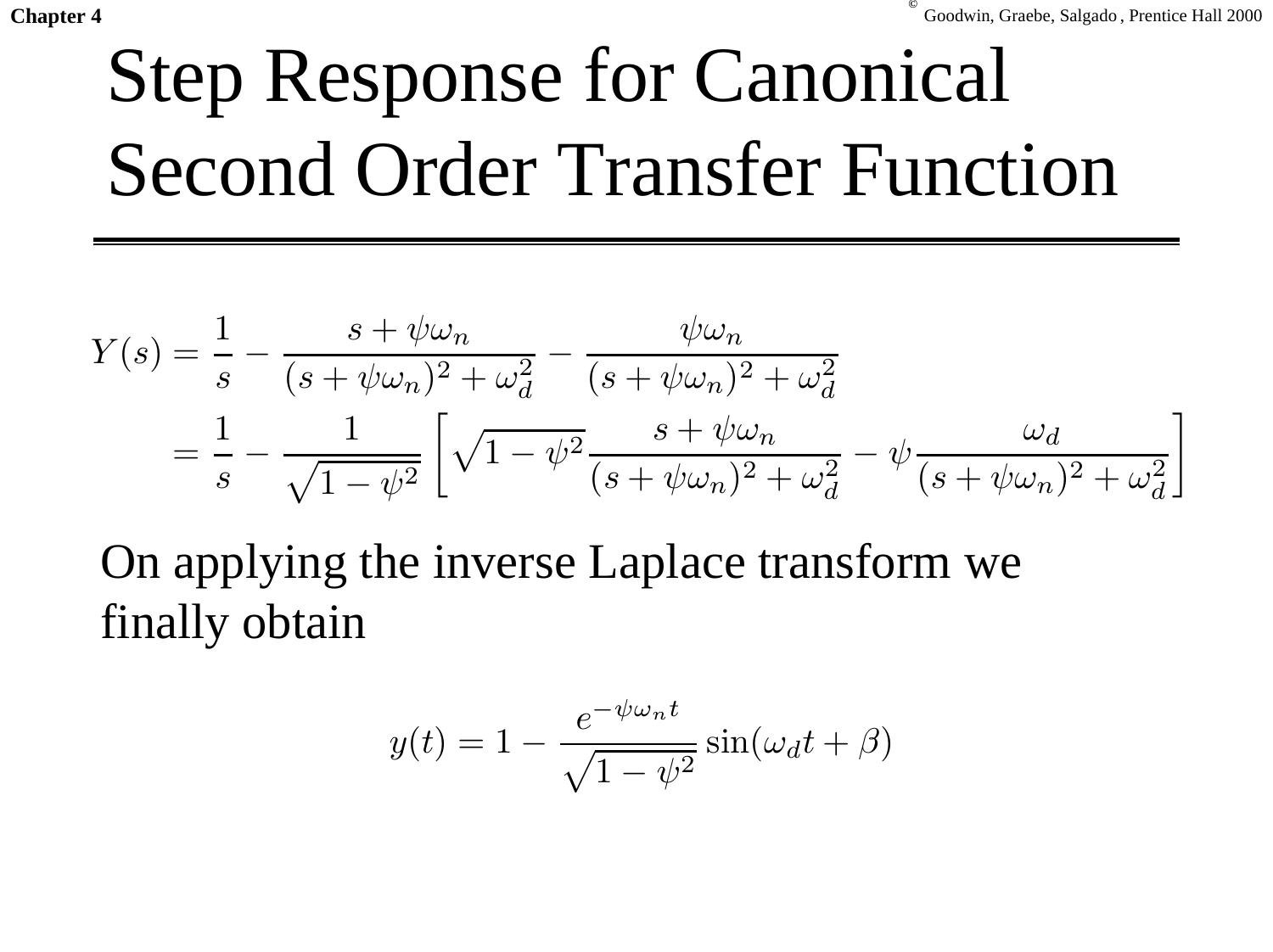# Step Response for Canonical Second Order Transfer Function

$$
\begin{aligned}
Y(s) &= \frac{1}{s} - \frac{s + \psi\omega_n}{(s + \psi\omega_n)^2 + \omega_d^2} - \frac{\psi\omega_n}{(s + \psi\omega_n)^2 + \omega_d^2} \\
&= \frac{1}{s} - \frac{1}{\sqrt{1 - \psi^2}} \left[ \sqrt{1 - \psi^2} \frac{s + \psi\omega_n}{(s + \psi\omega_n)^2 + \omega_d^2} - \psi \frac{\omega_d}{(s + \psi\omega_n)^2 + \omega_d^2} \right]
\end{aligned}
$$

On applying the inverse Laplace transform we finally obtain

$$
y(t) = 1 - \frac{e^{-\psi\omega_n t}}{\sqrt{1 - \psi^2}} \sin(\omega_d t + \beta)
$$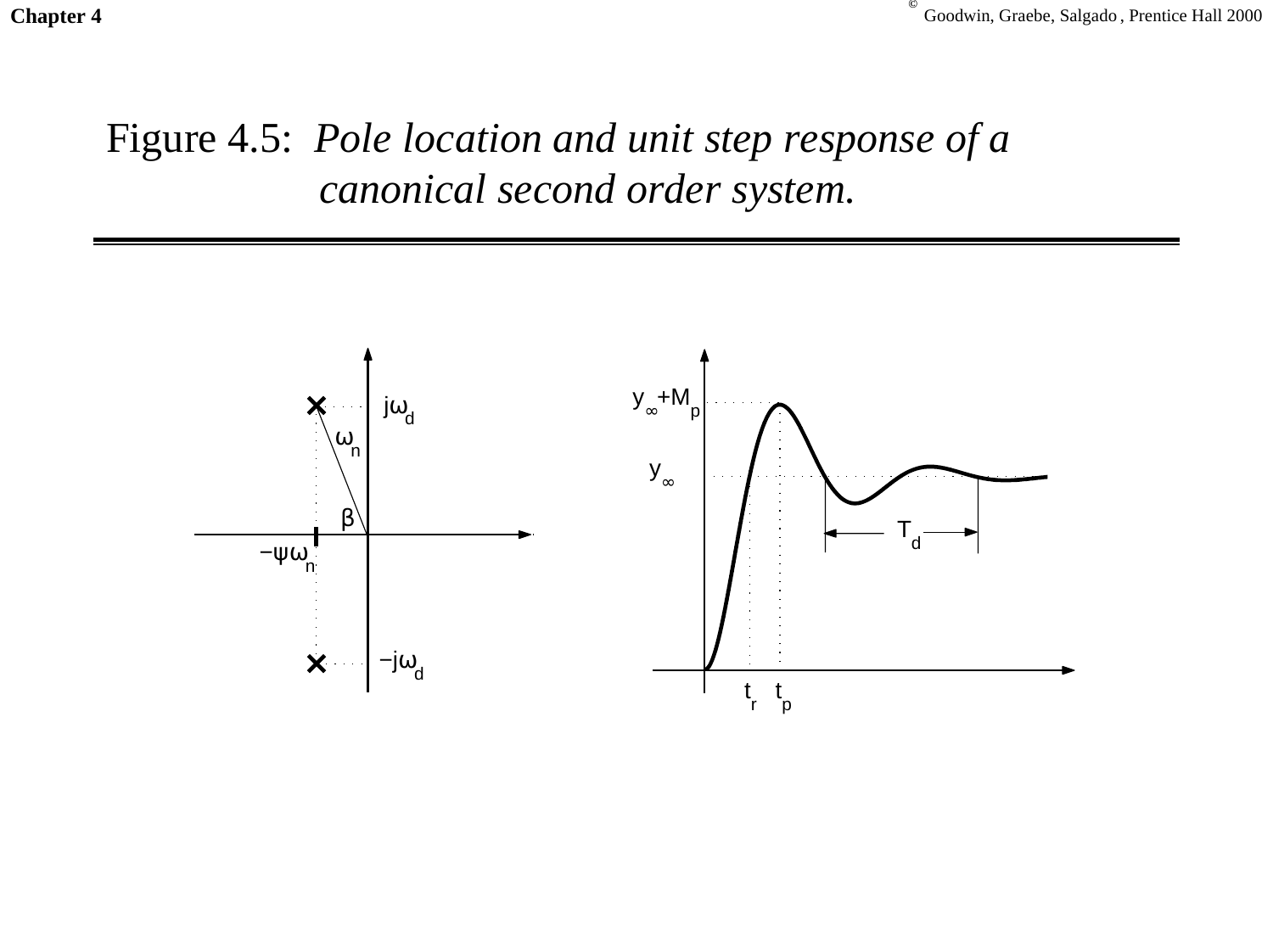Figure 4.5: *Pole location and unit step response of a canonical second order system.*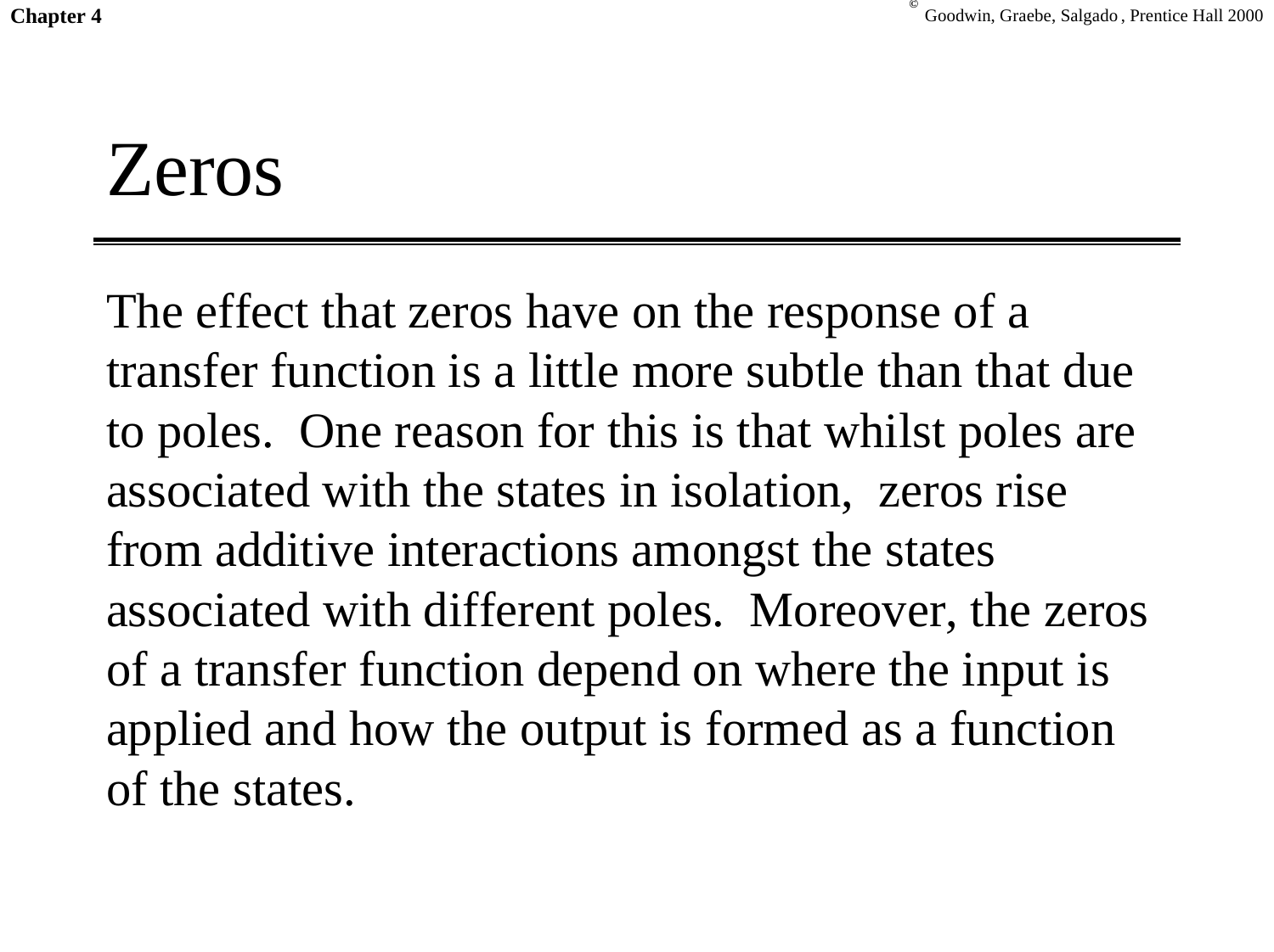# Zeros

The effect that zeros have on the response of a transfer function is a little more subtle than that due to poles. One reason for this is that whilst poles are associated with the states in isolation, zeros rise from additive interactions amongst the states associated with different poles. Moreover, the zeros of a transfer function depend on where the input is applied and how the output is formed as a function of the states.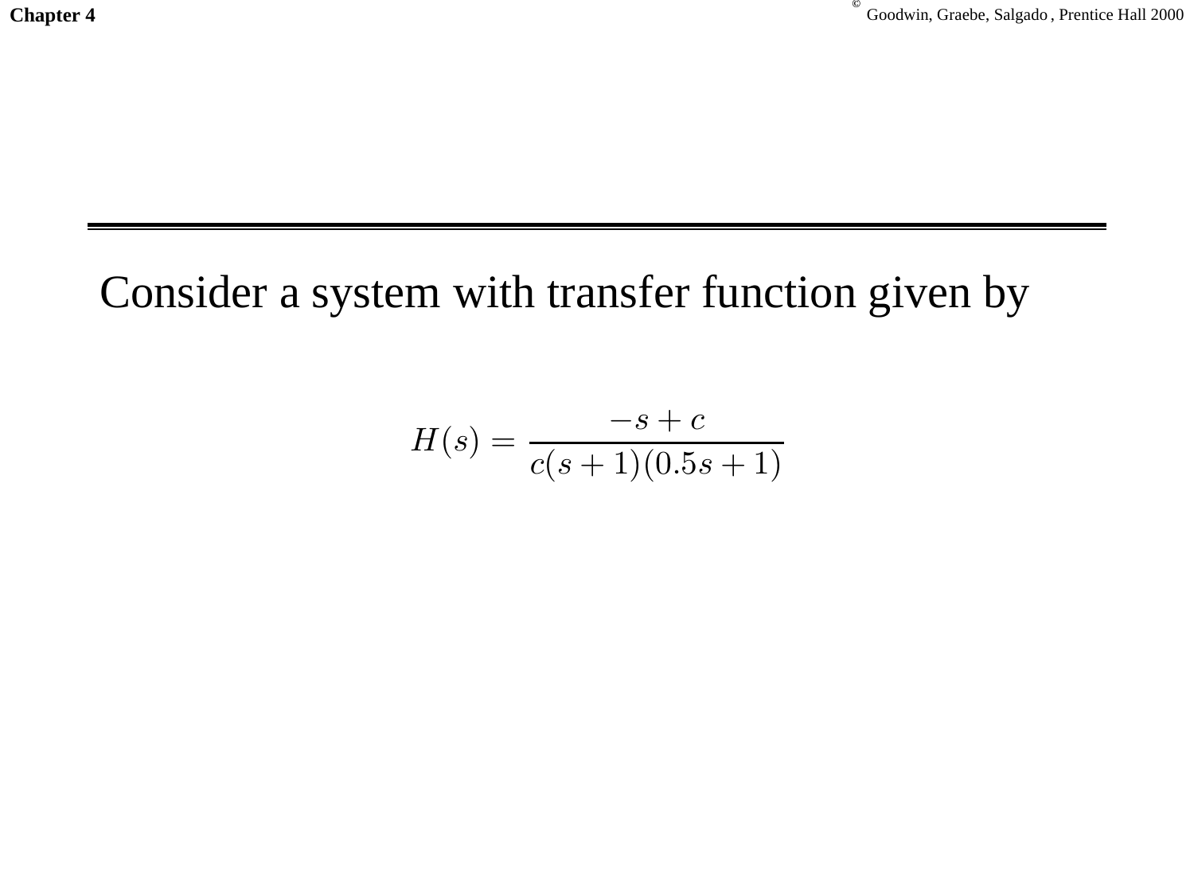Consider a system with transfer function given by

$$H(s) = \frac{-s + c}{c(s+1)(0.5s+1)}$$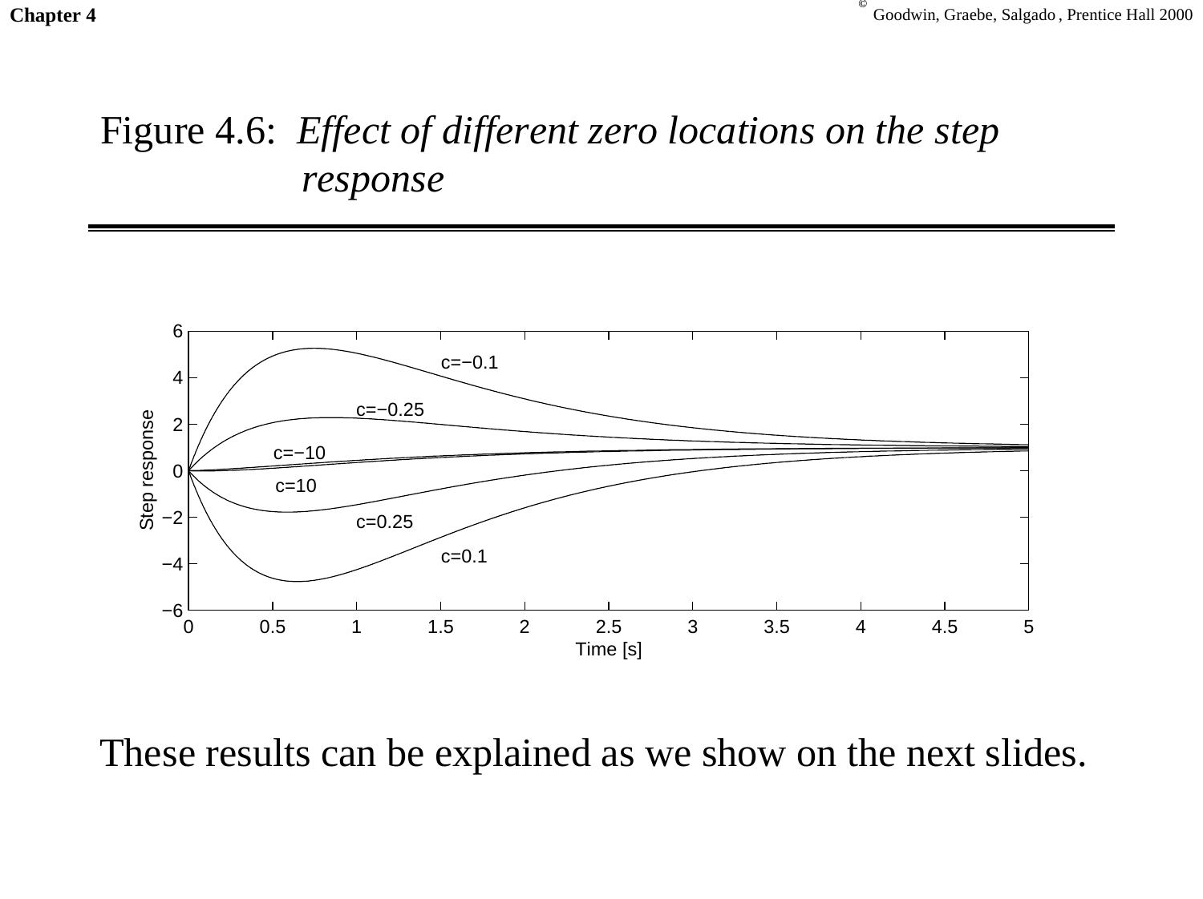# Figure 4.6: *Effect of different zero locations on the step response*

These results can be explained as we show on the next slides.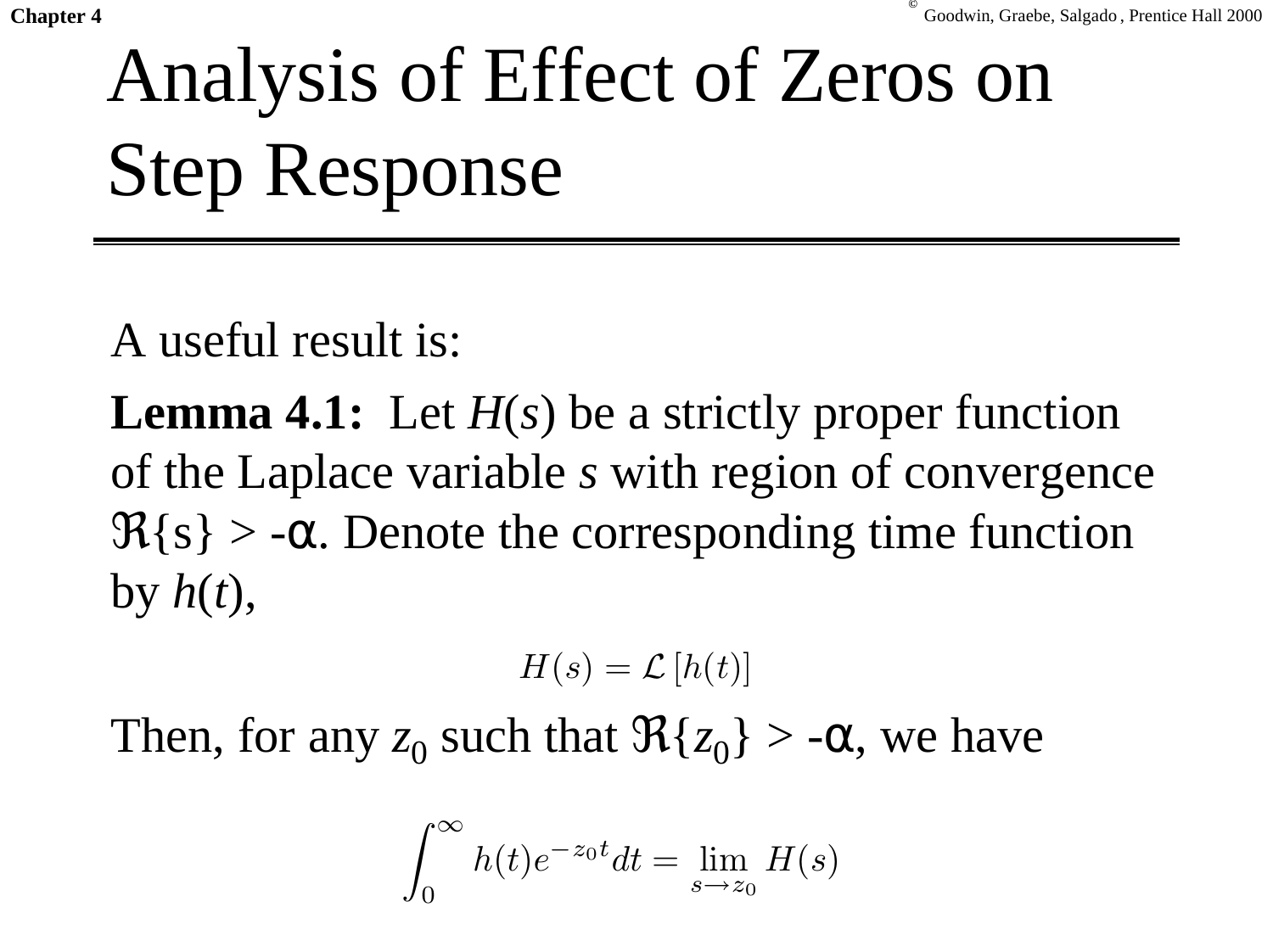# Analysis of Effect of Zeros on Step Response

A useful result is:

**Lemma 4.1:** Let $H(s)$ be a strictly proper function of the Laplace variable $s$ with region of convergence $\Re\{s\} > -\alpha$. Denote the corresponding time function by $h(t)$,

$$H(s) = \mathcal{L}\left[h(t)\right]$$

Then, for any $z_0$ such that $\Re\{z_0\} > -\alpha$, we have

$$\int_0^{\infty} h(t)e^{-z_0 t}dt = \lim_{s \longrightarrow z_0} H(s)$$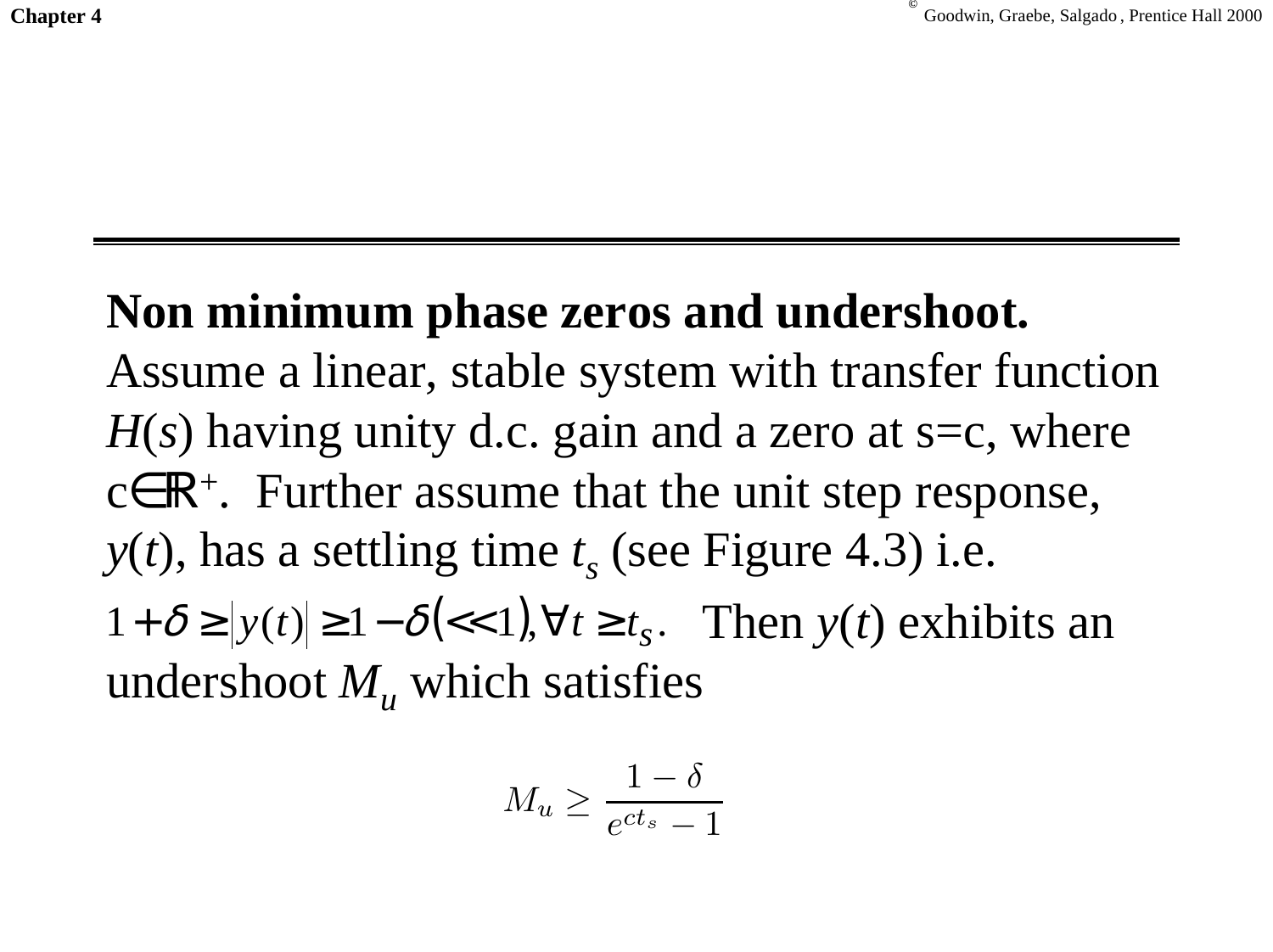**Non minimum phase zeros and undershoot.**
Assume a linear, stable system with transfer function $H(s)$ having unity d.c. gain and a zero at s=c, where $c \in \mathbb{R}^+$. Further assume that the unit step response, $y(t)$, has a settling time $t_s$ (see Figure 4.3) i.e.
$1+\delta \geq |y(t)| \geq 1-\delta (<<1), \forall t \geq t_s$. Then $y(t)$ exhibits an undershoot $M_u$ which satisfies

$$M_u \geq \frac{1-\delta}{e^{ct_s}-1}$$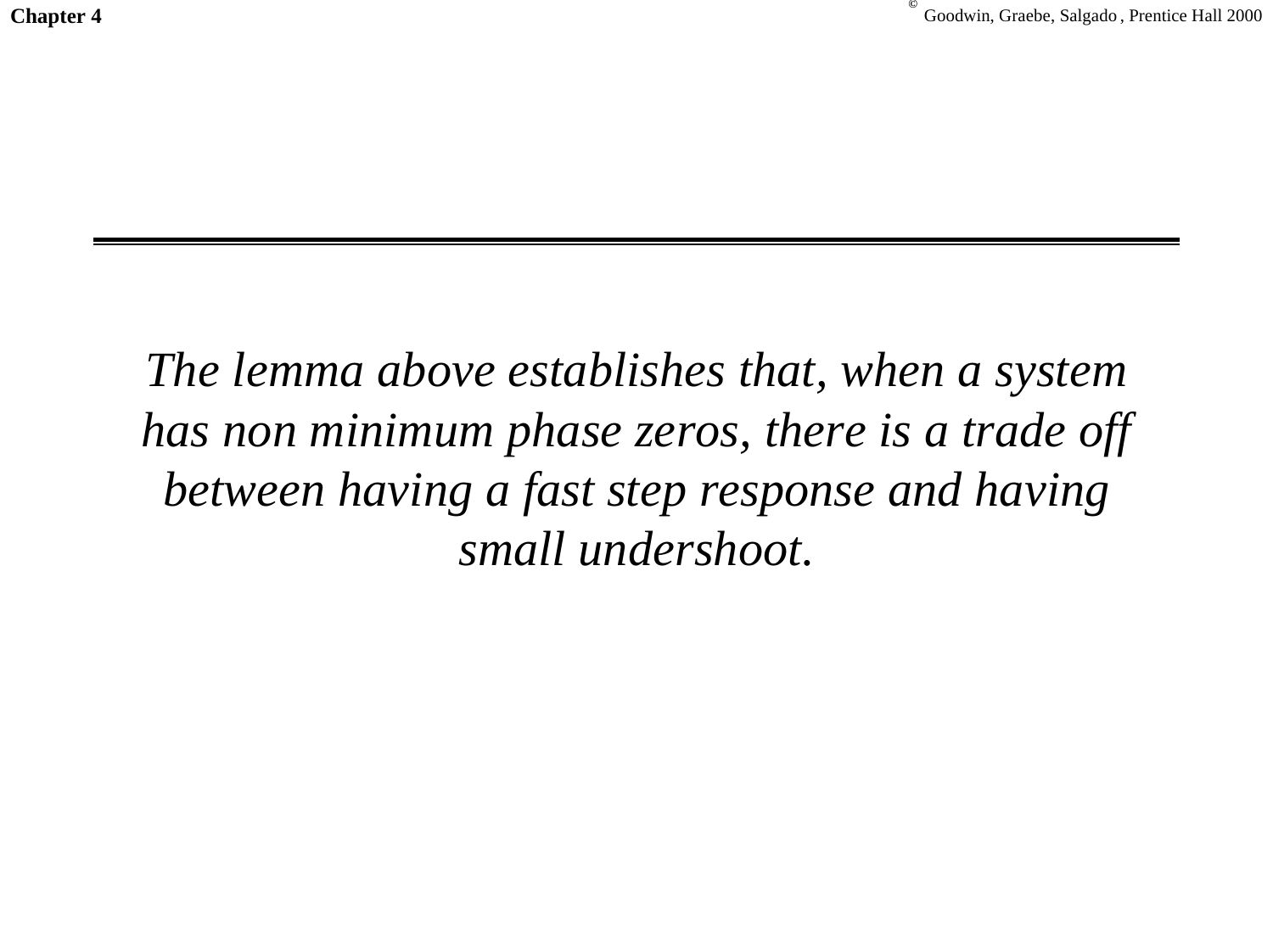*The lemma above establishes that, when a system has non minimum phase zeros, there is a trade off between having a fast step response and having small undershoot.*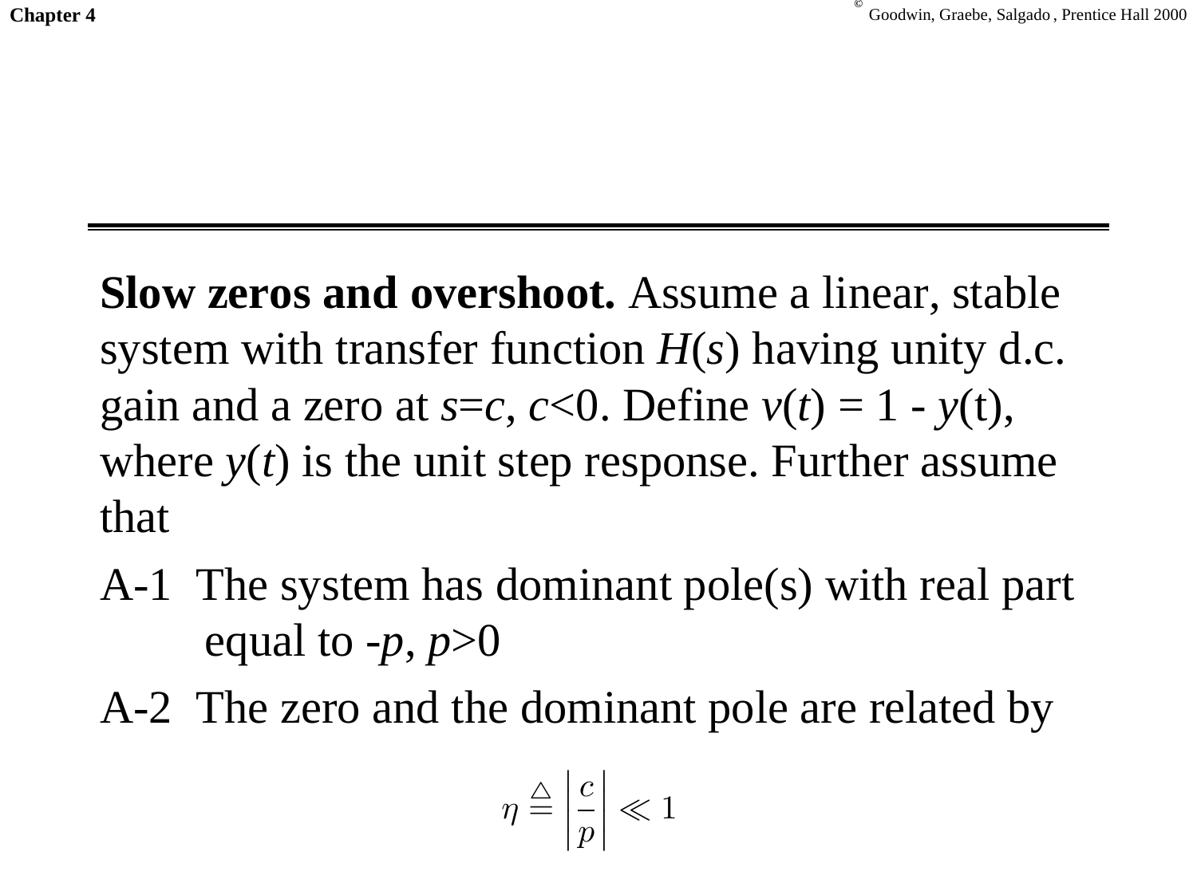**Slow zeros and overshoot.** Assume a linear, stable system with transfer function $H(s)$ having unity d.c. gain and a zero at $s=c$, $c<0$. Define $v(t) = 1 - y(t)$, where $y(t)$ is the unit step response. Further assume that

A-1 The system has dominant pole(s) with real part equal to $-p$, $p>0$

A-2 The zero and the dominant pole are related by

$$\eta \stackrel{\triangle}{=} \left| \frac{c}{p} \right| \ll 1$$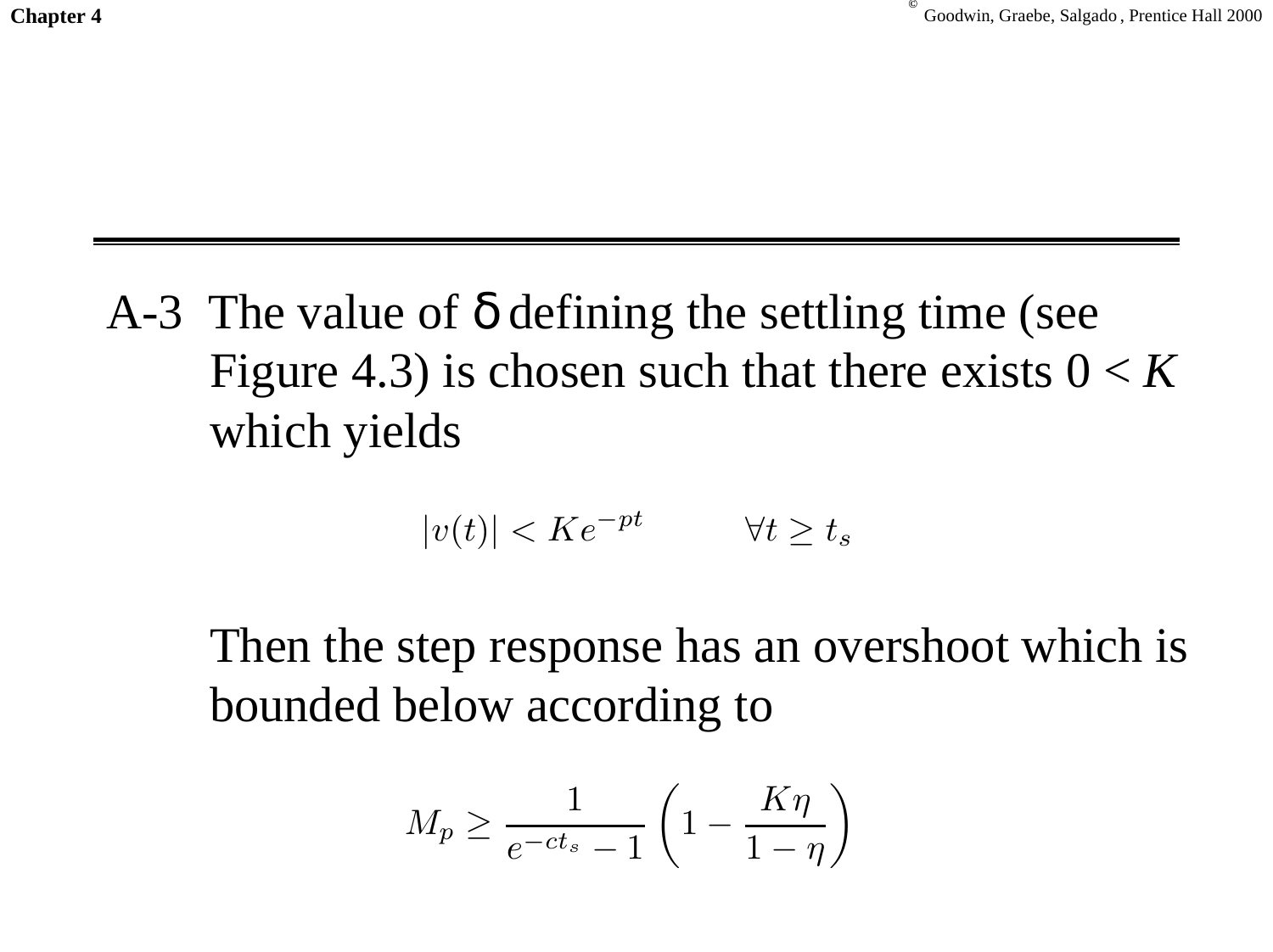A-3 The value of $\delta$ defining the settling time (see Figure 4.3) is chosen such that there exists $0 < K$ which yields

$$|v(t)| < Ke^{-pt} \qquad \forall t \geq t_s$$

Then the step response has an overshoot which is bounded below according to

$$M_p \geq \frac{1}{e^{-ct_s} - 1}\left(1 - \frac{K\eta}{1 - \eta}\right)$$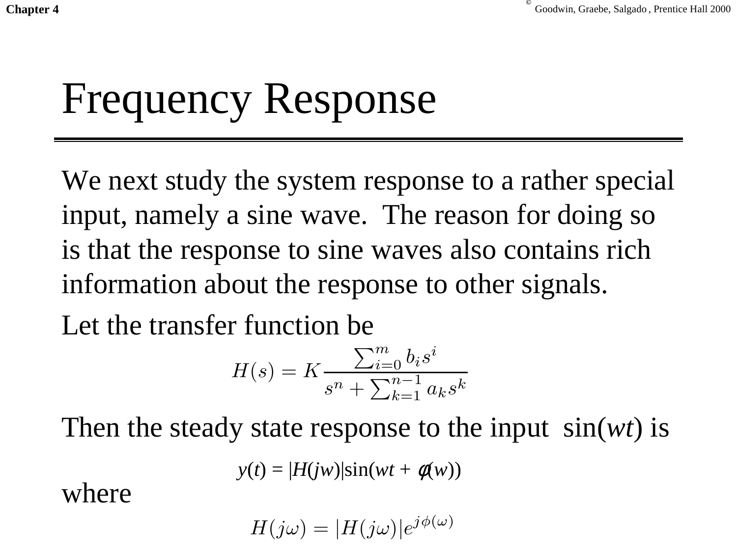# Frequency Response

We next study the system response to a rather special input, namely a sine wave. The reason for doing so is that the response to sine waves also contains rich information about the response to other signals.

Let the transfer function be

$$H(s) = K\frac{\sum_{i=0}^{m} b_i s^i}{s^n + \sum_{k=1}^{n-1} a_k s^k}$$

Then the steady state response to the input $\sin(wt)$ is

$$y(t) = |H(jw)|\sin(wt + \phi(w))$$

where

$$H(j\omega) = |H(j\omega)|e^{j\phi(\omega)}$$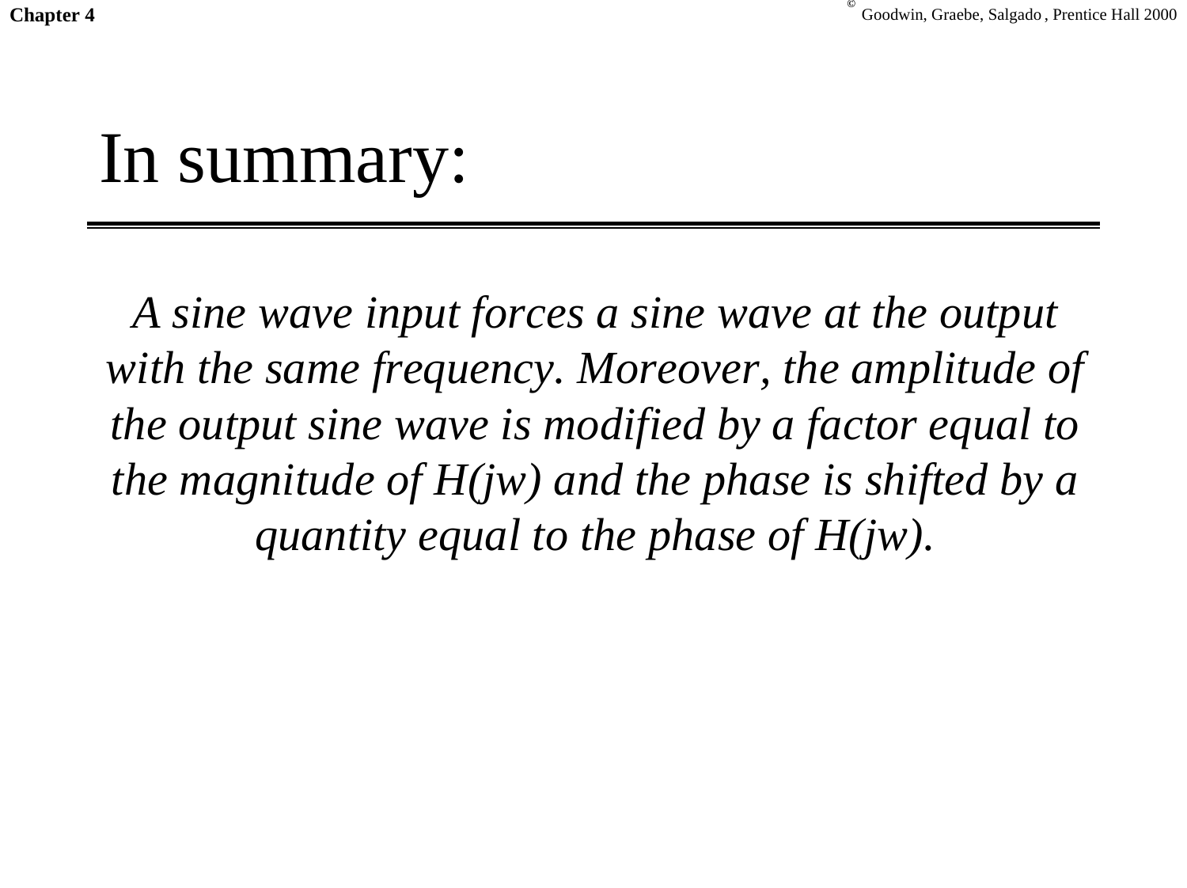# In summary:

*A sine wave input forces a sine wave at the output with the same frequency. Moreover, the amplitude of the output sine wave is modified by a factor equal to the magnitude of $H(jw)$ and the phase is shifted by a quantity equal to the phase of $H(jw)$.*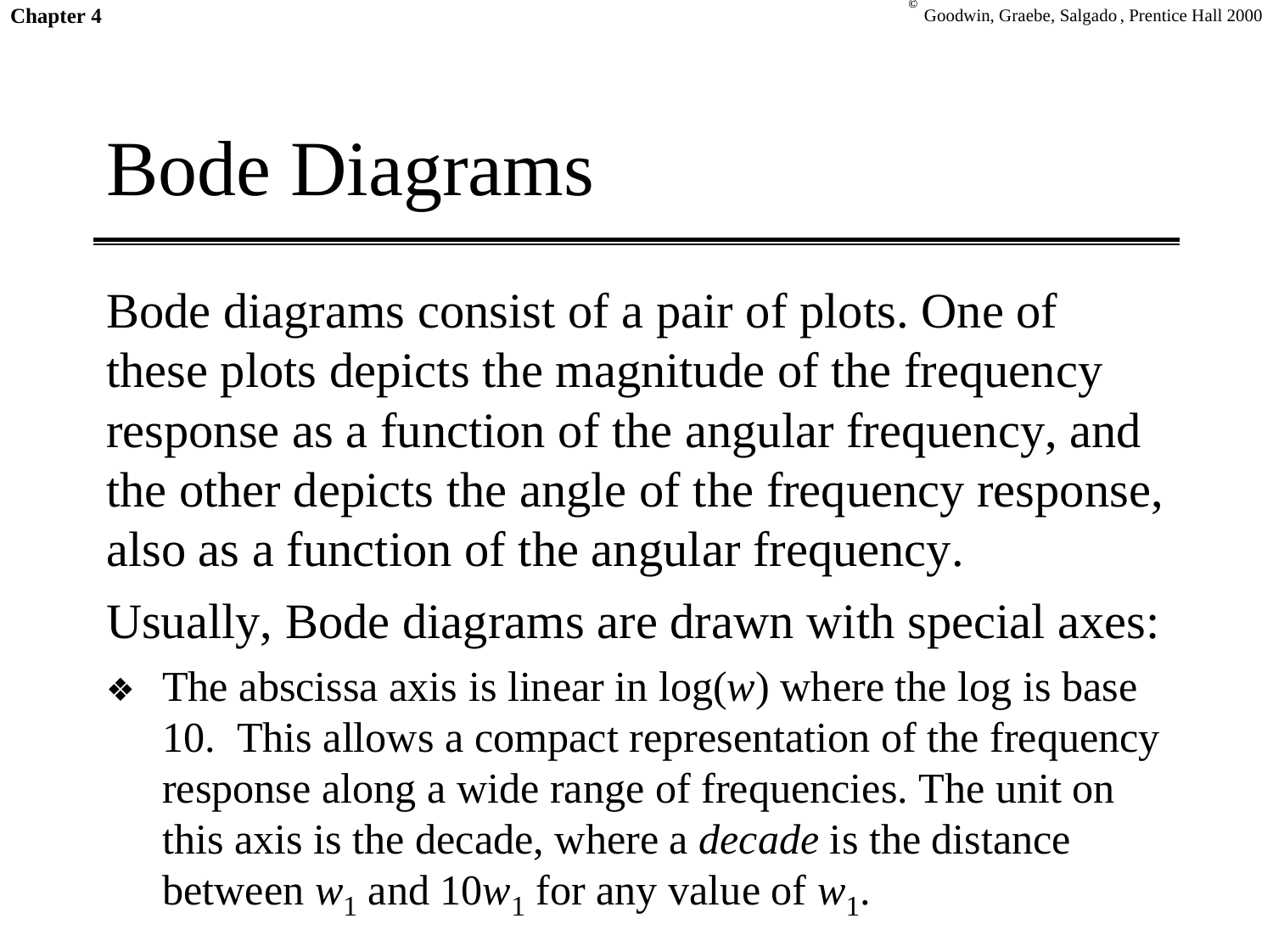# Bode Diagrams

Bode diagrams consist of a pair of plots. One of these plots depicts the magnitude of the frequency response as a function of the angular frequency, and the other depicts the angle of the frequency response, also as a function of the angular frequency.

Usually, Bode diagrams are drawn with special axes:

- The abscissa axis is linear in log($w$) where the log is base 10. This allows a compact representation of the frequency response along a wide range of frequencies. The unit on this axis is the decade, where a *decade* is the distance between $w_1$ and $10w_1$ for any value of $w_1$.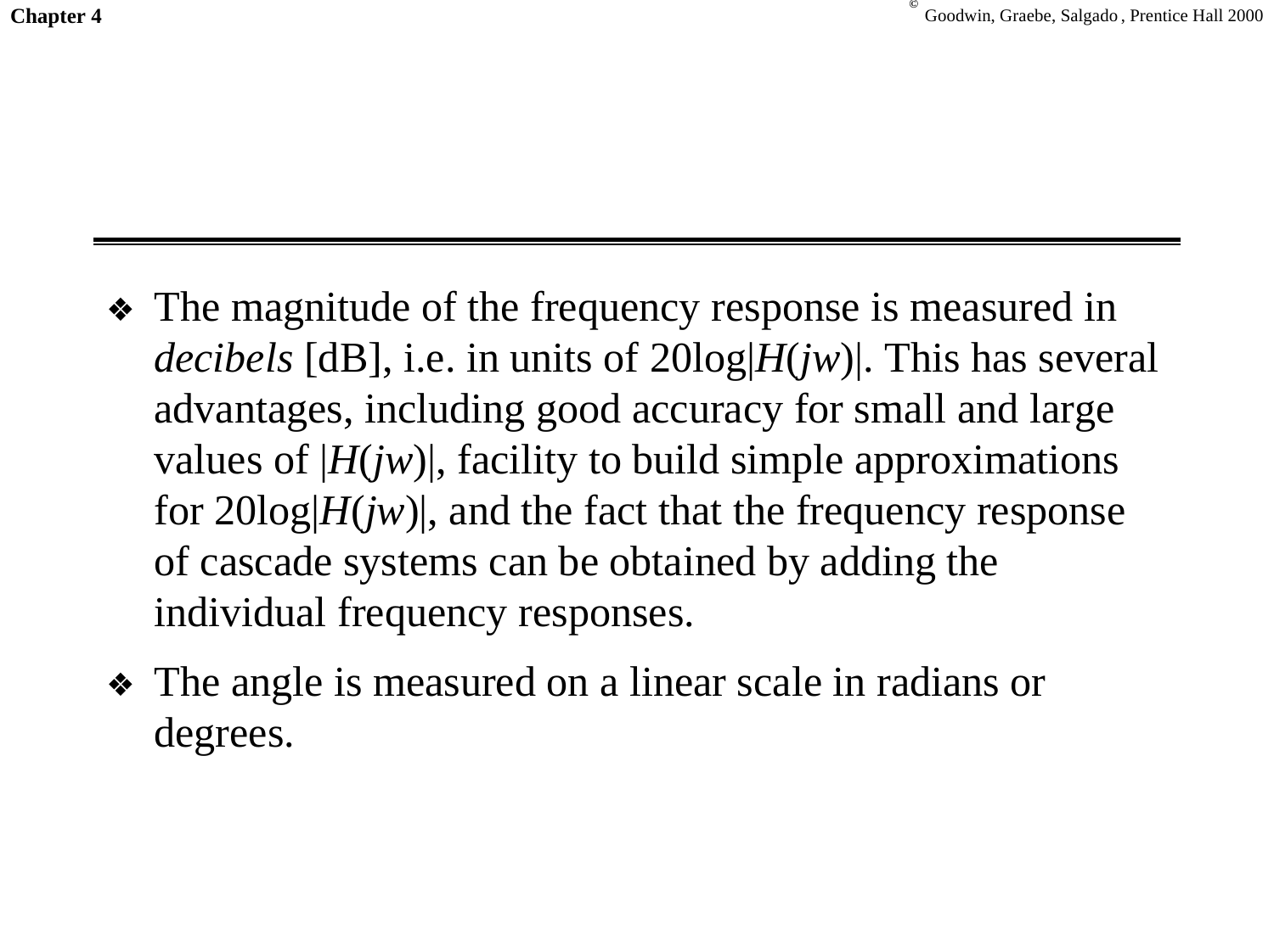- The magnitude of the frequency response is measured in *decibels* [dB], i.e. in units of $20\log|H(jw)|$. This has several advantages, including good accuracy for small and large values of $|H(jw)|$, facility to build simple approximations for $20\log|H(jw)|$, and the fact that the frequency response of cascade systems can be obtained by adding the individual frequency responses.
- The angle is measured on a linear scale in radians or degrees.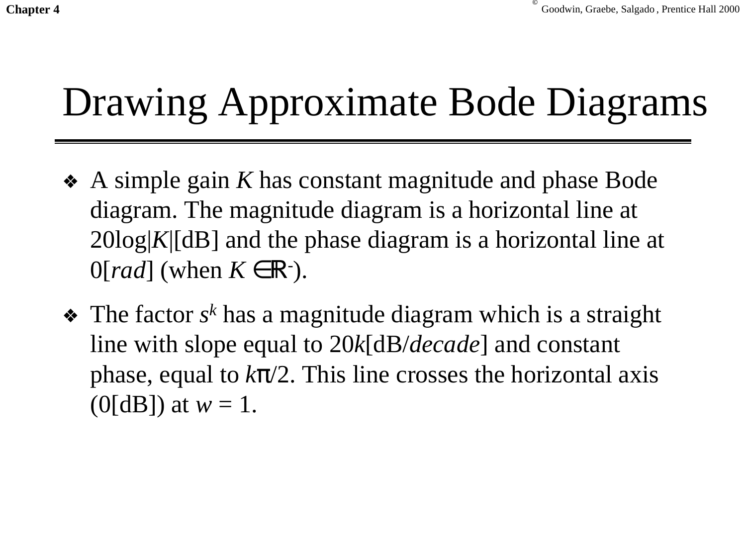# Drawing Approximate Bode Diagrams

- A simple gain $K$ has constant magnitude and phase Bode diagram. The magnitude diagram is a horizontal line at $20\log|K|$[dB] and the phase diagram is a horizontal line at 0[*rad*] (when $K \in \mathbb{R}^{-}$).
- The factor $s^k$ has a magnitude diagram which is a straight line with slope equal to $20k$[dB/*decade*] and constant phase, equal to $k\pi/2$. This line crosses the horizontal axis (0[dB]) at $w = 1$.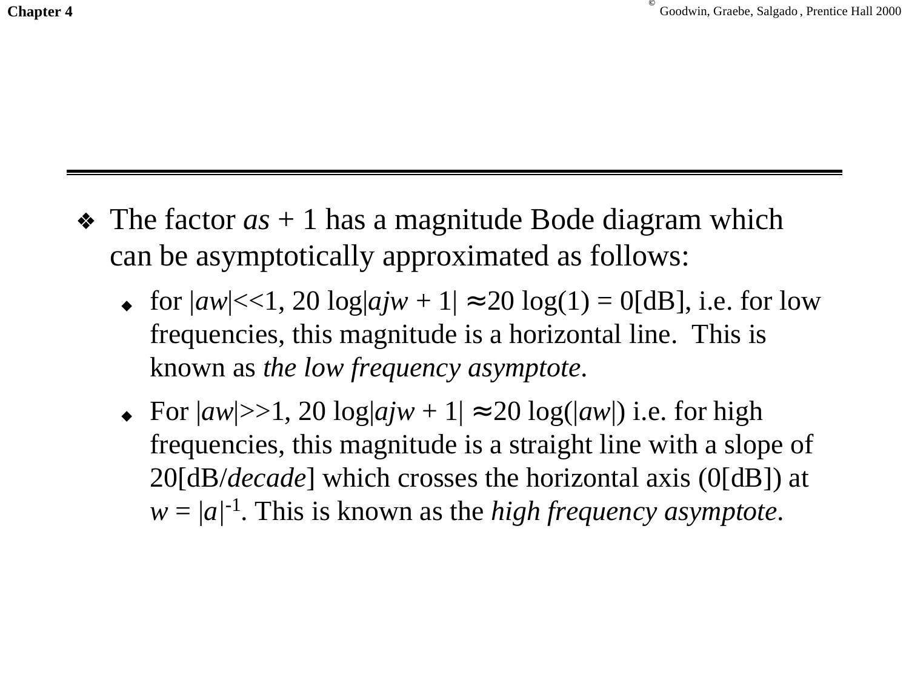- The factor $as + 1$ has a magnitude Bode diagram which can be asymptotically approximated as follows:
  - for $|a\omega| \ll 1$, $20 \log|aj\omega + 1| \approx 20 \log(1) = 0$[dB], i.e. for low frequencies, this magnitude is a horizontal line. This is known as *the low frequency asymptote*.
  - For $|a\omega| \gg 1$, $20 \log|aj\omega + 1| \approx 20 \log(|a\omega|)$ i.e. for high frequencies, this magnitude is a straight line with a slope of 20[dB/*decade*] which crosses the horizontal axis (0[dB]) at $\omega = |a|^{-1}$. This is known as the *high frequency asymptote*.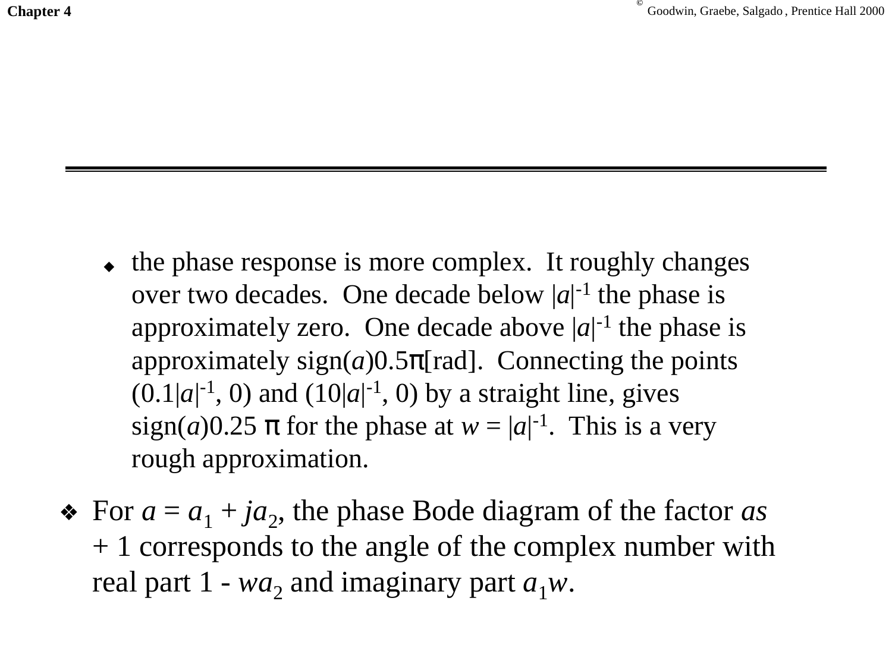- the phase response is more complex. It roughly changes over two decades. One decade below $|a|^{-1}$ the phase is approximately zero. One decade above $|a|^{-1}$ the phase is approximately sign($a$)$0.5\pi$[rad]. Connecting the points $(0.1|a|^{-1}, 0)$ and $(10|a|^{-1}, 0)$ by a straight line, gives sign($a$)$0.25\,\pi$ for the phase at $w = |a|^{-1}$. This is a very rough approximation.

- For $a = a_1 + ja_2$, the phase Bode diagram of the factor $as + 1$ corresponds to the angle of the complex number with real part $1 - wa_2$ and imaginary part $a_1w$.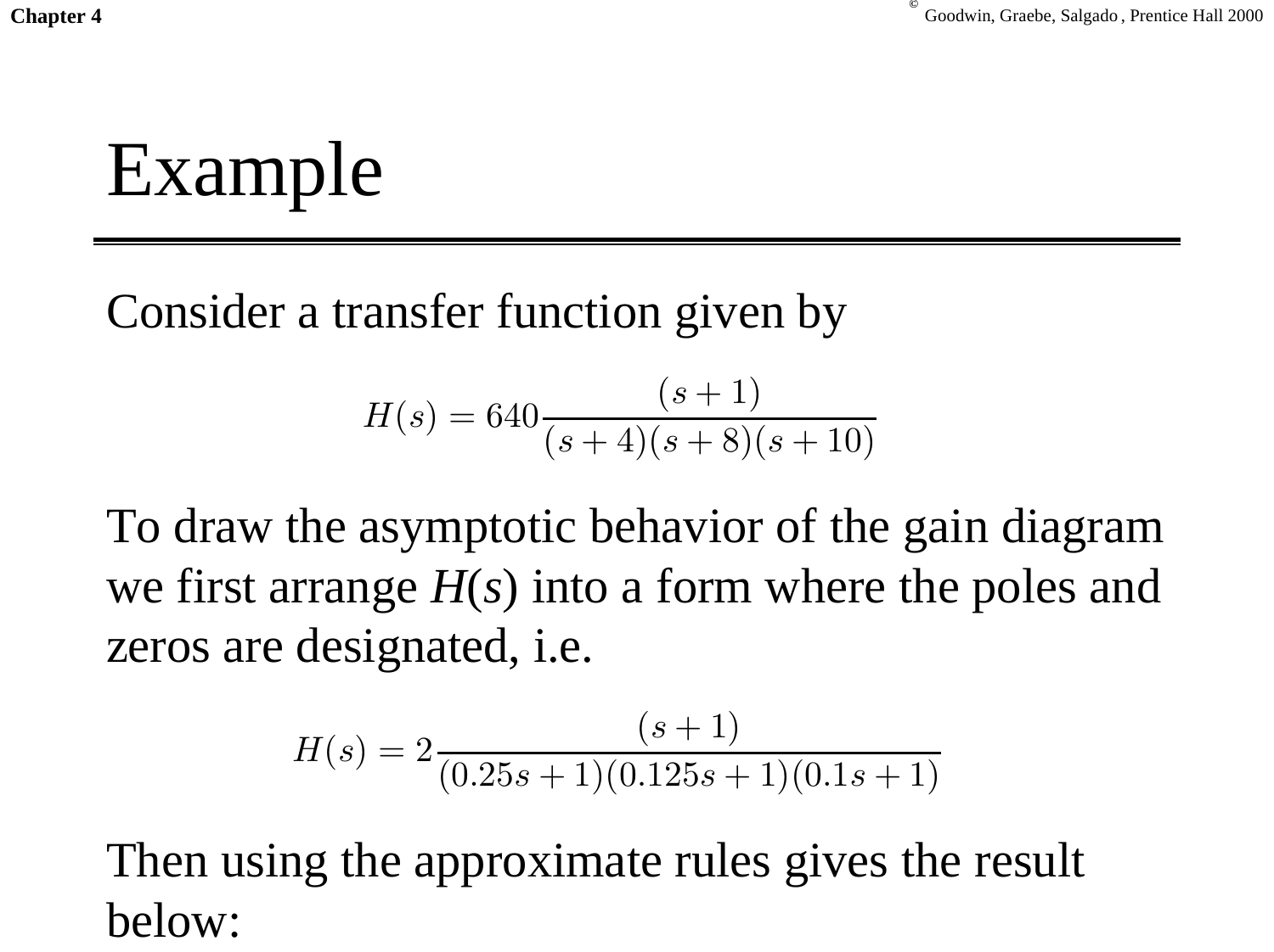# Example

Consider a transfer function given by

$$H(s) = 640\frac{(s+1)}{(s+4)(s+8)(s+10)}$$

To draw the asymptotic behavior of the gain diagram we first arrange *H*(*s*) into a form where the poles and zeros are designated, i.e.

$$H(s) = 2\frac{(s+1)}{(0.25s+1)(0.125s+1)(0.1s+1)}$$

Then using the approximate rules gives the result below: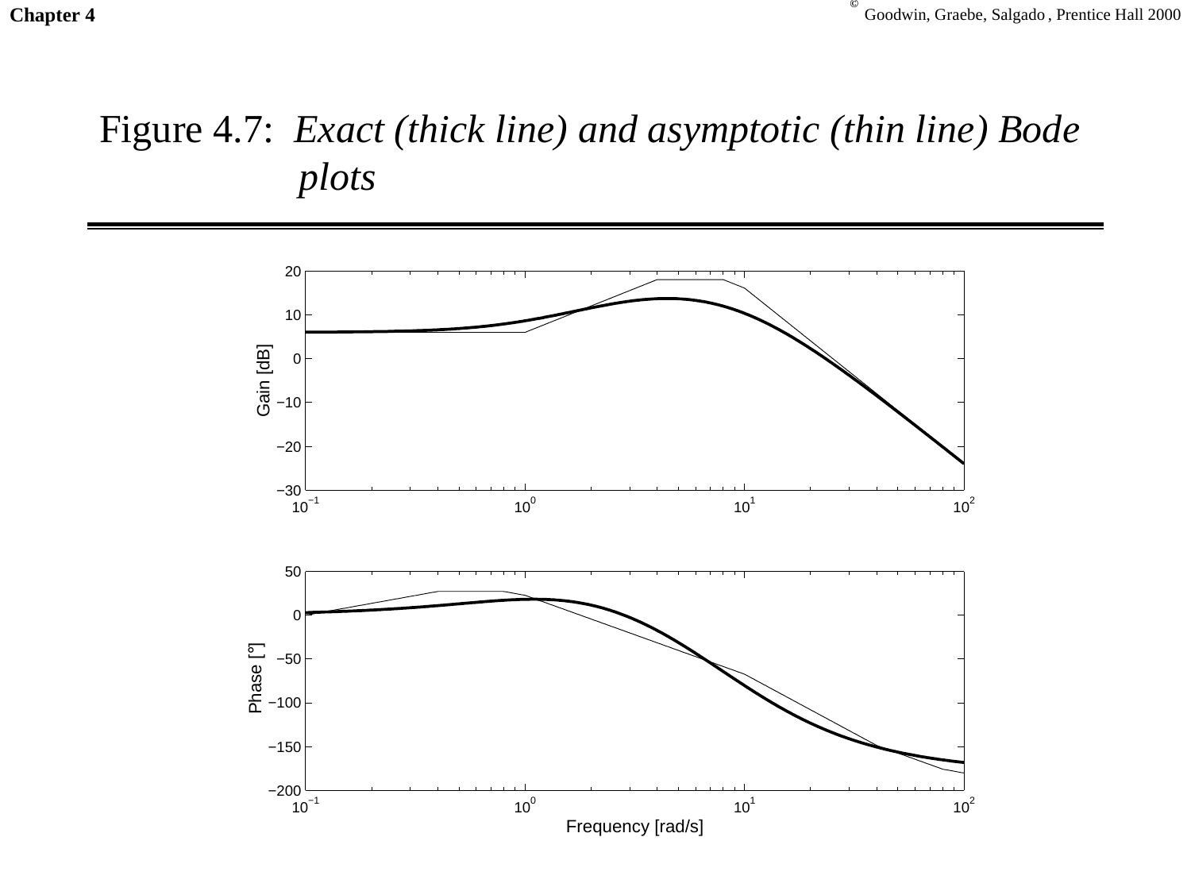# Figure 4.7: *Exact (thick line) and asymptotic (thin line) Bode plots*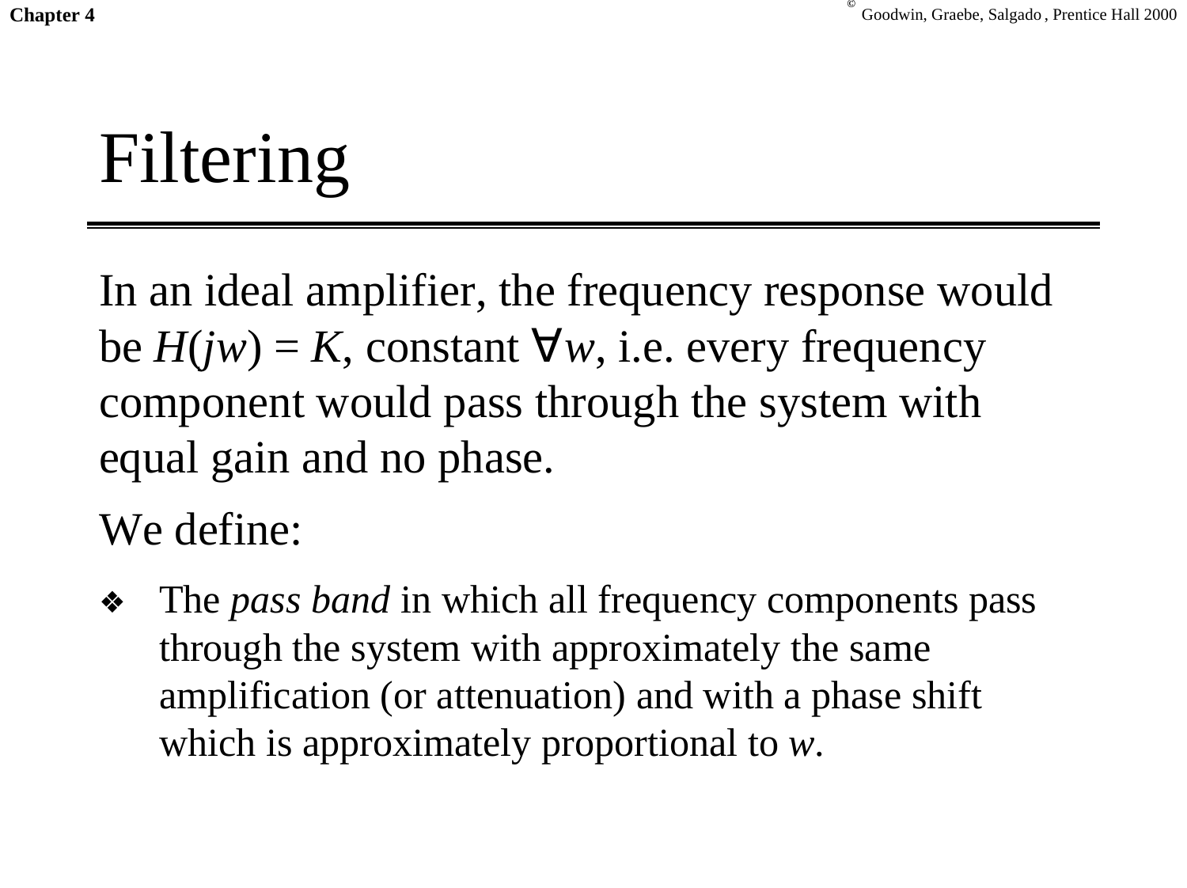# Filtering

In an ideal amplifier, the frequency response would be $H(jw) = K$, constant $\forall w$, i.e. every frequency component would pass through the system with equal gain and no phase.

We define:

- The *pass band* in which all frequency components pass through the system with approximately the same amplification (or attenuation) and with a phase shift which is approximately proportional to $w$.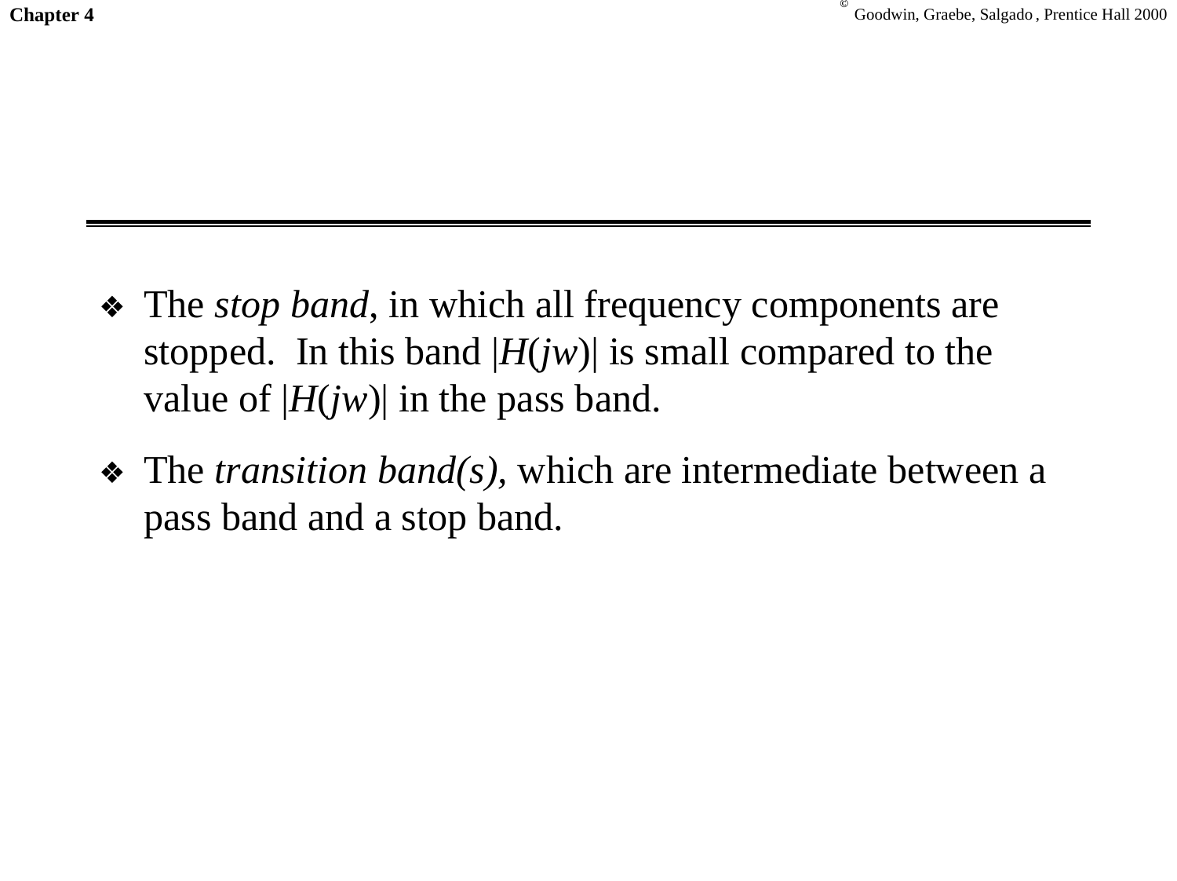- The *stop band*, in which all frequency components are stopped. In this band $|H(jw)|$ is small compared to the value of $|H(jw)|$ in the pass band.
- The *transition band(s)*, which are intermediate between a pass band and a stop band.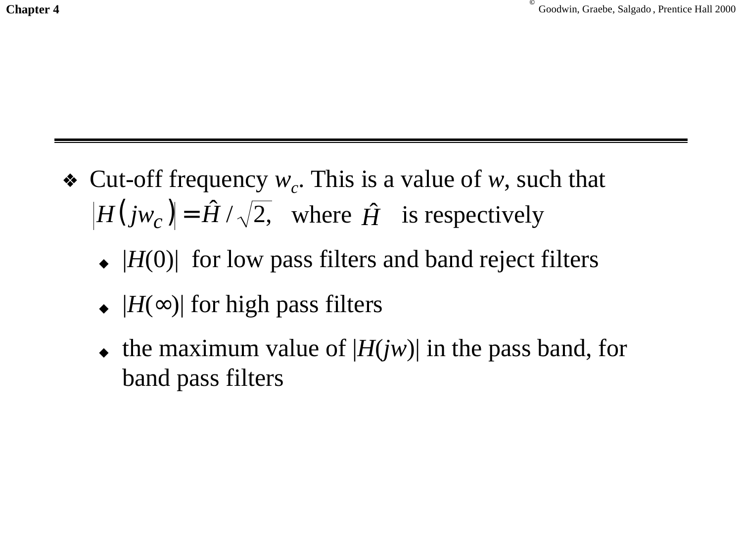- Cut-off frequency $w_c$. This is a value of $w$, such that $|H(jw_c)| = \hat{H}/\sqrt{2},$ where $\hat{H}$ is respectively
  - $|H(0)|$ for low pass filters and band reject filters
  - $|H(\infty)|$ for high pass filters
  - the maximum value of $|H(jw)|$ in the pass band, for band pass filters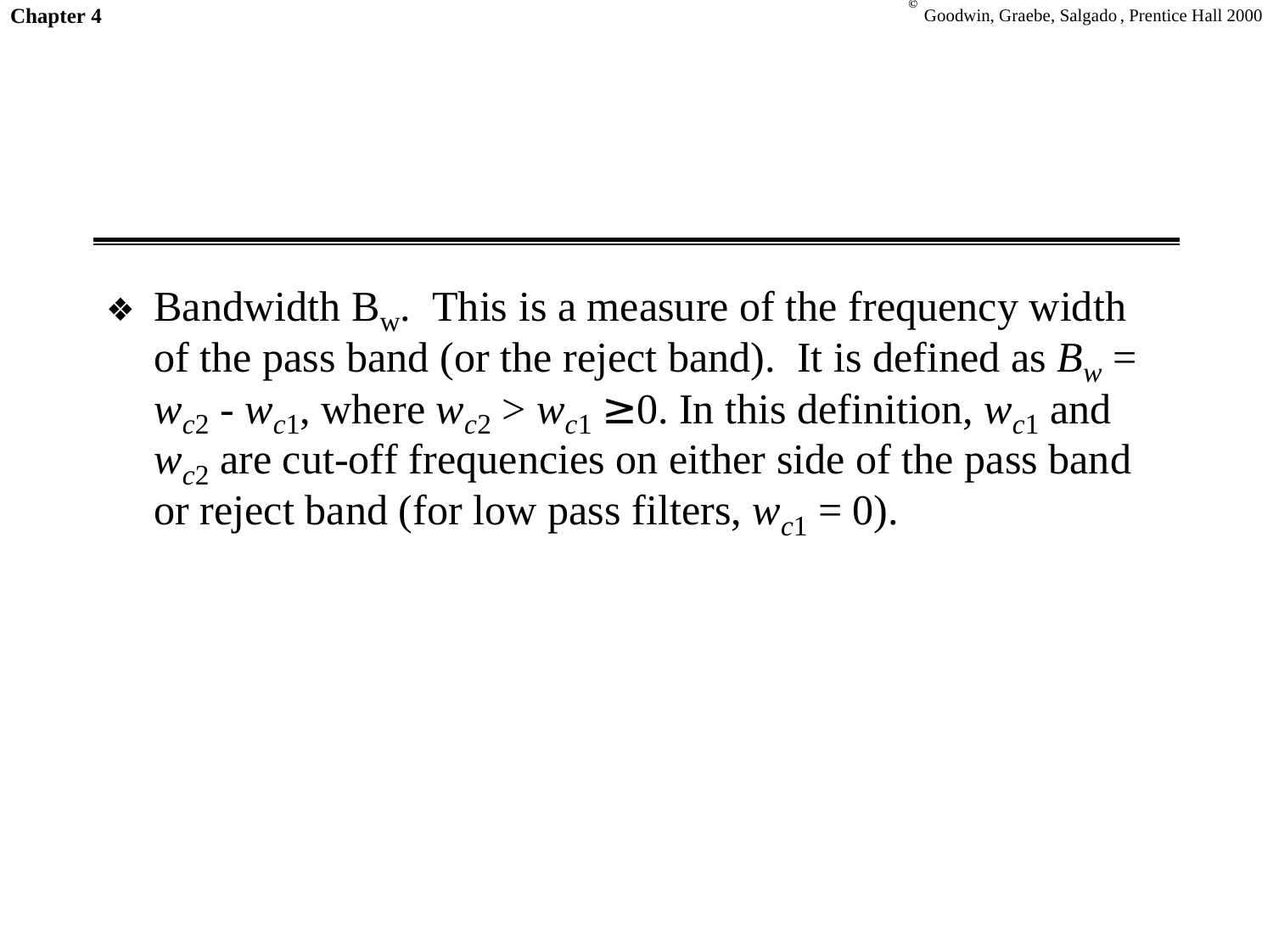- Bandwidth $B_w$. This is a measure of the frequency width of the pass band (or the reject band). It is defined as $B_w = w_{c2} - w_{c1}$, where $w_{c2} > w_{c1} \geq 0$. In this definition, $w_{c1}$ and $w_{c2}$ are cut-off frequencies on either side of the pass band or reject band (for low pass filters, $w_{c1} = 0$).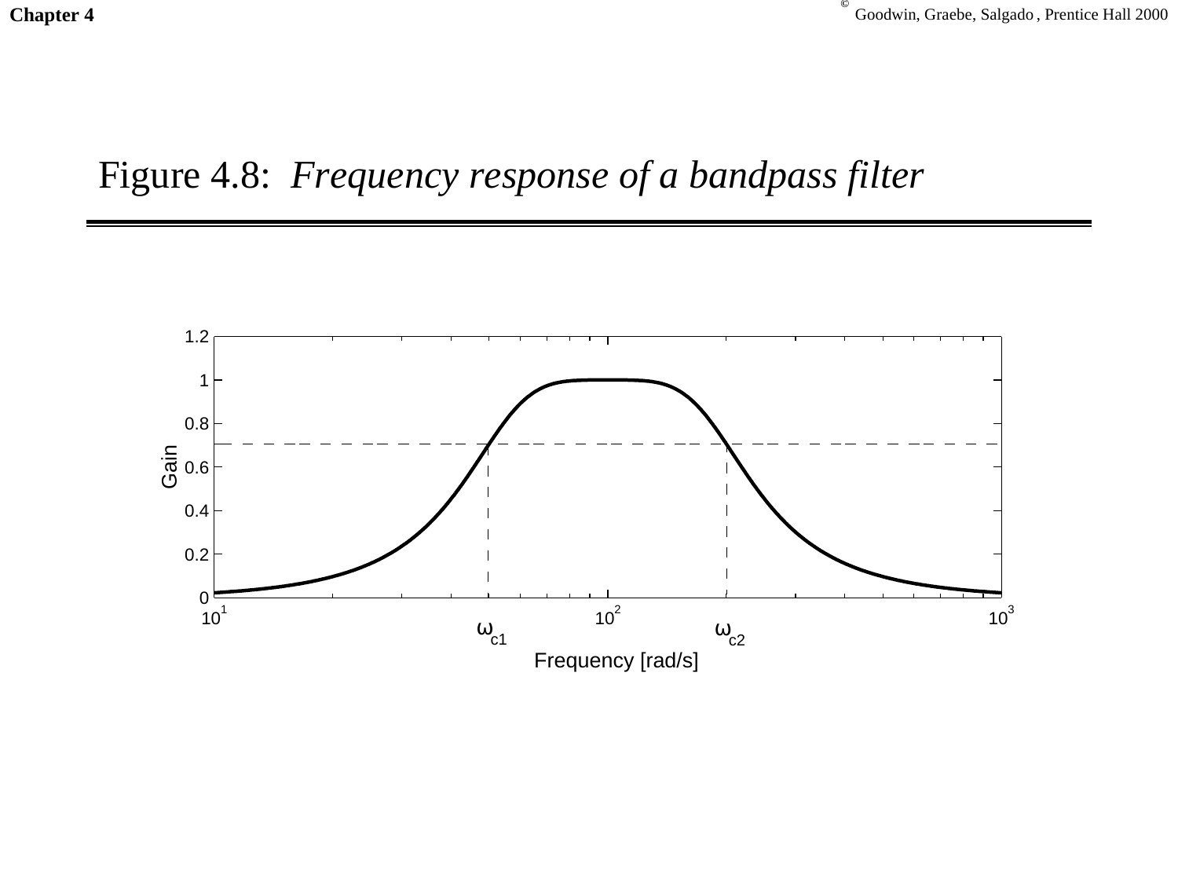# Figure 4.8: *Frequency response of a bandpass filter*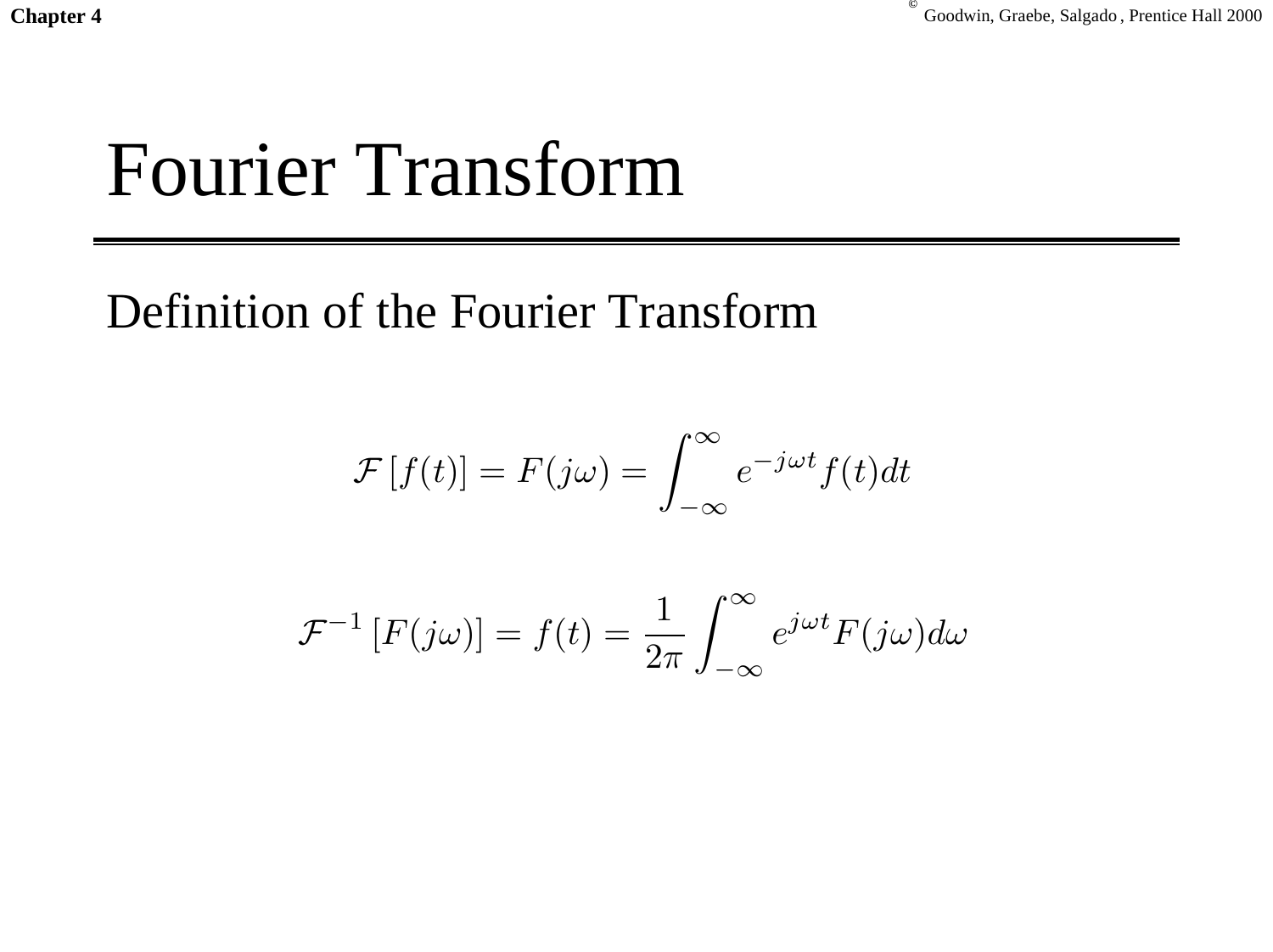# Fourier Transform

## Definition of the Fourier Transform

$$\mathcal{F}\left[f(t)\right] = F(j\omega) = \int_{-\infty}^{\infty} e^{-j\omega t} f(t) dt$$

$$\mathcal{F}^{-1}\left[F(j\omega)\right] = f(t) = \frac{1}{2\pi}\int_{-\infty}^{\infty} e^{j\omega t} F(j\omega) d\omega$$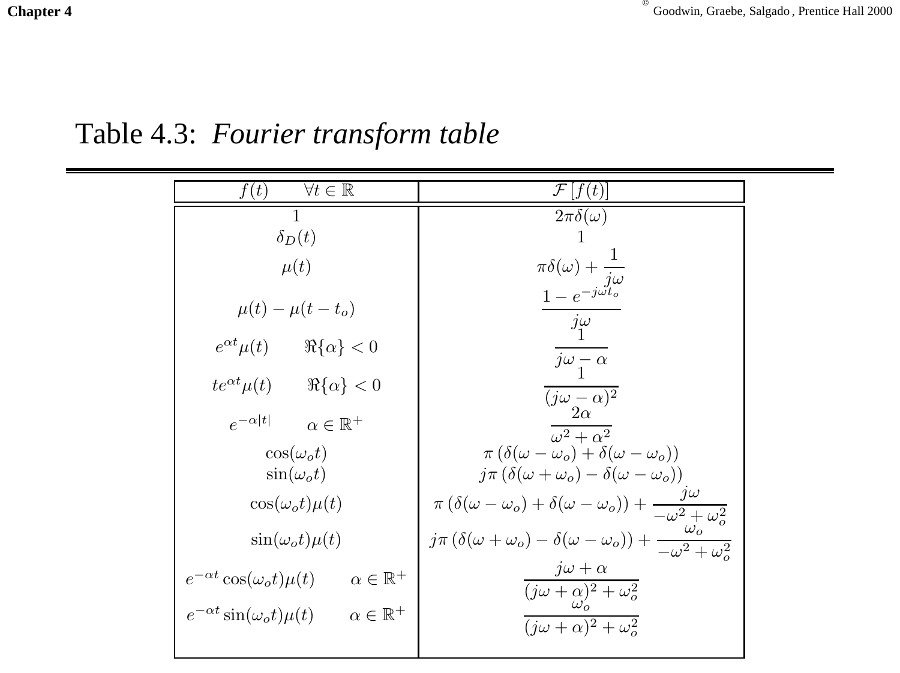# Table 4.3: *Fourier transform table*

| $f(t) \qquad \forall t \in \mathbb{R}$ | $\mathcal{F}\left[f(t)\right]$ |
|---|---|
| $1$ | $2\pi\delta(\omega)$ |
| $\delta_D(t)$ | $1$ |
| $\mu(t)$ | $\pi\delta(\omega) + \dfrac{1}{j\omega}$ |
| $\mu(t) - \mu(t - t_o)$ | $\dfrac{1 - e^{-j\omega t_o}}{j\omega}$ |
| $e^{\alpha t}\mu(t) \qquad \Re\{\alpha\} < 0$ | $\dfrac{1}{j\omega - \alpha}$ |
| $te^{\alpha t}\mu(t) \qquad \Re\{\alpha\} < 0$ | $\dfrac{1}{(j\omega - \alpha)^2}$ |
| $e^{-\alpha\|t\|} \qquad \alpha \in \mathbb{R}^+$ | $\dfrac{2\alpha}{\omega^2 + \alpha^2}$ |
| $\cos(\omega_o t)$ | $\pi\left(\delta(\omega - \omega_o) + \delta(\omega - \omega_o)\right)$ |
| $\sin(\omega_o t)$ | $j\pi\left(\delta(\omega + \omega_o) - \delta(\omega - \omega_o)\right)$ |
| $\cos(\omega_o t)\mu(t)$ | $\pi\left(\delta(\omega - \omega_o) + \delta(\omega - \omega_o)\right) + \dfrac{j\omega}{-\omega^2 + \omega_o^2}$ |
| $\sin(\omega_o t)\mu(t)$ | $j\pi\left(\delta(\omega + \omega_o) - \delta(\omega - \omega_o)\right) + \dfrac{\omega_o}{-\omega^2 + \omega_o^2}$ |
| $e^{-\alpha t}\cos(\omega_o t)\mu(t) \qquad \alpha \in \mathbb{R}^+$ | $\dfrac{j\omega + \alpha}{(j\omega + \alpha)^2 + \omega_o^2}$ |
| $e^{-\alpha t}\sin(\omega_o t)\mu(t) \qquad \alpha \in \mathbb{R}^+$ | $\dfrac{\omega_o}{(j\omega + \alpha)^2 + \omega_o^2}$ |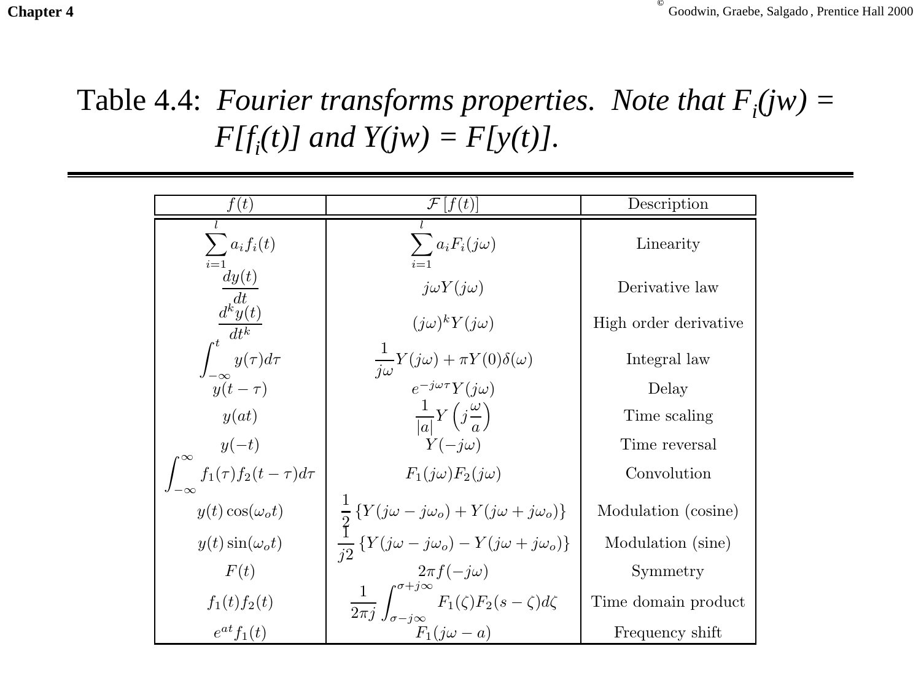# Table 4.4: *Fourier transforms properties. Note that $F_i(jw) = F[f_i(t)]$ and $Y(jw) = F[y(t)]$.*

| $f(t)$ | $\mathcal{F}[f(t)]$ | Description |
|---|---|---|
| $\displaystyle\sum_{i=1}^{l} a_i f_i(t)$ | $\displaystyle\sum_{i=1}^{l} a_i F_i(j\omega)$ | Linearity |
| $\dfrac{dy(t)}{dt}$ | $j\omega Y(j\omega)$ | Derivative law |
| $\dfrac{d^k y(t)}{dt^k}$ | $(j\omega)^k Y(j\omega)$ | High order derivative |
| $\displaystyle\int_{-\infty}^{t} y(\tau)d\tau$ | $\dfrac{1}{j\omega}Y(j\omega) + \pi Y(0)\delta(\omega)$ | Integral law |
| $y(t-\tau)$ | $e^{-j\omega\tau}Y(j\omega)$ | Delay |
| $y(at)$ | $\dfrac{1}{\lvert a \rvert}Y\left(j\dfrac{\omega}{a}\right)$ | Time scaling |
| $y(-t)$ | $Y(-j\omega)$ | Time reversal |
| $\displaystyle\int_{-\infty}^{\infty} f_1(\tau)f_2(t-\tau)d\tau$ | $F_1(j\omega)F_2(j\omega)$ | Convolution |
| $y(t)\cos(\omega_o t)$ | $\dfrac{1}{2}\left\{Y(j\omega - j\omega_o) + Y(j\omega + j\omega_o)\right\}$ | Modulation (cosine) |
| $y(t)\sin(\omega_o t)$ | $\dfrac{1}{j2}\left\{Y(j\omega - j\omega_o) - Y(j\omega + j\omega_o)\right\}$ | Modulation (sine) |
| $F(t)$ | $2\pi f(-j\omega)$ | Symmetry |
| $f_1(t)f_2(t)$ | $\dfrac{1}{2\pi j}\displaystyle\int_{\sigma-j\infty}^{\sigma+j\infty} F_1(\zeta)F_2(s-\zeta)d\zeta$ | Time domain product |
| $e^{at}f_1(t)$ | $F_1(j\omega - a)$ | Frequency shift |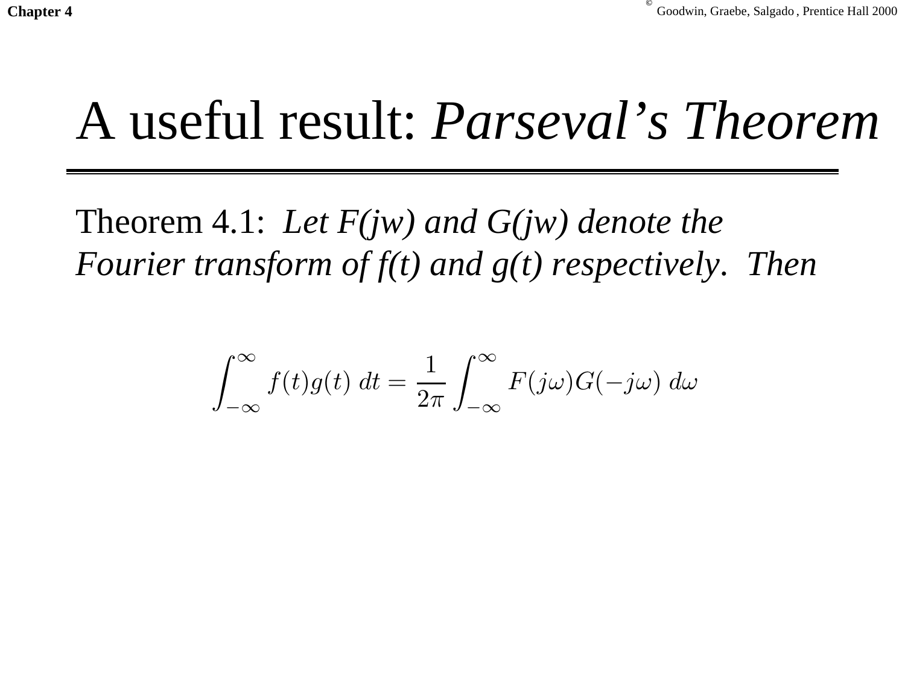# A useful result: *Parseval's Theorem*

Theorem 4.1: *Let F(jw) and G(jw) denote the Fourier transform of f(t) and g(t) respectively. Then*

$$\int_{-\infty}^{\infty} f(t)g(t)\, dt = \frac{1}{2\pi} \int_{-\infty}^{\infty} F(j\omega)G(-j\omega)\, d\omega$$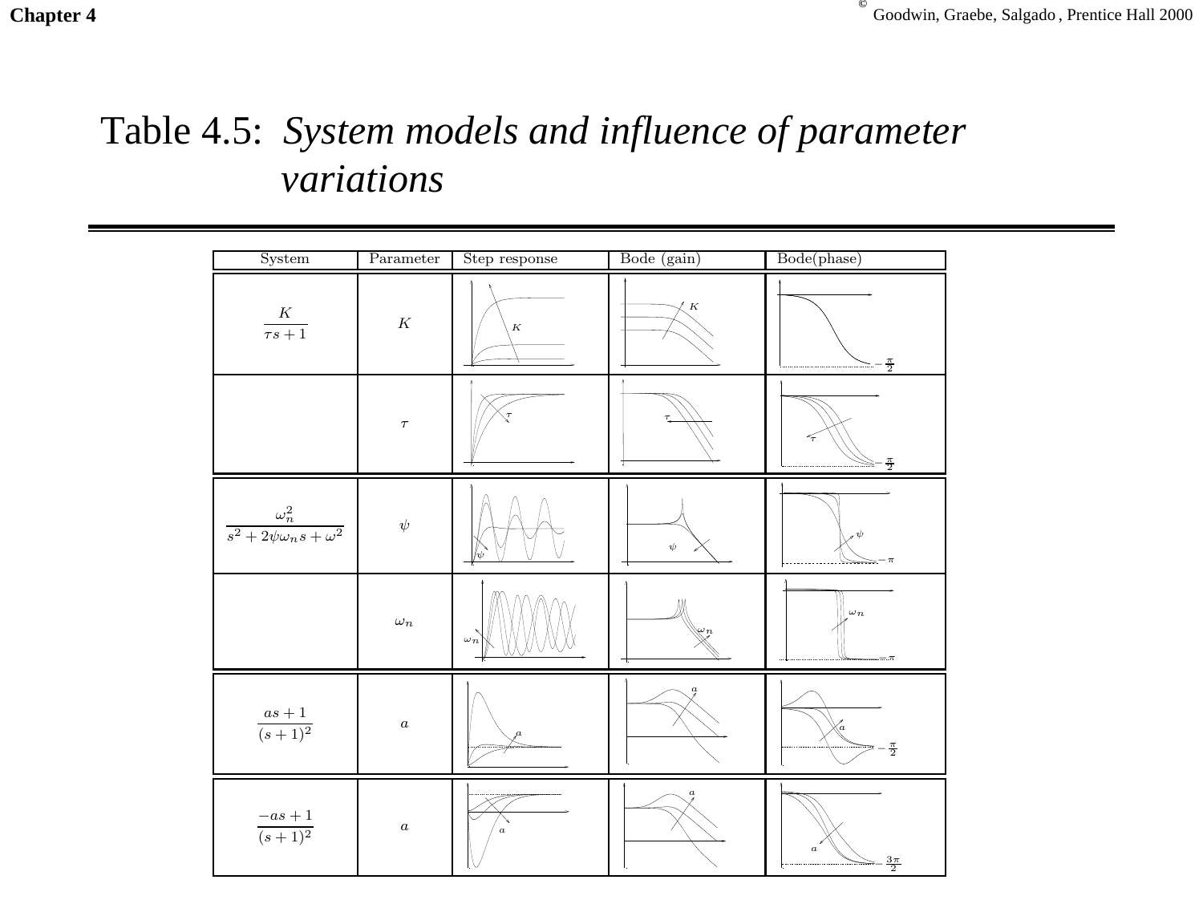# Table 4.5: *System models and influence of parameter variations*

| System | Parameter | Step response | Bode (gain) | Bode(phase) |
|---|---|---|---|---|
| $\dfrac{K}{\tau s+1}$ | $K$ | | | $-\frac{\pi}{2}$ |
| | $\tau$ | | | $-\frac{\pi}{2}$ |
| $\dfrac{\omega_n^2}{s^2+2\psi\omega_n s+\omega^2}$ | $\psi$ | | | $-\pi$ |
| | $\omega_n$ | | | $-\pi$ |
| $\dfrac{as+1}{(s+1)^2}$ | $a$ | | | $-\frac{\pi}{2}$ |
| $\dfrac{-as+1}{(s+1)^2}$ | $a$ | | | $-\frac{3\pi}{2}$ |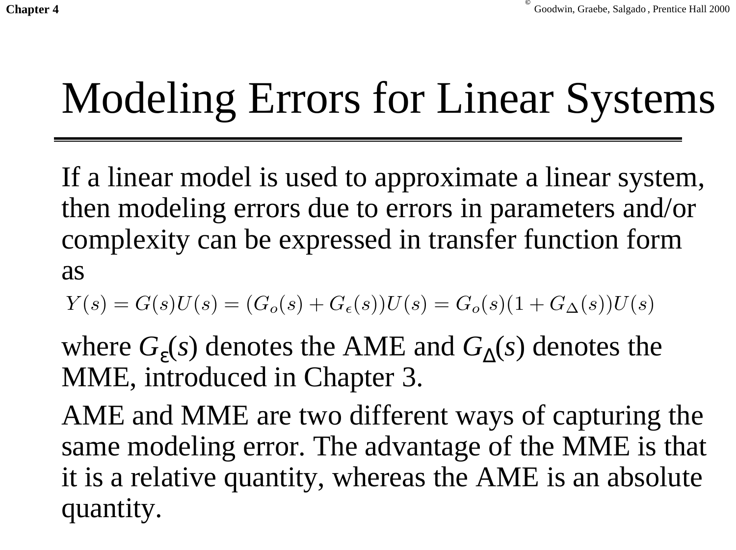# Modeling Errors for Linear Systems

If a linear model is used to approximate a linear system, then modeling errors due to errors in parameters and/or complexity can be expressed in transfer function form as

$$Y(s) = G(s)U(s) = (G_o(s) + G_\epsilon(s))U(s) = G_o(s)(1 + G_\Delta(s))U(s)$$

where $G_\varepsilon(s)$ denotes the AME and $G_\Delta(s)$ denotes the MME, introduced in Chapter 3.

AME and MME are two different ways of capturing the same modeling error. The advantage of the MME is that it is a relative quantity, whereas the AME is an absolute quantity.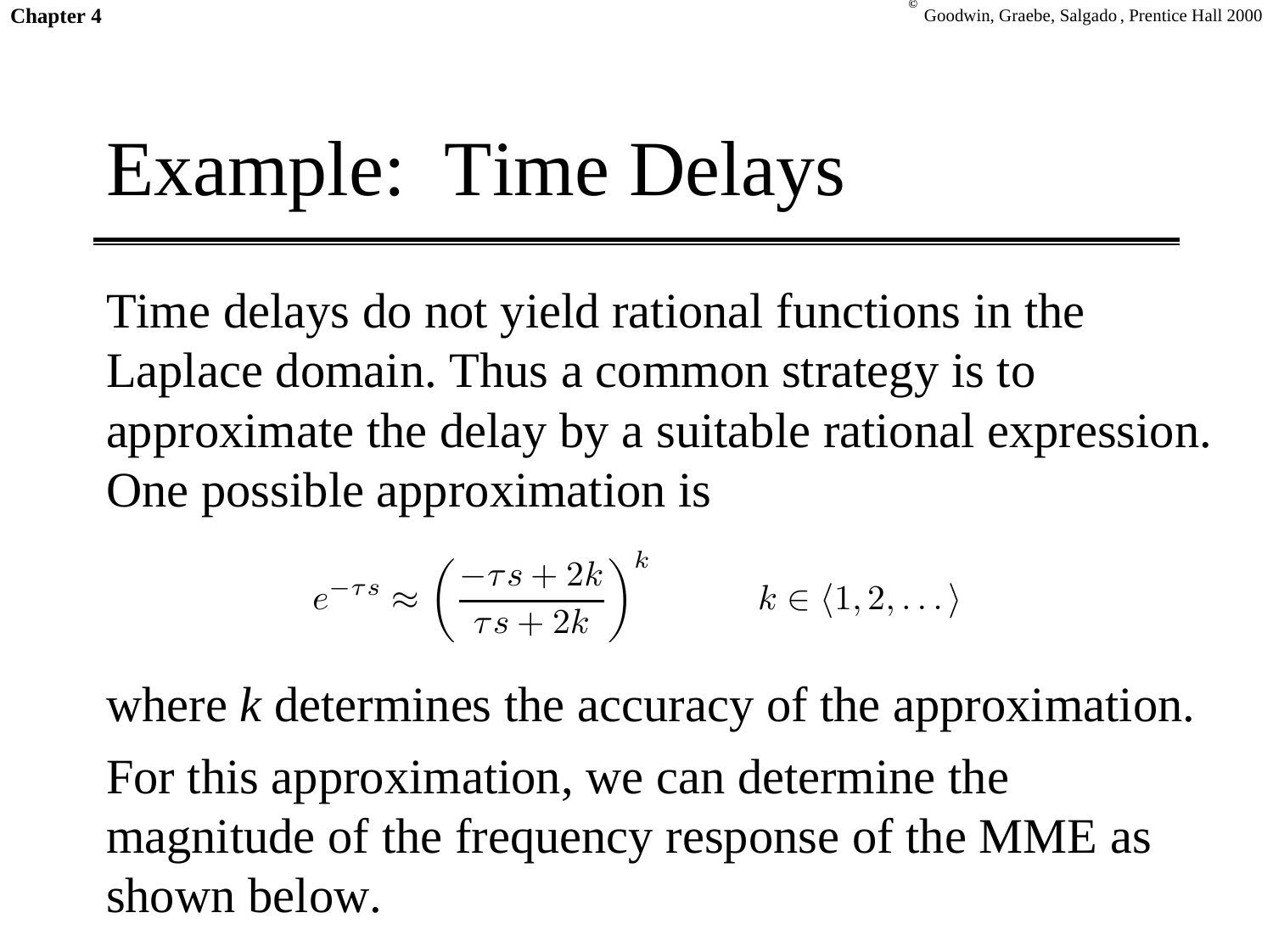# Example: Time Delays

Time delays do not yield rational functions in the Laplace domain. Thus a common strategy is to approximate the delay by a suitable rational expression. One possible approximation is

$$e^{-\tau s} \approx \left( \frac{-\tau s + 2k}{\tau s + 2k} \right)^k \qquad k \in \langle 1, 2, \ldots \rangle$$

where *k* determines the accuracy of the approximation.

For this approximation, we can determine the magnitude of the frequency response of the MME as shown below.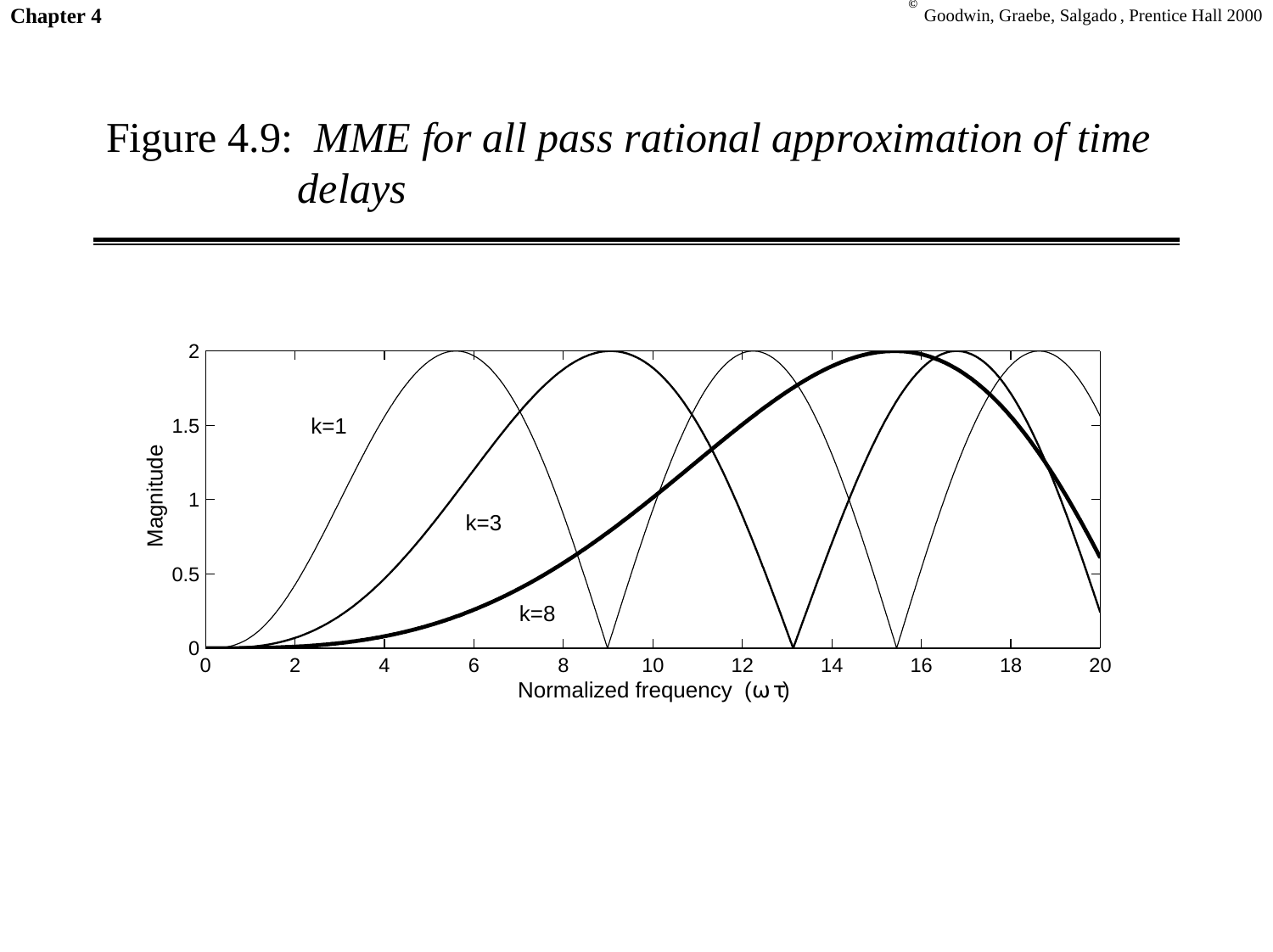# Figure 4.9: *MME for all pass rational approximation of time delays*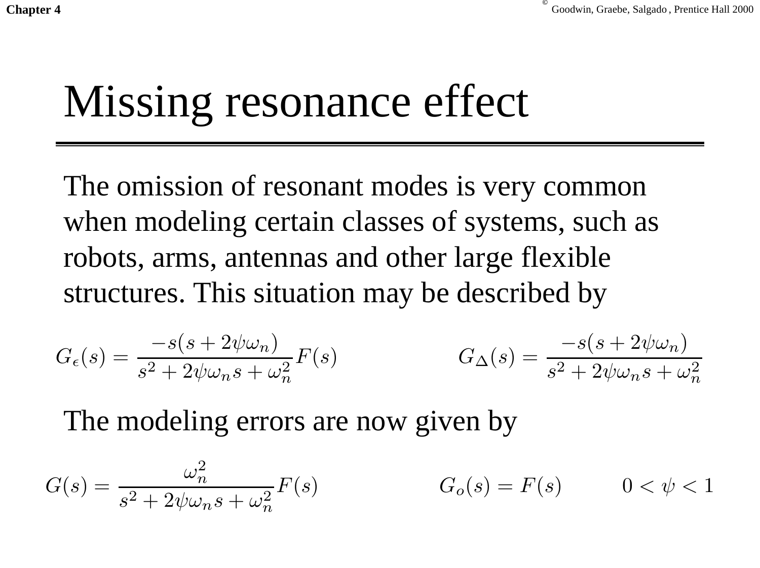# Missing resonance effect

The omission of resonant modes is very common when modeling certain classes of systems, such as robots, arms, antennas and other large flexible structures. This situation may be described by

$$G(s) = \frac{\omega_n^2}{s^2 + 2\psi\omega_n s + \omega_n^2} F(s) \qquad G_o(s) = F(s) \qquad 0 < \psi < 1$$

The modeling errors are now given by

$$G_\epsilon(s) = \frac{-s(s + 2\psi\omega_n)}{s^2 + 2\psi\omega_n s + \omega_n^2} F(s) \qquad G_\Delta(s) = \frac{-s(s + 2\psi\omega_n)}{s^2 + 2\psi\omega_n s + \omega_n^2}$$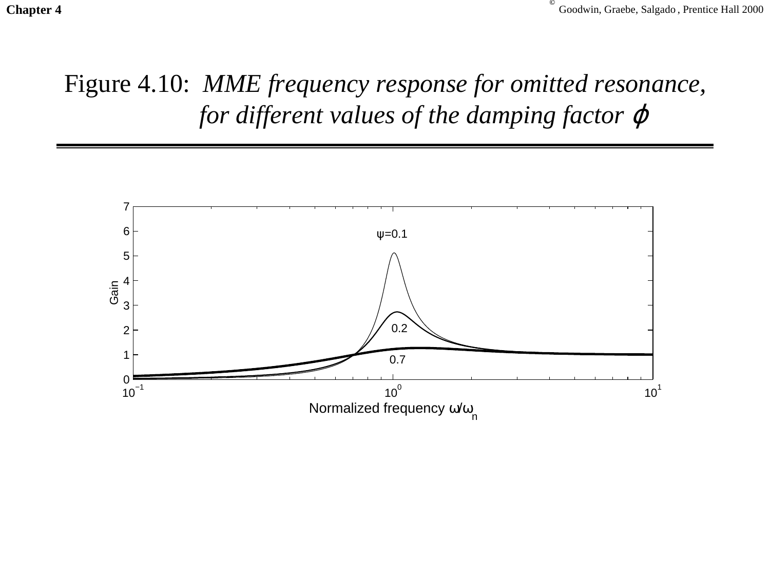# Figure 4.10: *MME frequency response for omitted resonance, for different values of the damping factor $\phi$*

Gain

$\psi$=0.1

0.2

0.7

Normalized frequency $\omega/\omega_n$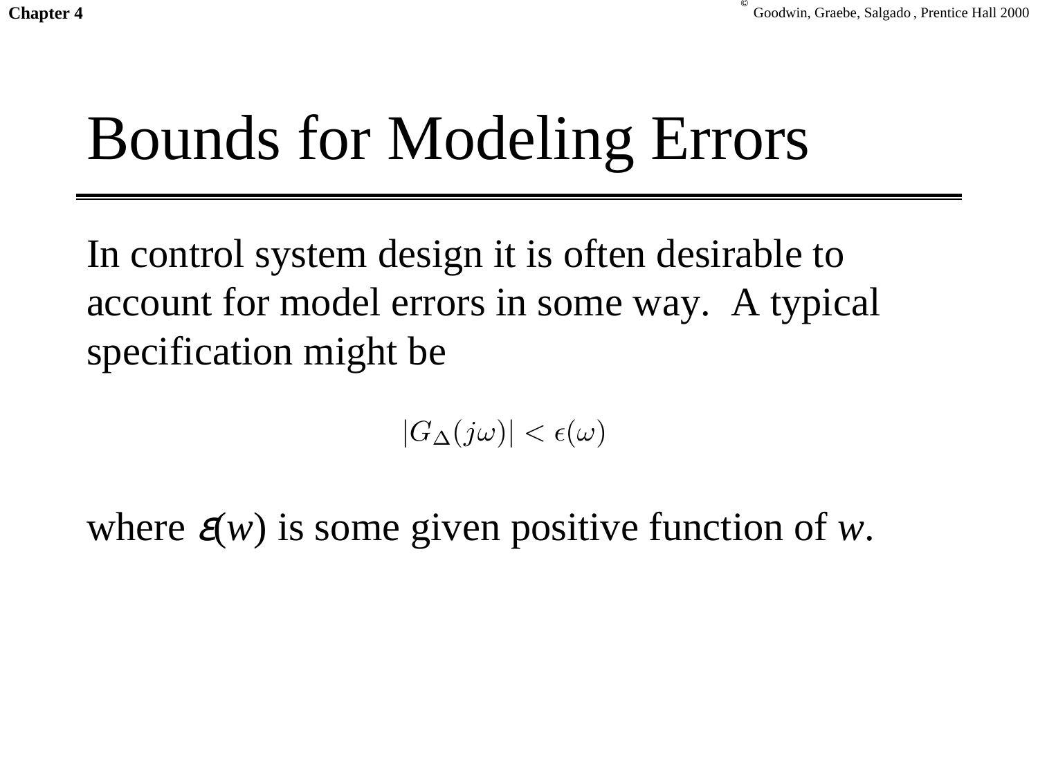# Bounds for Modeling Errors

In control system design it is often desirable to account for model errors in some way. A typical specification might be

$$|G_{\Delta}(j\omega)| < \epsilon(\omega)$$

where $\epsilon(w)$ is some given positive function of $w$.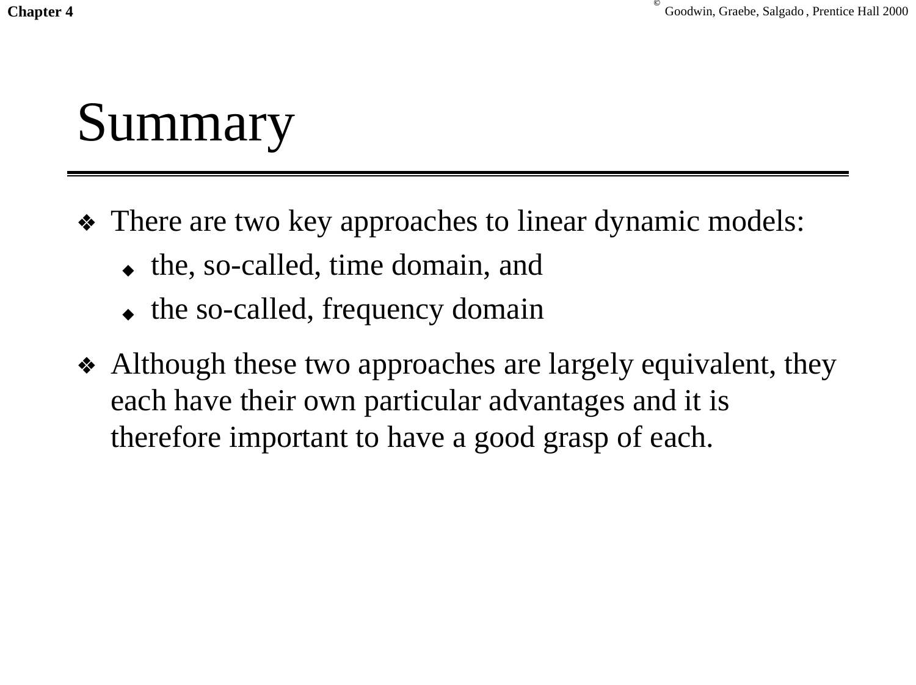# Summary

- There are two key approaches to linear dynamic models:
  - the, so-called, time domain, and
  - the so-called, frequency domain
- Although these two approaches are largely equivalent, they each have their own particular advantages and it is therefore important to have a good grasp of each.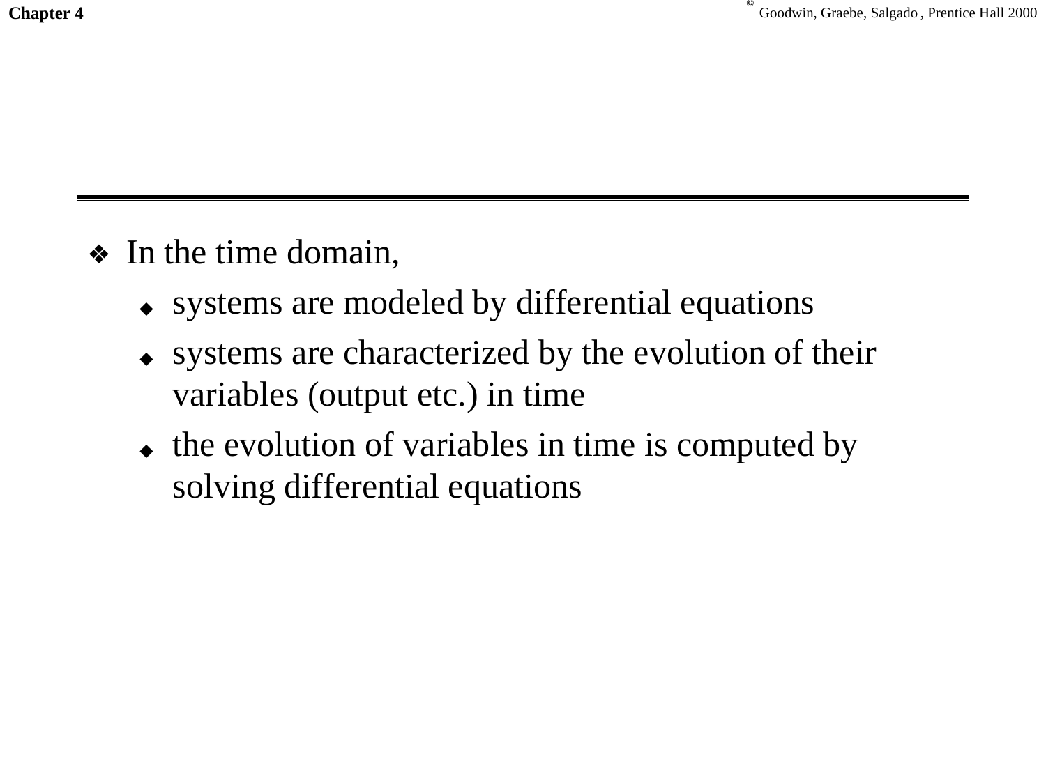- In the time domain,
  - systems are modeled by differential equations
  - systems are characterized by the evolution of their variables (output etc.) in time
  - the evolution of variables in time is computed by solving differential equations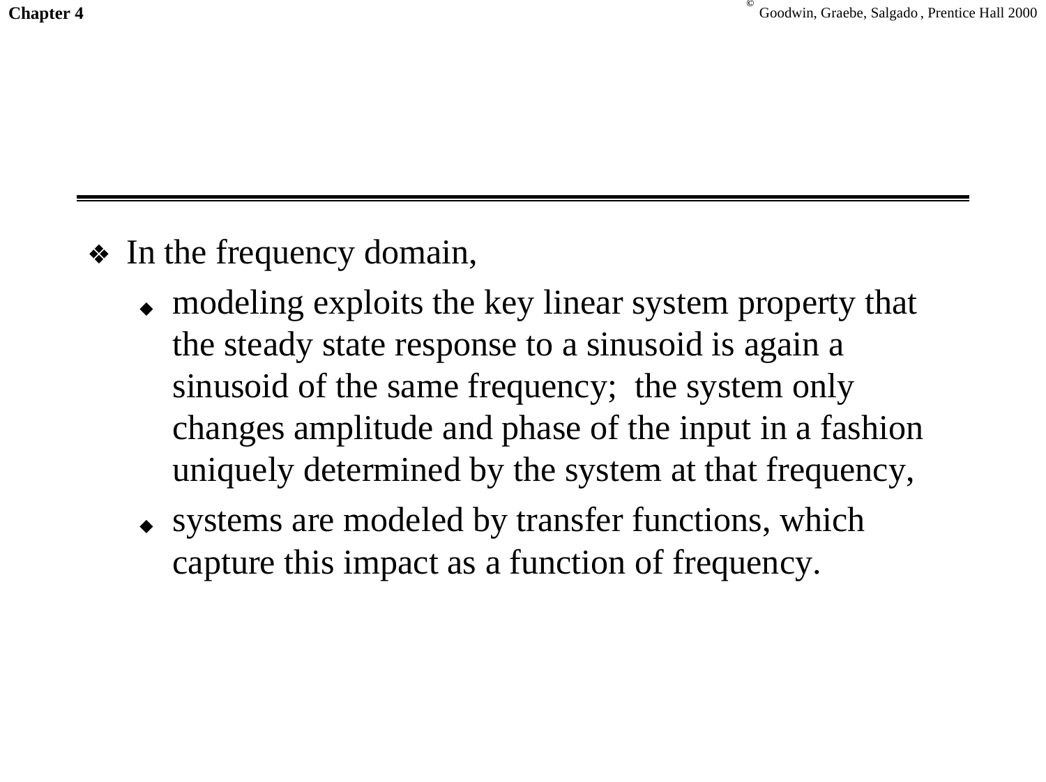- In the frequency domain,
  - modeling exploits the key linear system property that the steady state response to a sinusoid is again a sinusoid of the same frequency; the system only changes amplitude and phase of the input in a fashion uniquely determined by the system at that frequency,
  - systems are modeled by transfer functions, which capture this impact as a function of frequency.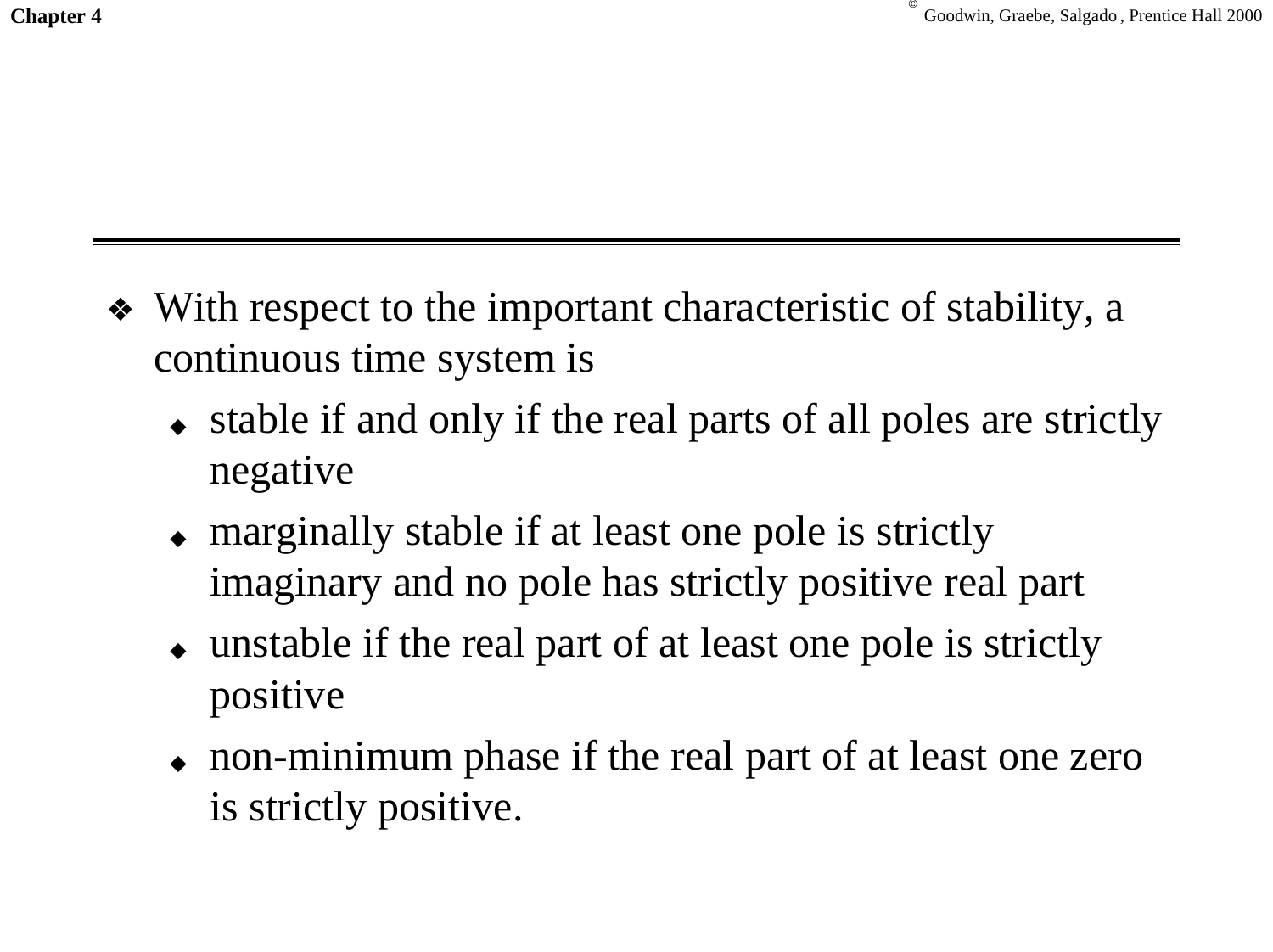- With respect to the important characteristic of stability, a continuous time system is
  - stable if and only if the real parts of all poles are strictly negative
  - marginally stable if at least one pole is strictly imaginary and no pole has strictly positive real part
  - unstable if the real part of at least one pole is strictly positive
  - non-minimum phase if the real part of at least one zero is strictly positive.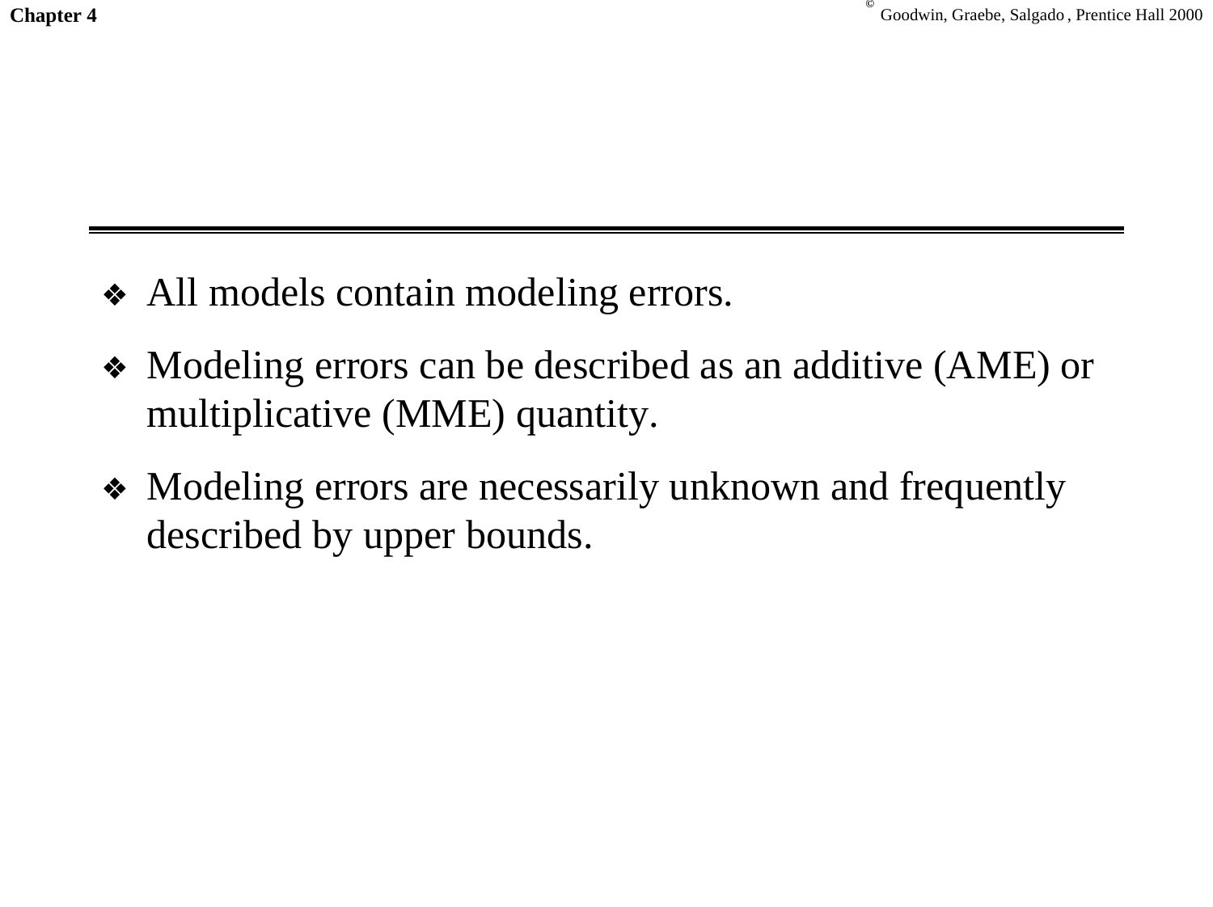- All models contain modeling errors.
- Modeling errors can be described as an additive (AME) or multiplicative (MME) quantity.
- Modeling errors are necessarily unknown and frequently described by upper bounds.